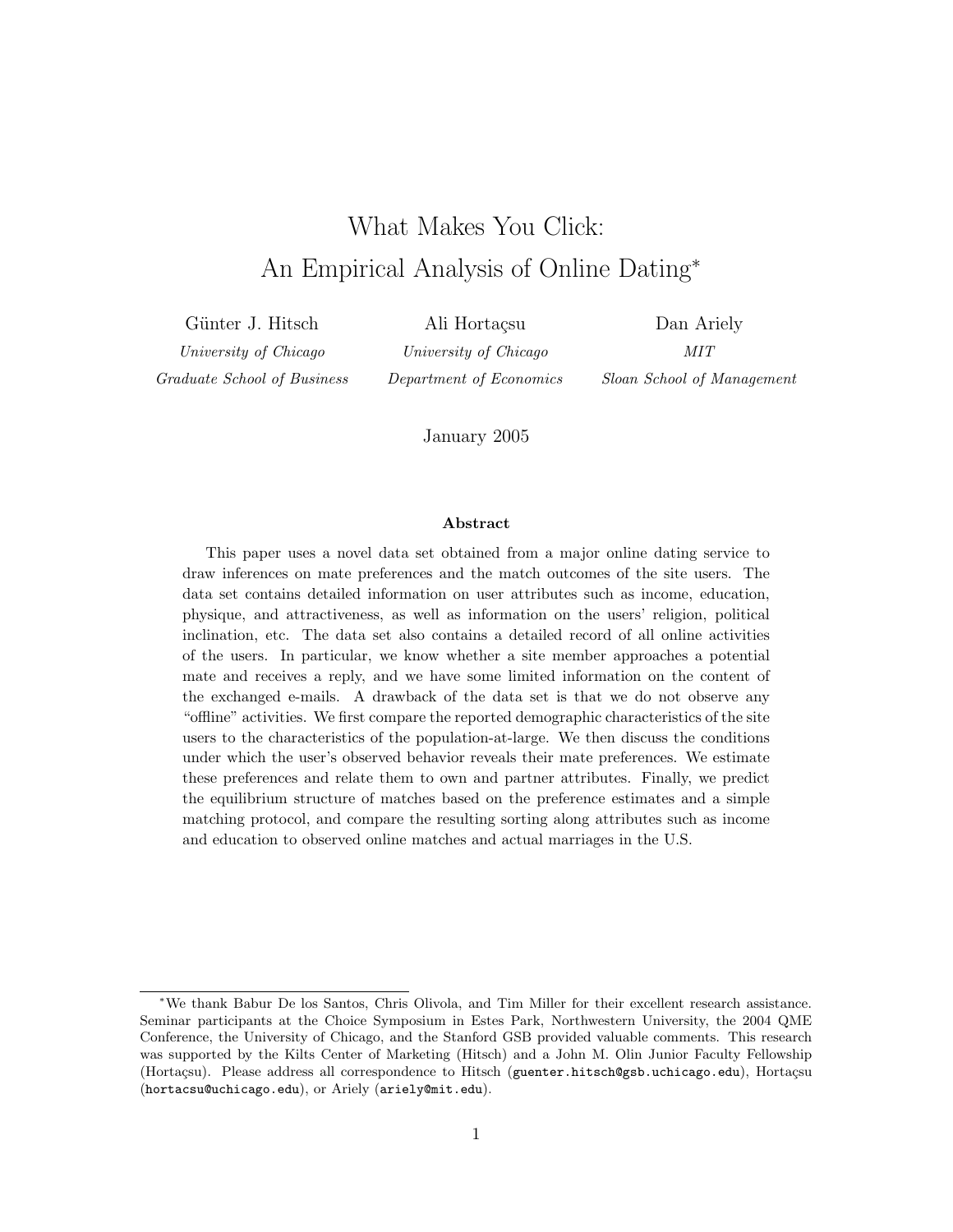# What Makes You Click: An Empirical Analysis of Online Dating*

Günter J. Hitsch
*University of Chicago*
*Graduate School of Business*

Ali Hortaçsu
*University of Chicago*
*Department of Economics*

Dan Ariely
*MIT*
*Sloan School of Management*

January 2005

**Abstract**

This paper uses a novel data set obtained from a major online dating service to draw inferences on mate preferences and the match outcomes of the site users. The data set contains detailed information on user attributes such as income, education, physique, and attractiveness, as well as information on the users' religion, political inclination, etc. The data set also contains a detailed record of all online activities of the users. In particular, we know whether a site member approaches a potential mate and receives a reply, and we have some limited information on the content of the exchanged e-mails. A drawback of the data set is that we do not observe any "offline" activities. We first compare the reported demographic characteristics of the site users to the characteristics of the population-at-large. We then discuss the conditions under which the user's observed behavior reveals their mate preferences. We estimate these preferences and relate them to own and partner attributes. Finally, we predict the equilibrium structure of matches based on the preference estimates and a simple matching protocol, and compare the resulting sorting along attributes such as income and education to observed online matches and actual marriages in the U.S.

---

*We thank Babur De los Santos, Chris Olivola, and Tim Miller for their excellent research assistance. Seminar participants at the Choice Symposium in Estes Park, Northwestern University, the 2004 QME Conference, the University of Chicago, and the Stanford GSB provided valuable comments. This research was supported by the Kilts Center of Marketing (Hitsch) and a John M. Olin Junior Faculty Fellowship (Hortaçsu). Please address all correspondence to Hitsch (guenter.hitsch@gsb.uchicago.edu), Hortaçsu (hortacsu@uchicago.edu), or Ariely (ariely@mit.edu).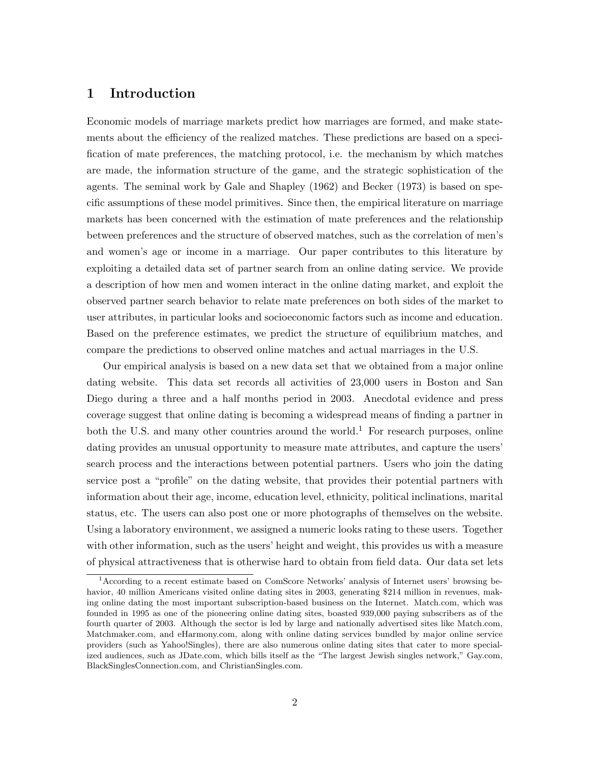# 1 Introduction

Economic models of marriage markets predict how marriages are formed, and make statements about the efficiency of the realized matches. These predictions are based on a specification of mate preferences, the matching protocol, i.e. the mechanism by which matches are made, the information structure of the game, and the strategic sophistication of the agents. The seminal work by Gale and Shapley (1962) and Becker (1973) is based on specific assumptions of these model primitives. Since then, the empirical literature on marriage markets has been concerned with the estimation of mate preferences and the relationship between preferences and the structure of observed matches, such as the correlation of men's and women's age or income in a marriage. Our paper contributes to this literature by exploiting a detailed data set of partner search from an online dating service. We provide a description of how men and women interact in the online dating market, and exploit the observed partner search behavior to relate mate preferences on both sides of the market to user attributes, in particular looks and socioeconomic factors such as income and education. Based on the preference estimates, we predict the structure of equilibrium matches, and compare the predictions to observed online matches and actual marriages in the U.S.

Our empirical analysis is based on a new data set that we obtained from a major online dating website. This data set records all activities of 23,000 users in Boston and San Diego during a three and a half months period in 2003. Anecdotal evidence and press coverage suggest that online dating is becoming a widespread means of finding a partner in both the U.S. and many other countries around the world.[1] For research purposes, online dating provides an unusual opportunity to measure mate attributes, and capture the users' search process and the interactions between potential partners. Users who join the dating service post a "profile" on the dating website, that provides their potential partners with information about their age, income, education level, ethnicity, political inclinations, marital status, etc. The users can also post one or more photographs of themselves on the website. Using a laboratory environment, we assigned a numeric looks rating to these users. Together with other information, such as the users' height and weight, this provides us with a measure of physical attractiveness that is otherwise hard to obtain from field data. Our data set lets

[1] According to a recent estimate based on ComScore Networks' analysis of Internet users' browsing behavior, 40 million Americans visited online dating sites in 2003, generating $214 million in revenues, making online dating the most important subscription-based business on the Internet. Match.com, which was founded in 1995 as one of the pioneering online dating sites, boasted 939,000 paying subscribers as of the fourth quarter of 2003. Although the sector is led by large and nationally advertised sites like Match.com, Matchmaker.com, and eHarmony.com, along with online dating services bundled by major online service providers (such as Yahoo!Singles), there are also numerous online dating sites that cater to more specialized audiences, such as JDate.com, which bills itself as the "The largest Jewish singles network," Gay.com, BlackSinglesConnection.com, and ChristianSingles.com.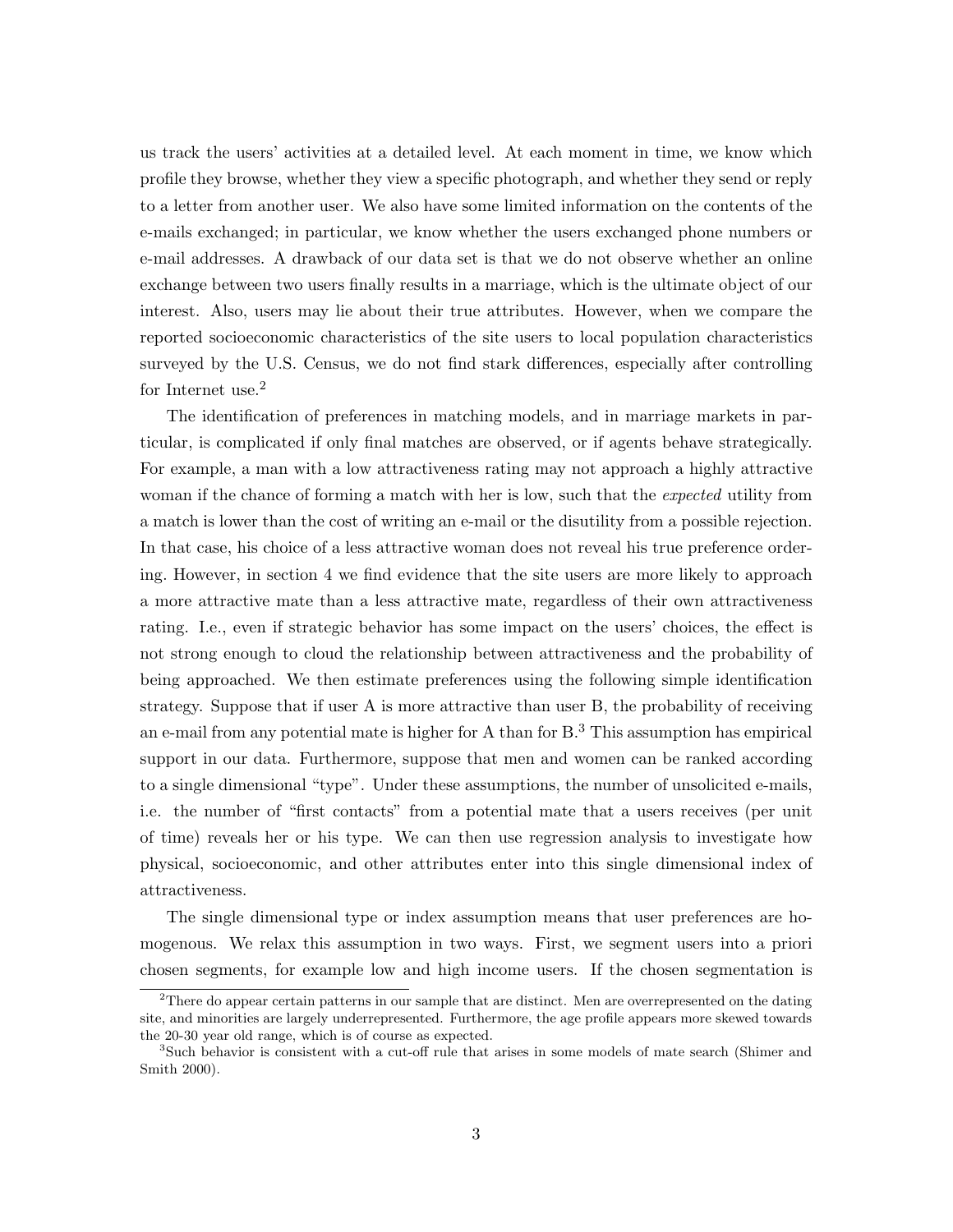us track the users' activities at a detailed level. At each moment in time, we know which profile they browse, whether they view a specific photograph, and whether they send or reply to a letter from another user. We also have some limited information on the contents of the e-mails exchanged; in particular, we know whether the users exchanged phone numbers or e-mail addresses. A drawback of our data set is that we do not observe whether an online exchange between two users finally results in a marriage, which is the ultimate object of our interest. Also, users may lie about their true attributes. However, when we compare the reported socioeconomic characteristics of the site users to local population characteristics surveyed by the U.S. Census, we do not find stark differences, especially after controlling for Internet use.[2]

The identification of preferences in matching models, and in marriage markets in particular, is complicated if only final matches are observed, or if agents behave strategically. For example, a man with a low attractiveness rating may not approach a highly attractive woman if the chance of forming a match with her is low, such that the *expected* utility from a match is lower than the cost of writing an e-mail or the disutility from a possible rejection. In that case, his choice of a less attractive woman does not reveal his true preference ordering. However, in section 4 we find evidence that the site users are more likely to approach a more attractive mate than a less attractive mate, regardless of their own attractiveness rating. I.e., even if strategic behavior has some impact on the users' choices, the effect is not strong enough to cloud the relationship between attractiveness and the probability of being approached. We then estimate preferences using the following simple identification strategy. Suppose that if user A is more attractive than user B, the probability of receiving an e-mail from any potential mate is higher for A than for B.[3] This assumption has empirical support in our data. Furthermore, suppose that men and women can be ranked according to a single dimensional "type". Under these assumptions, the number of unsolicited e-mails, i.e. the number of "first contacts" from a potential mate that a users receives (per unit of time) reveals her or his type. We can then use regression analysis to investigate how physical, socioeconomic, and other attributes enter into this single dimensional index of attractiveness.

The single dimensional type or index assumption means that user preferences are homogenous. We relax this assumption in two ways. First, we segment users into a priori chosen segments, for example low and high income users. If the chosen segmentation is

[2] There do appear certain patterns in our sample that are distinct. Men are overrepresented on the dating site, and minorities are largely underrepresented. Furthermore, the age profile appears more skewed towards the 20-30 year old range, which is of course as expected.

[3] Such behavior is consistent with a cut-off rule that arises in some models of mate search (Shimer and Smith 2000).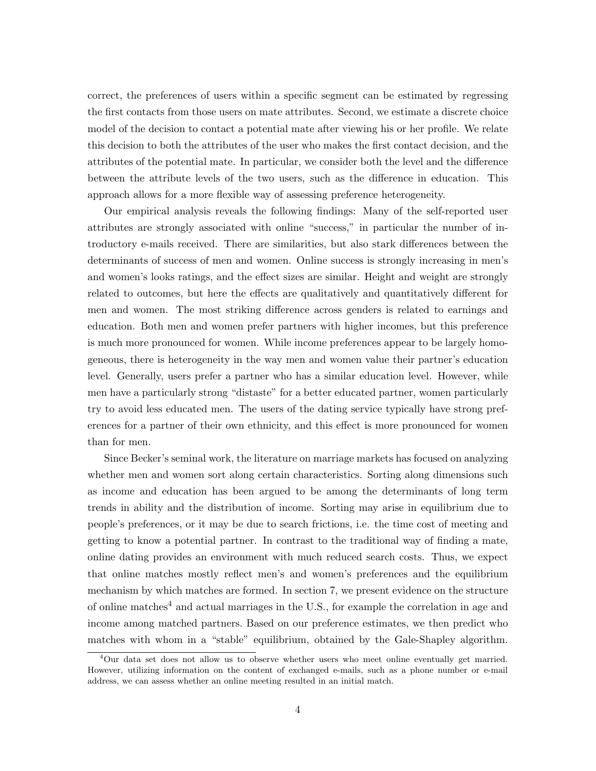correct, the preferences of users within a specific segment can be estimated by regressing the first contacts from those users on mate attributes. Second, we estimate a discrete choice model of the decision to contact a potential mate after viewing his or her profile. We relate this decision to both the attributes of the user who makes the first contact decision, and the attributes of the potential mate. In particular, we consider both the level and the difference between the attribute levels of the two users, such as the difference in education. This approach allows for a more flexible way of assessing preference heterogeneity.

Our empirical analysis reveals the following findings: Many of the self-reported user attributes are strongly associated with online "success," in particular the number of introductory e-mails received. There are similarities, but also stark differences between the determinants of success of men and women. Online success is strongly increasing in men's and women's looks ratings, and the effect sizes are similar. Height and weight are strongly related to outcomes, but here the effects are qualitatively and quantitatively different for men and women. The most striking difference across genders is related to earnings and education. Both men and women prefer partners with higher incomes, but this preference is much more pronounced for women. While income preferences appear to be largely homogeneous, there is heterogeneity in the way men and women value their partner's education level. Generally, users prefer a partner who has a similar education level. However, while men have a particularly strong "distaste" for a better educated partner, women particularly try to avoid less educated men. The users of the dating service typically have strong preferences for a partner of their own ethnicity, and this effect is more pronounced for women than for men.

Since Becker's seminal work, the literature on marriage markets has focused on analyzing whether men and women sort along certain characteristics. Sorting along dimensions such as income and education has been argued to be among the determinants of long term trends in ability and the distribution of income. Sorting may arise in equilibrium due to people's preferences, or it may be due to search frictions, i.e. the time cost of meeting and getting to know a potential partner. In contrast to the traditional way of finding a mate, online dating provides an environment with much reduced search costs. Thus, we expect that online matches mostly reflect men's and women's preferences and the equilibrium mechanism by which matches are formed. In section 7, we present evidence on the structure of online matches[4] and actual marriages in the U.S., for example the correlation in age and income among matched partners. Based on our preference estimates, we then predict who matches with whom in a "stable" equilibrium, obtained by the Gale-Shapley algorithm.

[4]Our data set does not allow us to observe whether users who meet online eventually get married. However, utilizing information on the content of exchanged e-mails, such as a phone number or e-mail address, we can assess whether an online meeting resulted in an initial match.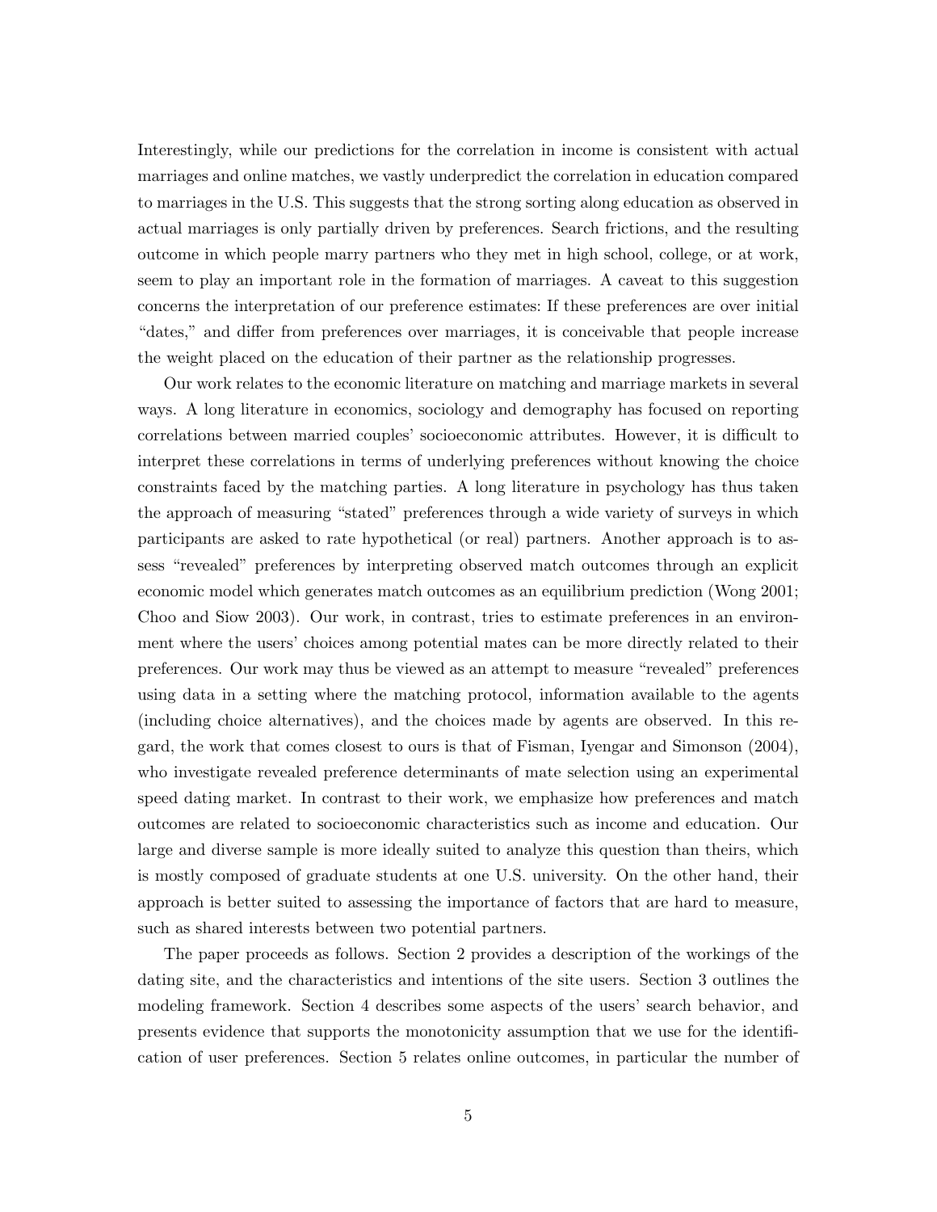Interestingly, while our predictions for the correlation in income is consistent with actual marriages and online matches, we vastly underpredict the correlation in education compared to marriages in the U.S. This suggests that the strong sorting along education as observed in actual marriages is only partially driven by preferences. Search frictions, and the resulting outcome in which people marry partners who they met in high school, college, or at work, seem to play an important role in the formation of marriages. A caveat to this suggestion concerns the interpretation of our preference estimates: If these preferences are over initial "dates," and differ from preferences over marriages, it is conceivable that people increase the weight placed on the education of their partner as the relationship progresses.

Our work relates to the economic literature on matching and marriage markets in several ways. A long literature in economics, sociology and demography has focused on reporting correlations between married couples' socioeconomic attributes. However, it is difficult to interpret these correlations in terms of underlying preferences without knowing the choice constraints faced by the matching parties. A long literature in psychology has thus taken the approach of measuring "stated" preferences through a wide variety of surveys in which participants are asked to rate hypothetical (or real) partners. Another approach is to assess "revealed" preferences by interpreting observed match outcomes through an explicit economic model which generates match outcomes as an equilibrium prediction (Wong 2001; Choo and Siow 2003). Our work, in contrast, tries to estimate preferences in an environment where the users' choices among potential mates can be more directly related to their preferences. Our work may thus be viewed as an attempt to measure "revealed" preferences using data in a setting where the matching protocol, information available to the agents (including choice alternatives), and the choices made by agents are observed. In this regard, the work that comes closest to ours is that of Fisman, Iyengar and Simonson (2004), who investigate revealed preference determinants of mate selection using an experimental speed dating market. In contrast to their work, we emphasize how preferences and match outcomes are related to socioeconomic characteristics such as income and education. Our large and diverse sample is more ideally suited to analyze this question than theirs, which is mostly composed of graduate students at one U.S. university. On the other hand, their approach is better suited to assessing the importance of factors that are hard to measure, such as shared interests between two potential partners.

The paper proceeds as follows. Section 2 provides a description of the workings of the dating site, and the characteristics and intentions of the site users. Section 3 outlines the modeling framework. Section 4 describes some aspects of the users' search behavior, and presents evidence that supports the monotonicity assumption that we use for the identification of user preferences. Section 5 relates online outcomes, in particular the number of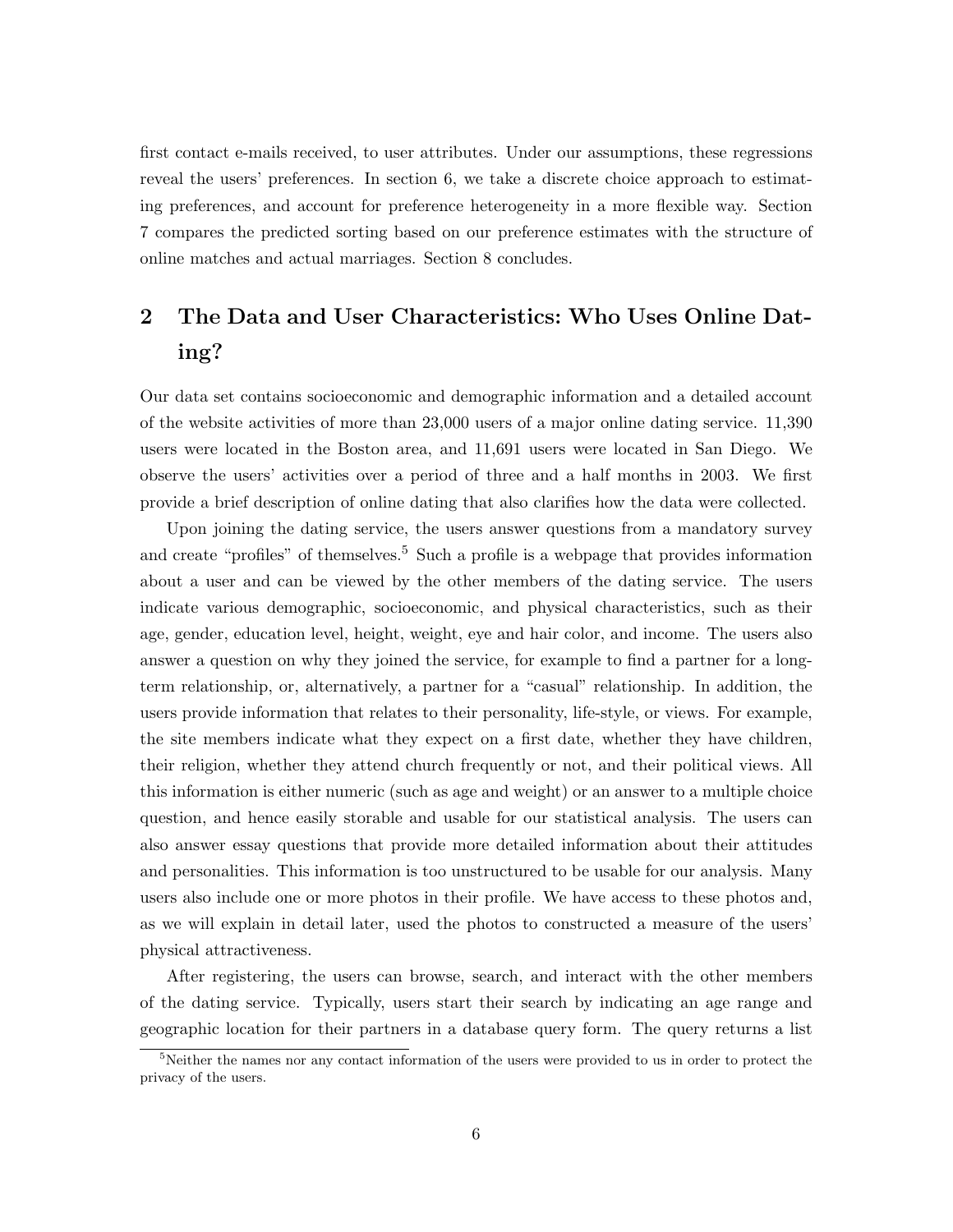first contact e-mails received, to user attributes. Under our assumptions, these regressions reveal the users' preferences. In section 6, we take a discrete choice approach to estimating preferences, and account for preference heterogeneity in a more flexible way. Section 7 compares the predicted sorting based on our preference estimates with the structure of online matches and actual marriages. Section 8 concludes.

## 2 The Data and User Characteristics: Who Uses Online Dating?

Our data set contains socioeconomic and demographic information and a detailed account of the website activities of more than 23,000 users of a major online dating service. 11,390 users were located in the Boston area, and 11,691 users were located in San Diego. We observe the users' activities over a period of three and a half months in 2003. We first provide a brief description of online dating that also clarifies how the data were collected.

Upon joining the dating service, the users answer questions from a mandatory survey and create "profiles" of themselves.[5] Such a profile is a webpage that provides information about a user and can be viewed by the other members of the dating service. The users indicate various demographic, socioeconomic, and physical characteristics, such as their age, gender, education level, height, weight, eye and hair color, and income. The users also answer a question on why they joined the service, for example to find a partner for a long-term relationship, or, alternatively, a partner for a "casual" relationship. In addition, the users provide information that relates to their personality, life-style, or views. For example, the site members indicate what they expect on a first date, whether they have children, their religion, whether they attend church frequently or not, and their political views. All this information is either numeric (such as age and weight) or an answer to a multiple choice question, and hence easily storable and usable for our statistical analysis. The users can also answer essay questions that provide more detailed information about their attitudes and personalities. This information is too unstructured to be usable for our analysis. Many users also include one or more photos in their profile. We have access to these photos and, as we will explain in detail later, used the photos to constructed a measure of the users' physical attractiveness.

After registering, the users can browse, search, and interact with the other members of the dating service. Typically, users start their search by indicating an age range and geographic location for their partners in a database query form. The query returns a list

[5] Neither the names nor any contact information of the users were provided to us in order to protect the privacy of the users.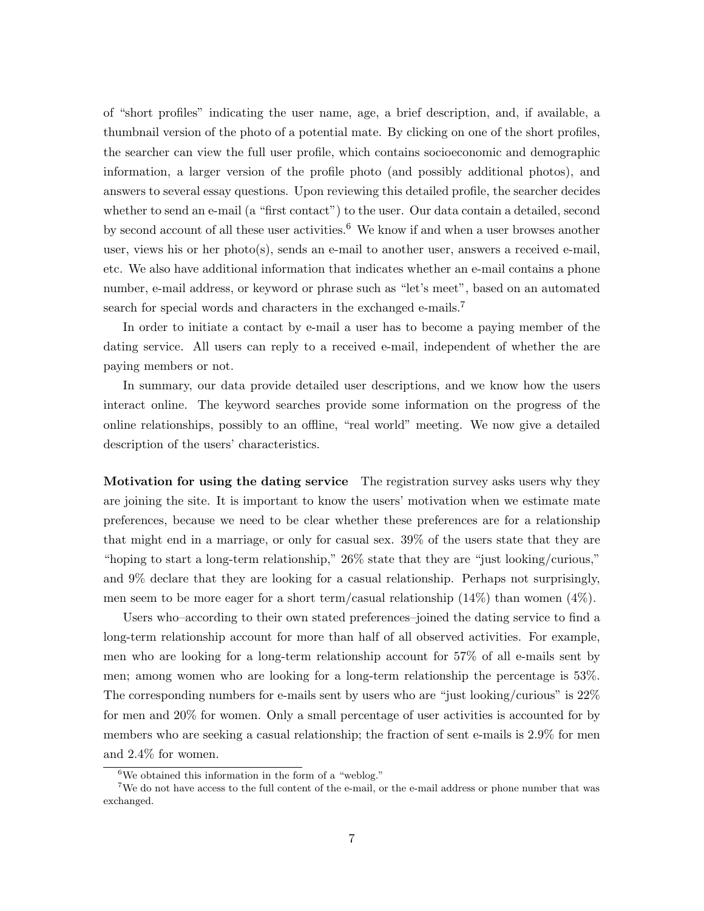of "short profiles" indicating the user name, age, a brief description, and, if available, a thumbnail version of the photo of a potential mate. By clicking on one of the short profiles, the searcher can view the full user profile, which contains socioeconomic and demographic information, a larger version of the profile photo (and possibly additional photos), and answers to several essay questions. Upon reviewing this detailed profile, the searcher decides whether to send an e-mail (a "first contact") to the user. Our data contain a detailed, second by second account of all these user activities.[6] We know if and when a user browses another user, views his or her photo(s), sends an e-mail to another user, answers a received e-mail, etc. We also have additional information that indicates whether an e-mail contains a phone number, e-mail address, or keyword or phrase such as "let's meet", based on an automated search for special words and characters in the exchanged e-mails.[7]

In order to initiate a contact by e-mail a user has to become a paying member of the dating service. All users can reply to a received e-mail, independent of whether the are paying members or not.

In summary, our data provide detailed user descriptions, and we know how the users interact online. The keyword searches provide some information on the progress of the online relationships, possibly to an offline, "real world" meeting. We now give a detailed description of the users' characteristics.

**Motivation for using the dating service** The registration survey asks users why they are joining the site. It is important to know the users' motivation when we estimate mate preferences, because we need to be clear whether these preferences are for a relationship that might end in a marriage, or only for casual sex. 39% of the users state that they are "hoping to start a long-term relationship," 26% state that they are "just looking/curious," and 9% declare that they are looking for a casual relationship. Perhaps not surprisingly, men seem to be more eager for a short term/casual relationship (14%) than women (4%).

Users who–according to their own stated preferences–joined the dating service to find a long-term relationship account for more than half of all observed activities. For example, men who are looking for a long-term relationship account for 57% of all e-mails sent by men; among women who are looking for a long-term relationship the percentage is 53%. The corresponding numbers for e-mails sent by users who are "just looking/curious" is 22% for men and 20% for women. Only a small percentage of user activities is accounted for by members who are seeking a casual relationship; the fraction of sent e-mails is 2.9% for men and 2.4% for women.

[6] We obtained this information in the form of a "weblog."

[7] We do not have access to the full content of the e-mail, or the e-mail address or phone number that was exchanged.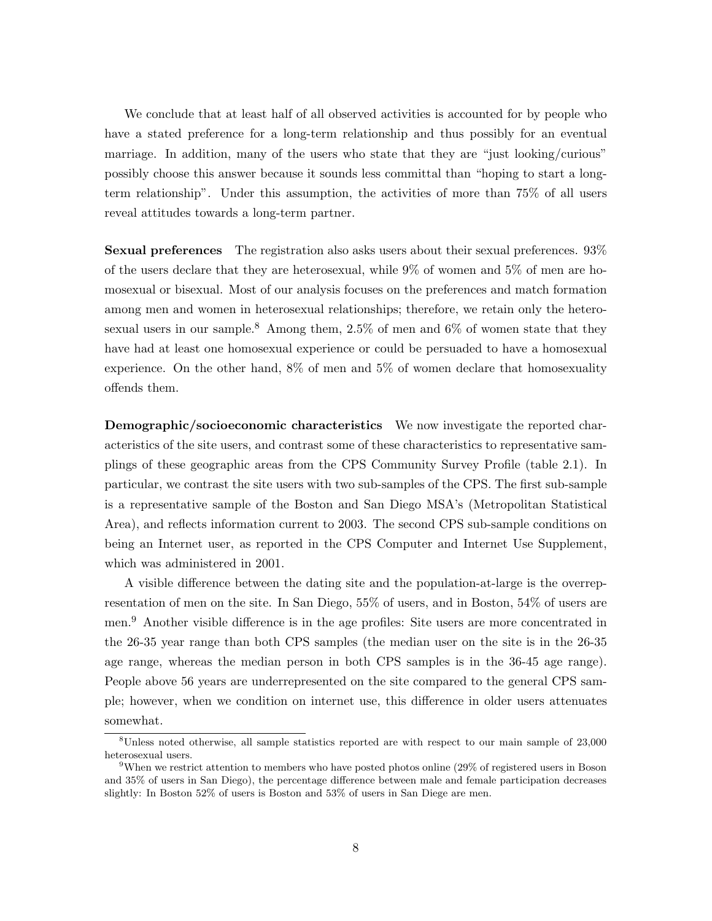We conclude that at least half of all observed activities is accounted for by people who have a stated preference for a long-term relationship and thus possibly for an eventual marriage. In addition, many of the users who state that they are "just looking/curious" possibly choose this answer because it sounds less committal than "hoping to start a long-term relationship". Under this assumption, the activities of more than 75% of all users reveal attitudes towards a long-term partner.

**Sexual preferences** The registration also asks users about their sexual preferences. 93% of the users declare that they are heterosexual, while 9% of women and 5% of men are homosexual or bisexual. Most of our analysis focuses on the preferences and match formation among men and women in heterosexual relationships; therefore, we retain only the heterosexual users in our sample.[8] Among them, 2.5% of men and 6% of women state that they have had at least one homosexual experience or could be persuaded to have a homosexual experience. On the other hand, 8% of men and 5% of women declare that homosexuality offends them.

**Demographic/socioeconomic characteristics** We now investigate the reported characteristics of the site users, and contrast some of these characteristics to representative samplings of these geographic areas from the CPS Community Survey Profile (table 2.1). In particular, we contrast the site users with two sub-samples of the CPS. The first sub-sample is a representative sample of the Boston and San Diego MSA's (Metropolitan Statistical Area), and reflects information current to 2003. The second CPS sub-sample conditions on being an Internet user, as reported in the CPS Computer and Internet Use Supplement, which was administered in 2001.

A visible difference between the dating site and the population-at-large is the overrepresentation of men on the site. In San Diego, 55% of users, and in Boston, 54% of users are men.[9] Another visible difference is in the age profiles: Site users are more concentrated in the 26-35 year range than both CPS samples (the median user on the site is in the 26-35 age range, whereas the median person in both CPS samples is in the 36-45 age range). People above 56 years are underrepresented on the site compared to the general CPS sample; however, when we condition on internet use, this difference in older users attenuates somewhat.

[8] Unless noted otherwise, all sample statistics reported are with respect to our main sample of 23,000 heterosexual users.

[9] When we restrict attention to members who have posted photos online (29% of registered users in Boson and 35% of users in San Diego), the percentage difference between male and female participation decreases slightly: In Boston 52% of users is Boston and 53% of users in San Diege are men.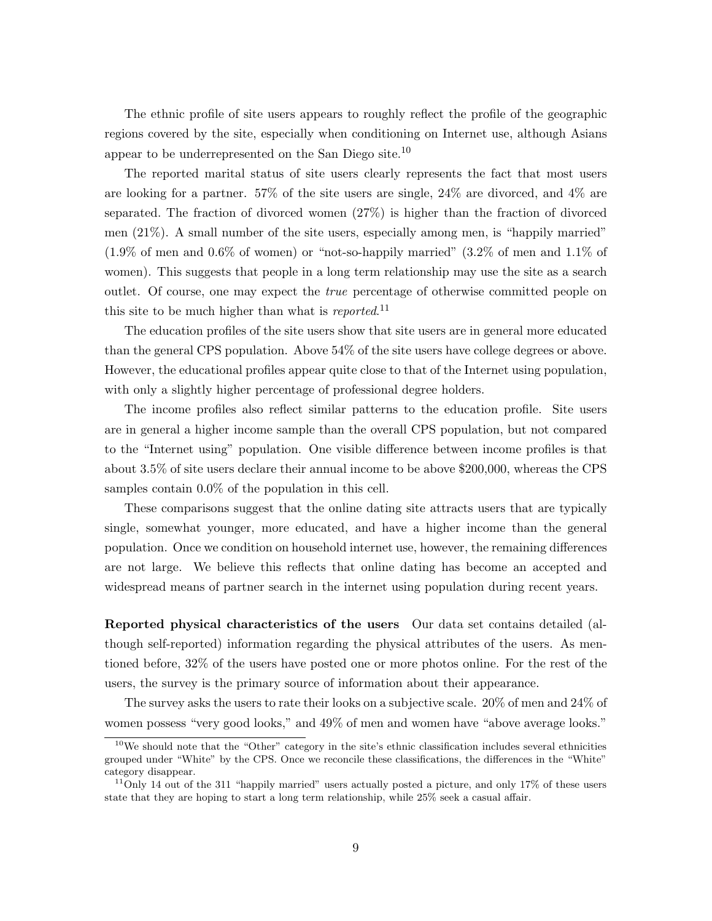The ethnic profile of site users appears to roughly reflect the profile of the geographic regions covered by the site, especially when conditioning on Internet use, although Asians appear to be underrepresented on the San Diego site.[10]

The reported marital status of site users clearly represents the fact that most users are looking for a partner. 57% of the site users are single, 24% are divorced, and 4% are separated. The fraction of divorced women (27%) is higher than the fraction of divorced men (21%). A small number of the site users, especially among men, is "happily married" (1.9% of men and 0.6% of women) or "not-so-happily married" (3.2% of men and 1.1% of women). This suggests that people in a long term relationship may use the site as a search outlet. Of course, one may expect the *true* percentage of otherwise committed people on this site to be much higher than what is *reported*.[11]

The education profiles of the site users show that site users are in general more educated than the general CPS population. Above 54% of the site users have college degrees or above. However, the educational profiles appear quite close to that of the Internet using population, with only a slightly higher percentage of professional degree holders.

The income profiles also reflect similar patterns to the education profile. Site users are in general a higher income sample than the overall CPS population, but not compared to the "Internet using" population. One visible difference between income profiles is that about 3.5% of site users declare their annual income to be above $200,000, whereas the CPS samples contain 0.0% of the population in this cell.

These comparisons suggest that the online dating site attracts users that are typically single, somewhat younger, more educated, and have a higher income than the general population. Once we condition on household internet use, however, the remaining differences are not large. We believe this reflects that online dating has become an accepted and widespread means of partner search in the internet using population during recent years.

**Reported physical characteristics of the users** Our data set contains detailed (although self-reported) information regarding the physical attributes of the users. As mentioned before, 32% of the users have posted one or more photos online. For the rest of the users, the survey is the primary source of information about their appearance.

The survey asks the users to rate their looks on a subjective scale. 20% of men and 24% of women possess "very good looks," and 49% of men and women have "above average looks."

[10] We should note that the "Other" category in the site's ethnic classification includes several ethnicities grouped under "White" by the CPS. Once we reconcile these classifications, the differences in the "White" category disappear.

[11] Only 14 out of the 311 "happily married" users actually posted a picture, and only 17% of these users state that they are hoping to start a long term relationship, while 25% seek a casual affair.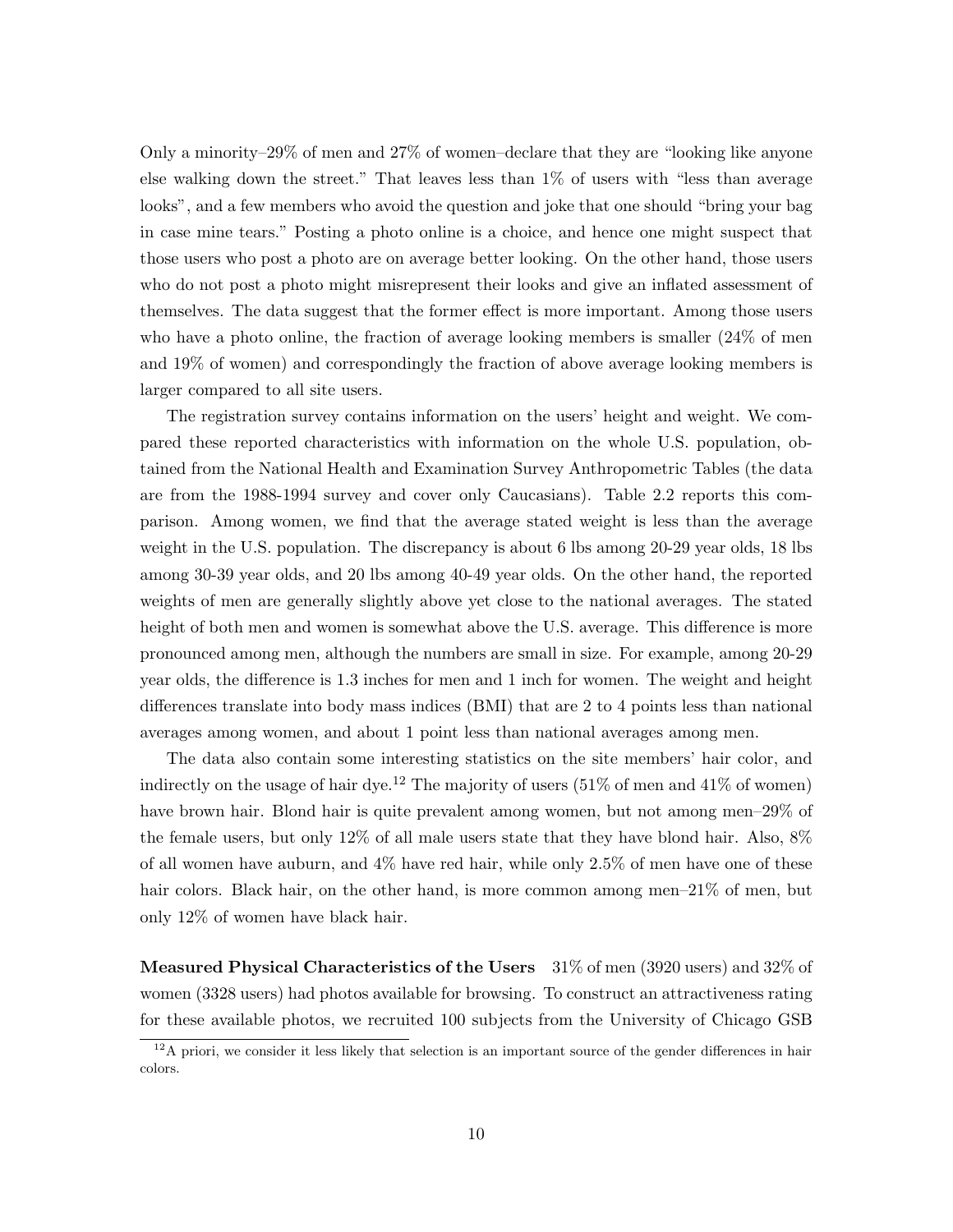Only a minority–29% of men and 27% of women–declare that they are "looking like anyone else walking down the street." That leaves less than 1% of users with "less than average looks", and a few members who avoid the question and joke that one should "bring your bag in case mine tears." Posting a photo online is a choice, and hence one might suspect that those users who post a photo are on average better looking. On the other hand, those users who do not post a photo might misrepresent their looks and give an inflated assessment of themselves. The data suggest that the former effect is more important. Among those users who have a photo online, the fraction of average looking members is smaller (24% of men and 19% of women) and correspondingly the fraction of above average looking members is larger compared to all site users.

The registration survey contains information on the users' height and weight. We compared these reported characteristics with information on the whole U.S. population, obtained from the National Health and Examination Survey Anthropometric Tables (the data are from the 1988-1994 survey and cover only Caucasians). Table 2.2 reports this comparison. Among women, we find that the average stated weight is less than the average weight in the U.S. population. The discrepancy is about 6 lbs among 20-29 year olds, 18 lbs among 30-39 year olds, and 20 lbs among 40-49 year olds. On the other hand, the reported weights of men are generally slightly above yet close to the national averages. The stated height of both men and women is somewhat above the U.S. average. This difference is more pronounced among men, although the numbers are small in size. For example, among 20-29 year olds, the difference is 1.3 inches for men and 1 inch for women. The weight and height differences translate into body mass indices (BMI) that are 2 to 4 points less than national averages among women, and about 1 point less than national averages among men.

The data also contain some interesting statistics on the site members' hair color, and indirectly on the usage of hair dye.[12] The majority of users (51% of men and 41% of women) have brown hair. Blond hair is quite prevalent among women, but not among men–29% of the female users, but only 12% of all male users state that they have blond hair. Also, 8% of all women have auburn, and 4% have red hair, while only 2.5% of men have one of these hair colors. Black hair, on the other hand, is more common among men–21% of men, but only 12% of women have black hair.

**Measured Physical Characteristics of the Users** 31% of men (3920 users) and 32% of women (3328 users) had photos available for browsing. To construct an attractiveness rating for these available photos, we recruited 100 subjects from the University of Chicago GSB

[12] A priori, we consider it less likely that selection is an important source of the gender differences in hair colors.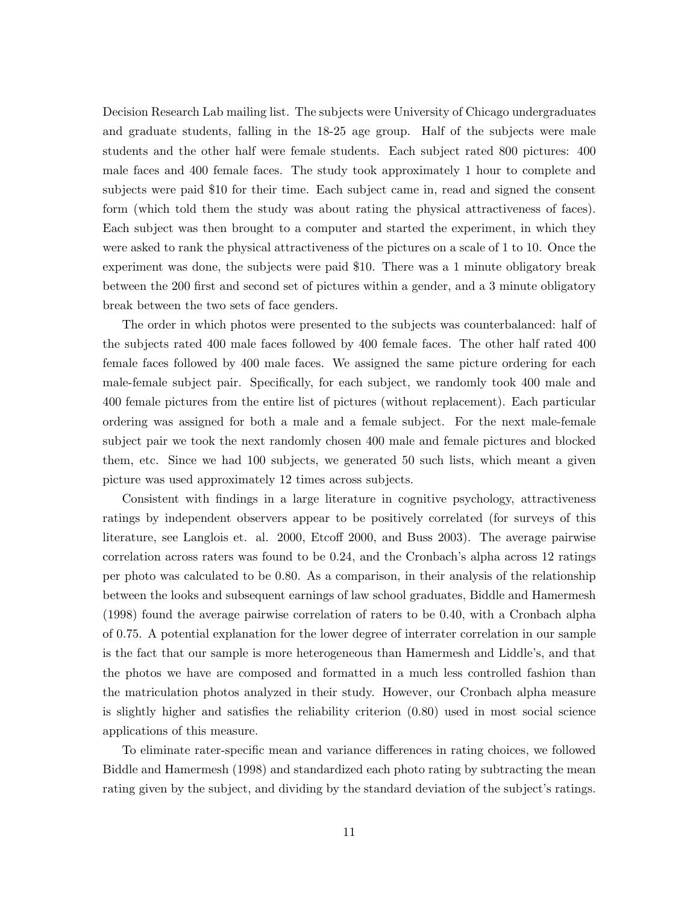Decision Research Lab mailing list. The subjects were University of Chicago undergraduates and graduate students, falling in the 18-25 age group. Half of the subjects were male students and the other half were female students. Each subject rated 800 pictures: 400 male faces and 400 female faces. The study took approximately 1 hour to complete and subjects were paid $10 for their time. Each subject came in, read and signed the consent form (which told them the study was about rating the physical attractiveness of faces). Each subject was then brought to a computer and started the experiment, in which they were asked to rank the physical attractiveness of the pictures on a scale of 1 to 10. Once the experiment was done, the subjects were paid $10. There was a 1 minute obligatory break between the 200 first and second set of pictures within a gender, and a 3 minute obligatory break between the two sets of face genders.

The order in which photos were presented to the subjects was counterbalanced: half of the subjects rated 400 male faces followed by 400 female faces. The other half rated 400 female faces followed by 400 male faces. We assigned the same picture ordering for each male-female subject pair. Specifically, for each subject, we randomly took 400 male and 400 female pictures from the entire list of pictures (without replacement). Each particular ordering was assigned for both a male and a female subject. For the next male-female subject pair we took the next randomly chosen 400 male and female pictures and blocked them, etc. Since we had 100 subjects, we generated 50 such lists, which meant a given picture was used approximately 12 times across subjects.

Consistent with findings in a large literature in cognitive psychology, attractiveness ratings by independent observers appear to be positively correlated (for surveys of this literature, see Langlois et. al. 2000, Etcoff 2000, and Buss 2003). The average pairwise correlation across raters was found to be 0.24, and the Cronbach's alpha across 12 ratings per photo was calculated to be 0.80. As a comparison, in their analysis of the relationship between the looks and subsequent earnings of law school graduates, Biddle and Hamermesh (1998) found the average pairwise correlation of raters to be 0.40, with a Cronbach alpha of 0.75. A potential explanation for the lower degree of interrater correlation in our sample is the fact that our sample is more heterogeneous than Hamermesh and Liddle's, and that the photos we have are composed and formatted in a much less controlled fashion than the matriculation photos analyzed in their study. However, our Cronbach alpha measure is slightly higher and satisfies the reliability criterion (0.80) used in most social science applications of this measure.

To eliminate rater-specific mean and variance differences in rating choices, we followed Biddle and Hamermesh (1998) and standardized each photo rating by subtracting the mean rating given by the subject, and dividing by the standard deviation of the subject's ratings.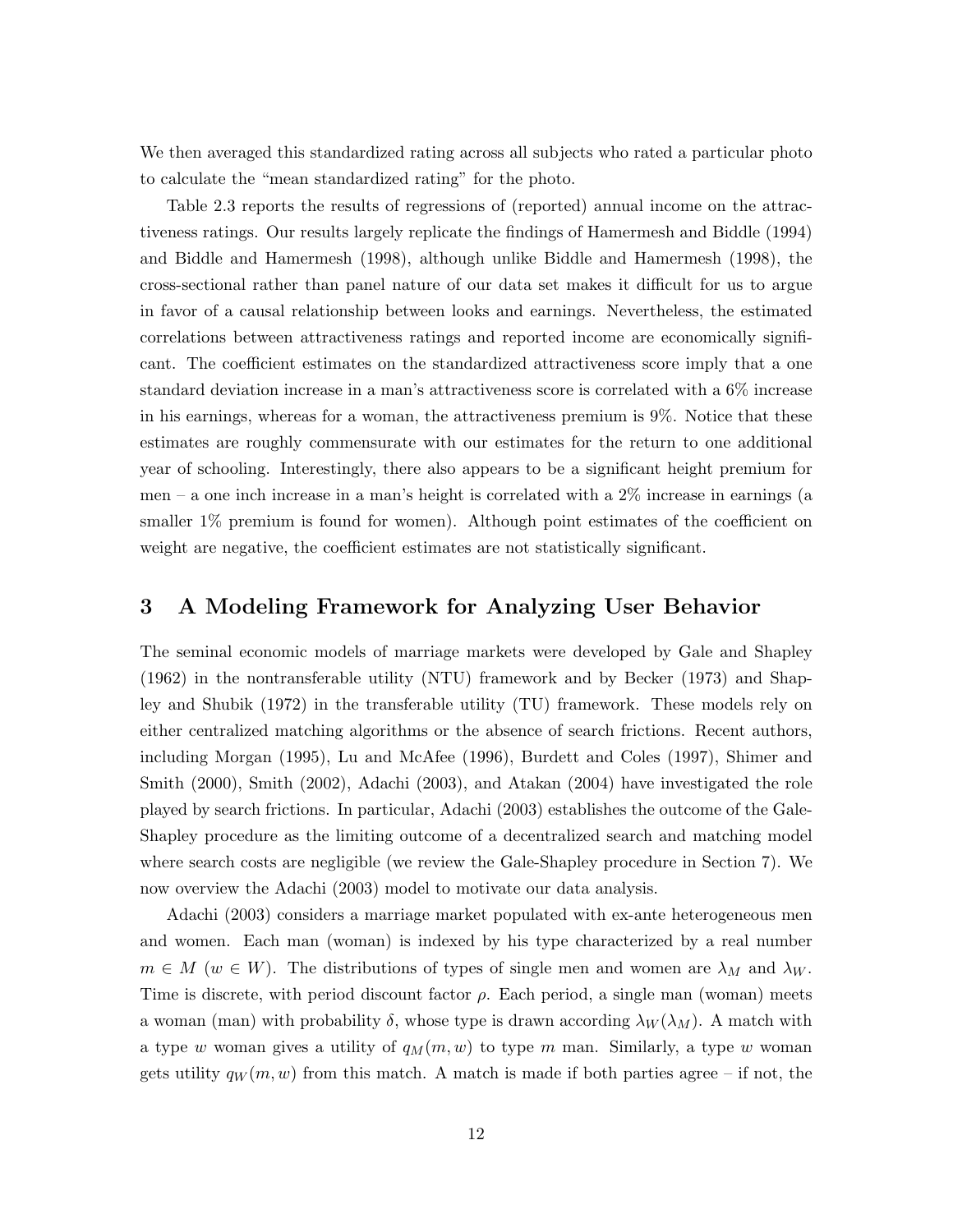We then averaged this standardized rating across all subjects who rated a particular photo to calculate the "mean standardized rating" for the photo.

Table 2.3 reports the results of regressions of (reported) annual income on the attractiveness ratings. Our results largely replicate the findings of Hamermesh and Biddle (1994) and Biddle and Hamermesh (1998), although unlike Biddle and Hamermesh (1998), the cross-sectional rather than panel nature of our data set makes it difficult for us to argue in favor of a causal relationship between looks and earnings. Nevertheless, the estimated correlations between attractiveness ratings and reported income are economically significant. The coefficient estimates on the standardized attractiveness score imply that a one standard deviation increase in a man's attractiveness score is correlated with a 6% increase in his earnings, whereas for a woman, the attractiveness premium is 9%. Notice that these estimates are roughly commensurate with our estimates for the return to one additional year of schooling. Interestingly, there also appears to be a significant height premium for men – a one inch increase in a man's height is correlated with a 2% increase in earnings (a smaller 1% premium is found for women). Although point estimates of the coefficient on weight are negative, the coefficient estimates are not statistically significant.

# 3 A Modeling Framework for Analyzing User Behavior

The seminal economic models of marriage markets were developed by Gale and Shapley (1962) in the nontransferable utility (NTU) framework and by Becker (1973) and Shapley and Shubik (1972) in the transferable utility (TU) framework. These models rely on either centralized matching algorithms or the absence of search frictions. Recent authors, including Morgan (1995), Lu and McAfee (1996), Burdett and Coles (1997), Shimer and Smith (2000), Smith (2002), Adachi (2003), and Atakan (2004) have investigated the role played by search frictions. In particular, Adachi (2003) establishes the outcome of the Gale-Shapley procedure as the limiting outcome of a decentralized search and matching model where search costs are negligible (we review the Gale-Shapley procedure in Section 7). We now overview the Adachi (2003) model to motivate our data analysis.

Adachi (2003) considers a marriage market populated with ex-ante heterogeneous men and women. Each man (woman) is indexed by his type characterized by a real number $m \in M$ ($w \in W$). The distributions of types of single men and women are $\lambda_M$ and $\lambda_W$. Time is discrete, with period discount factor $\rho$. Each period, a single man (woman) meets a woman (man) with probability $\delta$, whose type is drawn according $\lambda_W(\lambda_M)$. A match with a type $w$ woman gives a utility of $q_M(m, w)$ to type $m$ man. Similarly, a type $w$ woman gets utility $q_W(m, w)$ from this match. A match is made if both parties agree – if not, the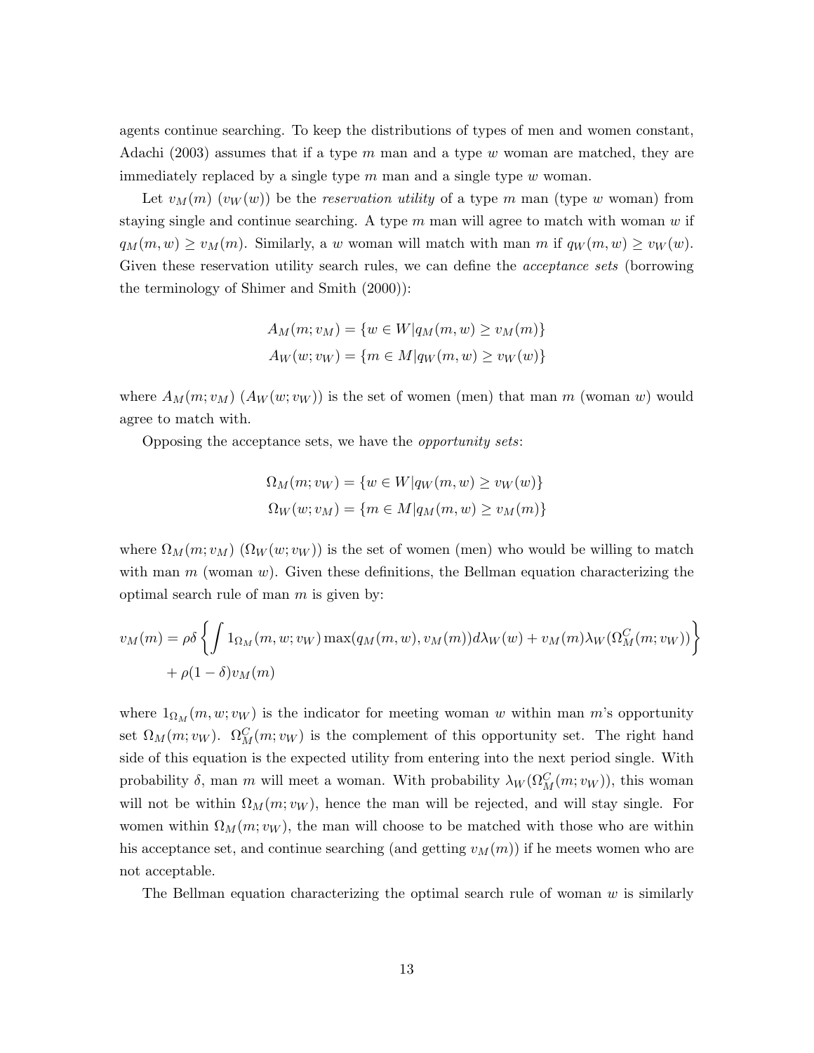agents continue searching. To keep the distributions of types of men and women constant, Adachi (2003) assumes that if a type $m$ man and a type $w$ woman are matched, they are immediately replaced by a single type $m$ man and a single type $w$ woman.

Let $v_M(m)$ ($v_W(w)$) be the *reservation utility* of a type $m$ man (type $w$ woman) from staying single and continue searching. A type $m$ man will agree to match with woman $w$ if $q_M(m, w) \geq v_M(m)$. Similarly, a $w$ woman will match with man $m$ if $q_W(m, w) \geq v_W(w)$. Given these reservation utility search rules, we can define the *acceptance sets* (borrowing the terminology of Shimer and Smith (2000)):

$$A_M(m; v_M) = \{w \in W | q_M(m, w) \geq v_M(m)\}$$
$$A_W(w; v_W) = \{m \in M | q_W(m, w) \geq v_W(w)\}$$

where $A_M(m; v_M)$ ($A_W(w; v_W)$) is the set of women (men) that man $m$ (woman $w$) would agree to match with.

Opposing the acceptance sets, we have the *opportunity sets*:

$$\Omega_M(m; v_W) = \{w \in W | q_W(m, w) \geq v_W(w)\}$$
$$\Omega_W(w; v_M) = \{m \in M | q_M(m, w) \geq v_M(m)\}$$

where $\Omega_M(m; v_M)$ ($\Omega_W(w; v_W)$) is the set of women (men) who would be willing to match with man $m$ (woman $w$). Given these definitions, the Bellman equation characterizing the optimal search rule of man $m$ is given by:

$$v_M(m) = \rho\delta \left\{ \int 1_{\Omega_M}(m, w; v_W) \max(q_M(m, w), v_M(m)) d\lambda_W(w) + v_M(m)\lambda_W(\Omega_M^C(m; v_W)) \right\}$$
$$+ \rho(1 - \delta)v_M(m)$$

where $1_{\Omega_M}(m, w; v_W)$ is the indicator for meeting woman $w$ within man $m$'s opportunity set $\Omega_M(m; v_W)$. $\Omega_M^C(m; v_W)$ is the complement of this opportunity set. The right hand side of this equation is the expected utility from entering into the next period single. With probability $\delta$, man $m$ will meet a woman. With probability $\lambda_W(\Omega_M^C(m; v_W))$, this woman will not be within $\Omega_M(m; v_W)$, hence the man will be rejected, and will stay single. For women within $\Omega_M(m; v_W)$, the man will choose to be matched with those who are within his acceptance set, and continue searching (and getting $v_M(m)$) if he meets women who are not acceptable.

The Bellman equation characterizing the optimal search rule of woman $w$ is similarly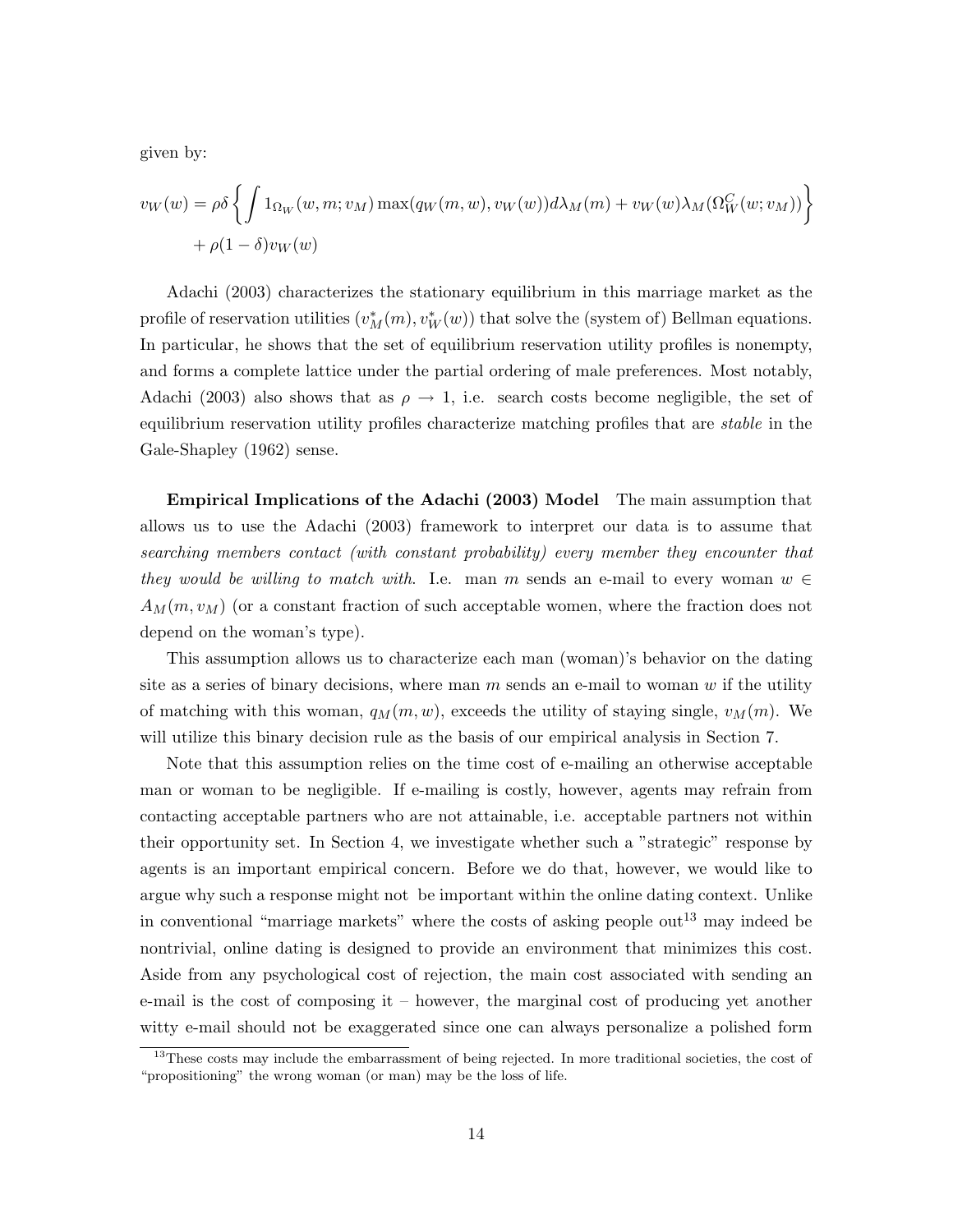given by:

$$v_W(w) = \rho\delta \left\{ \int 1_{\Omega_W}(w, m; v_M) \max(q_W(m, w), v_W(w)) d\lambda_M(m) + v_W(w)\lambda_M(\Omega_W^C(w; v_M)) \right\} + \rho(1-\delta)v_W(w)$$

Adachi (2003) characterizes the stationary equilibrium in this marriage market as the profile of reservation utilities $(v_M^*(m), v_W^*(w))$ that solve the (system of) Bellman equations. In particular, he shows that the set of equilibrium reservation utility profiles is nonempty, and forms a complete lattice under the partial ordering of male preferences. Most notably, Adachi (2003) also shows that as $\rho \to 1$, i.e. search costs become negligible, the set of equilibrium reservation utility profiles characterize matching profiles that are *stable* in the Gale-Shapley (1962) sense.

**Empirical Implications of the Adachi (2003) Model** The main assumption that allows us to use the Adachi (2003) framework to interpret our data is to assume that *searching members contact (with constant probability) every member they encounter that they would be willing to match with*. I.e. man $m$ sends an e-mail to every woman $w \in A_M(m, v_M)$ (or a constant fraction of such acceptable women, where the fraction does not depend on the woman's type).

This assumption allows us to characterize each man (woman)'s behavior on the dating site as a series of binary decisions, where man $m$ sends an e-mail to woman $w$ if the utility of matching with this woman, $q_M(m, w)$, exceeds the utility of staying single, $v_M(m)$. We will utilize this binary decision rule as the basis of our empirical analysis in Section 7.

Note that this assumption relies on the time cost of e-mailing an otherwise acceptable man or woman to be negligible. If e-mailing is costly, however, agents may refrain from contacting acceptable partners who are not attainable, i.e. acceptable partners not within their opportunity set. In Section 4, we investigate whether such a "strategic" response by agents is an important empirical concern. Before we do that, however, we would like to argue why such a response might not be important within the online dating context. Unlike in conventional "marriage markets" where the costs of asking people out[13] may indeed be nontrivial, online dating is designed to provide an environment that minimizes this cost. Aside from any psychological cost of rejection, the main cost associated with sending an e-mail is the cost of composing it – however, the marginal cost of producing yet another witty e-mail should not be exaggerated since one can always personalize a polished form

[13]These costs may include the embarrassment of being rejected. In more traditional societies, the cost of "propositioning" the wrong woman (or man) may be the loss of life.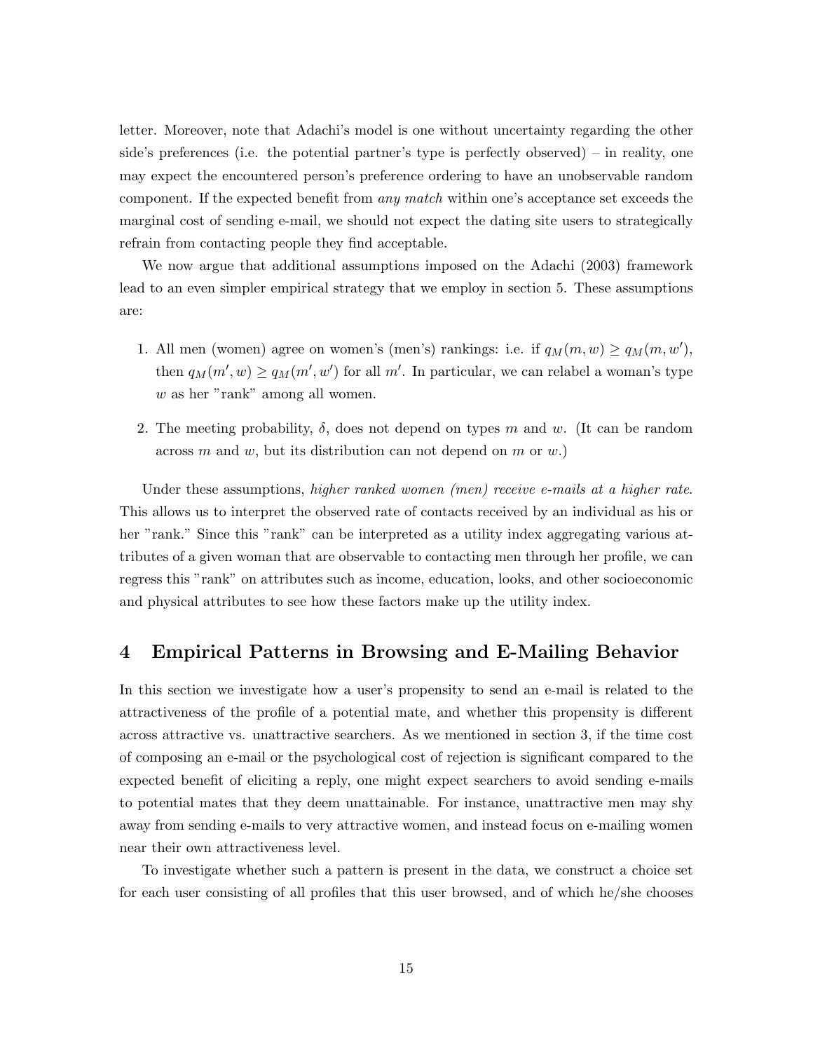letter. Moreover, note that Adachi's model is one without uncertainty regarding the other side's preferences (i.e. the potential partner's type is perfectly observed) – in reality, one may expect the encountered person's preference ordering to have an unobservable random component. If the expected benefit from *any match* within one's acceptance set exceeds the marginal cost of sending e-mail, we should not expect the dating site users to strategically refrain from contacting people they find acceptable.

We now argue that additional assumptions imposed on the Adachi (2003) framework lead to an even simpler empirical strategy that we employ in section 5. These assumptions are:

1. All men (women) agree on women's (men's) rankings: i.e. if $q_M(m, w) \geq q_M(m, w')$, then $q_M(m', w) \geq q_M(m', w')$ for all $m'$. In particular, we can relabel a woman's type $w$ as her "rank" among all women.
2. The meeting probability, $\delta$, does not depend on types $m$ and $w$. (It can be random across $m$ and $w$, but its distribution can not depend on $m$ or $w$.)

Under these assumptions, *higher ranked women (men) receive e-mails at a higher rate*. This allows us to interpret the observed rate of contacts received by an individual as his or her "rank." Since this "rank" can be interpreted as a utility index aggregating various attributes of a given woman that are observable to contacting men through her profile, we can regress this "rank" on attributes such as income, education, looks, and other socioeconomic and physical attributes to see how these factors make up the utility index.

## 4 Empirical Patterns in Browsing and E-Mailing Behavior

In this section we investigate how a user's propensity to send an e-mail is related to the attractiveness of the profile of a potential mate, and whether this propensity is different across attractive vs. unattractive searchers. As we mentioned in section 3, if the time cost of composing an e-mail or the psychological cost of rejection is significant compared to the expected benefit of eliciting a reply, one might expect searchers to avoid sending e-mails to potential mates that they deem unattainable. For instance, unattractive men may shy away from sending e-mails to very attractive women, and instead focus on e-mailing women near their own attractiveness level.

To investigate whether such a pattern is present in the data, we construct a choice set for each user consisting of all profiles that this user browsed, and of which he/she chooses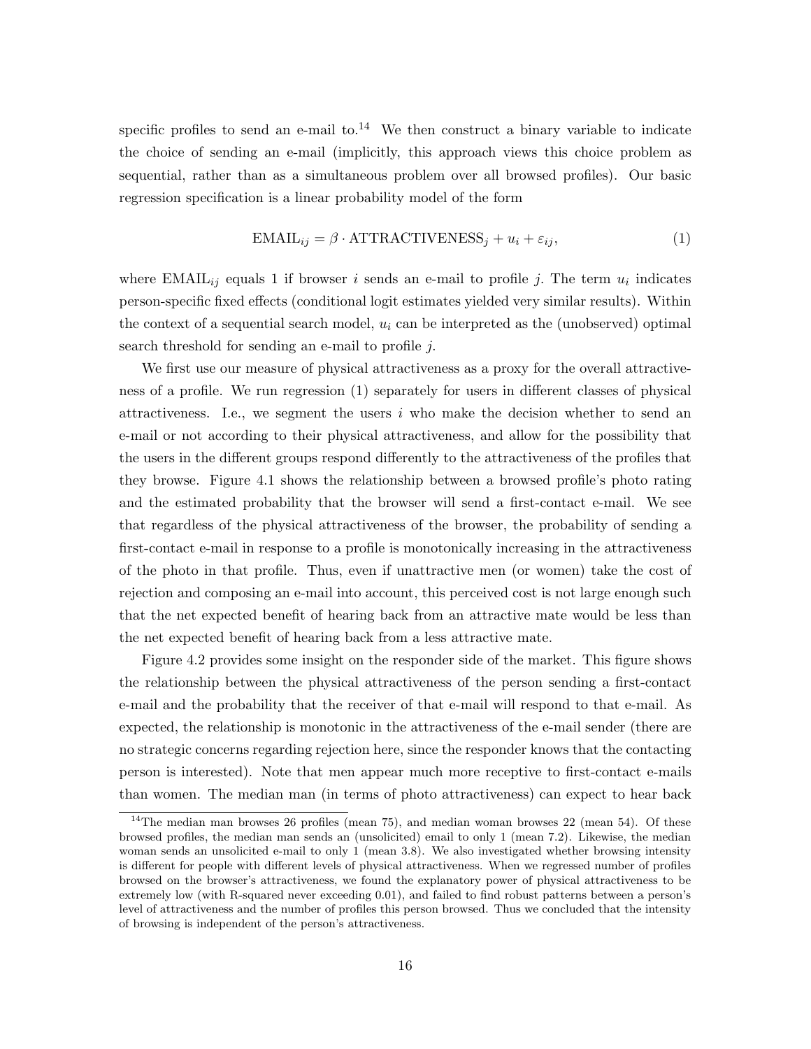specific profiles to send an e-mail to.[14] We then construct a binary variable to indicate the choice of sending an e-mail (implicitly, this approach views this choice problem as sequential, rather than as a simultaneous problem over all browsed profiles). Our basic regression specification is a linear probability model of the form

$$\text{EMAIL}_{ij} = \beta \cdot \text{ATTRACTIVENESS}_j + u_i + \varepsilon_{ij}, \tag{1}$$

where $\text{EMAIL}_{ij}$ equals 1 if browser $i$ sends an e-mail to profile $j$. The term $u_i$ indicates person-specific fixed effects (conditional logit estimates yielded very similar results). Within the context of a sequential search model, $u_i$ can be interpreted as the (unobserved) optimal search threshold for sending an e-mail to profile $j$.

We first use our measure of physical attractiveness as a proxy for the overall attractiveness of a profile. We run regression (1) separately for users in different classes of physical attractiveness. I.e., we segment the users $i$ who make the decision whether to send an e-mail or not according to their physical attractiveness, and allow for the possibility that the users in the different groups respond differently to the attractiveness of the profiles that they browse. Figure 4.1 shows the relationship between a browsed profile's photo rating and the estimated probability that the browser will send a first-contact e-mail. We see that regardless of the physical attractiveness of the browser, the probability of sending a first-contact e-mail in response to a profile is monotonically increasing in the attractiveness of the photo in that profile. Thus, even if unattractive men (or women) take the cost of rejection and composing an e-mail into account, this perceived cost is not large enough such that the net expected benefit of hearing back from an attractive mate would be less than the net expected benefit of hearing back from a less attractive mate.

Figure 4.2 provides some insight on the responder side of the market. This figure shows the relationship between the physical attractiveness of the person sending a first-contact e-mail and the probability that the receiver of that e-mail will respond to that e-mail. As expected, the relationship is monotonic in the attractiveness of the e-mail sender (there are no strategic concerns regarding rejection here, since the responder knows that the contacting person is interested). Note that men appear much more receptive to first-contact e-mails than women. The median man (in terms of photo attractiveness) can expect to hear back

[14] The median man browses 26 profiles (mean 75), and median woman browses 22 (mean 54). Of these browsed profiles, the median man sends an (unsolicited) email to only 1 (mean 7.2). Likewise, the median woman sends an unsolicited e-mail to only 1 (mean 3.8). We also investigated whether browsing intensity is different for people with different levels of physical attractiveness. When we regressed number of profiles browsed on the browser's attractiveness, we found the explanatory power of physical attractiveness to be extremely low (with R-squared never exceeding 0.01), and failed to find robust patterns between a person's level of attractiveness and the number of profiles this person browsed. Thus we concluded that the intensity of browsing is independent of the person's attractiveness.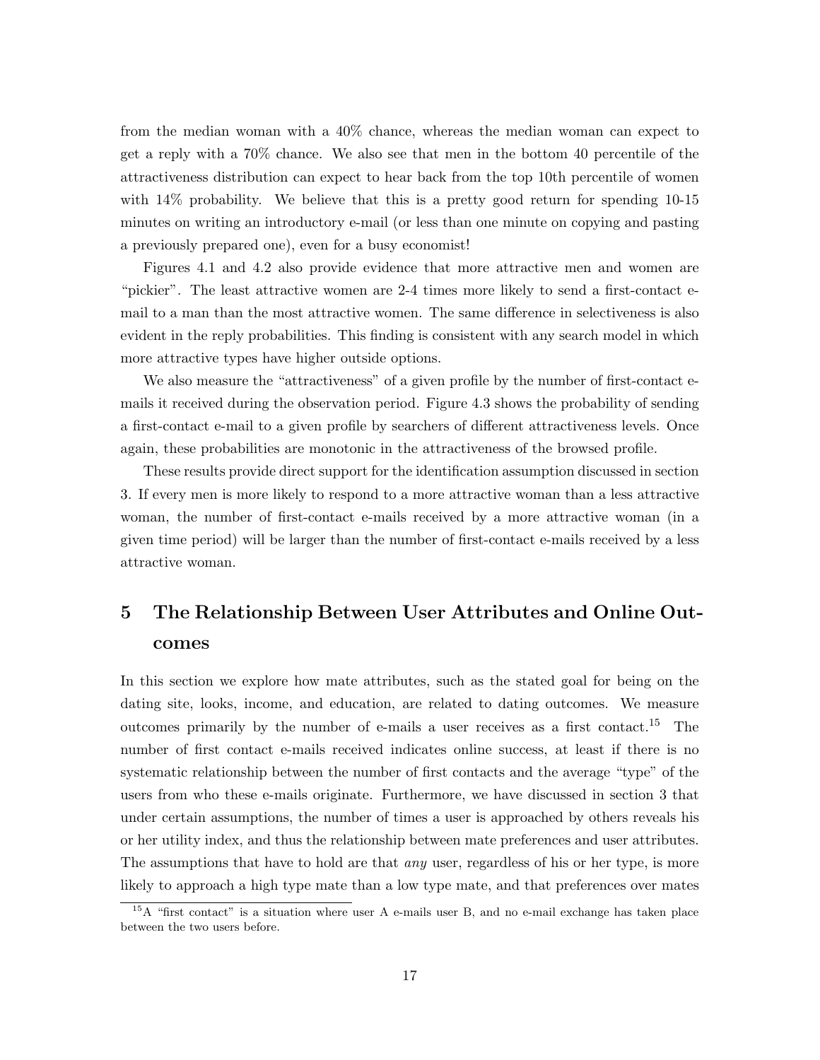from the median woman with a 40% chance, whereas the median woman can expect to get a reply with a 70% chance. We also see that men in the bottom 40 percentile of the attractiveness distribution can expect to hear back from the top 10th percentile of women with 14% probability. We believe that this is a pretty good return for spending 10-15 minutes on writing an introductory e-mail (or less than one minute on copying and pasting a previously prepared one), even for a busy economist!

Figures 4.1 and 4.2 also provide evidence that more attractive men and women are "pickier". The least attractive women are 2-4 times more likely to send a first-contact e-mail to a man than the most attractive women. The same difference in selectiveness is also evident in the reply probabilities. This finding is consistent with any search model in which more attractive types have higher outside options.

We also measure the "attractiveness" of a given profile by the number of first-contact e-mails it received during the observation period. Figure 4.3 shows the probability of sending a first-contact e-mail to a given profile by searchers of different attractiveness levels. Once again, these probabilities are monotonic in the attractiveness of the browsed profile.

These results provide direct support for the identification assumption discussed in section 3. If every men is more likely to respond to a more attractive woman than a less attractive woman, the number of first-contact e-mails received by a more attractive woman (in a given time period) will be larger than the number of first-contact e-mails received by a less attractive woman.

# 5 The Relationship Between User Attributes and Online Outcomes

In this section we explore how mate attributes, such as the stated goal for being on the dating site, looks, income, and education, are related to dating outcomes. We measure outcomes primarily by the number of e-mails a user receives as a first contact.[15] The number of first contact e-mails received indicates online success, at least if there is no systematic relationship between the number of first contacts and the average "type" of the users from who these e-mails originate. Furthermore, we have discussed in section 3 that under certain assumptions, the number of times a user is approached by others reveals his or her utility index, and thus the relationship between mate preferences and user attributes. The assumptions that have to hold are that *any* user, regardless of his or her type, is more likely to approach a high type mate than a low type mate, and that preferences over mates

[15] A "first contact" is a situation where user A e-mails user B, and no e-mail exchange has taken place between the two users before.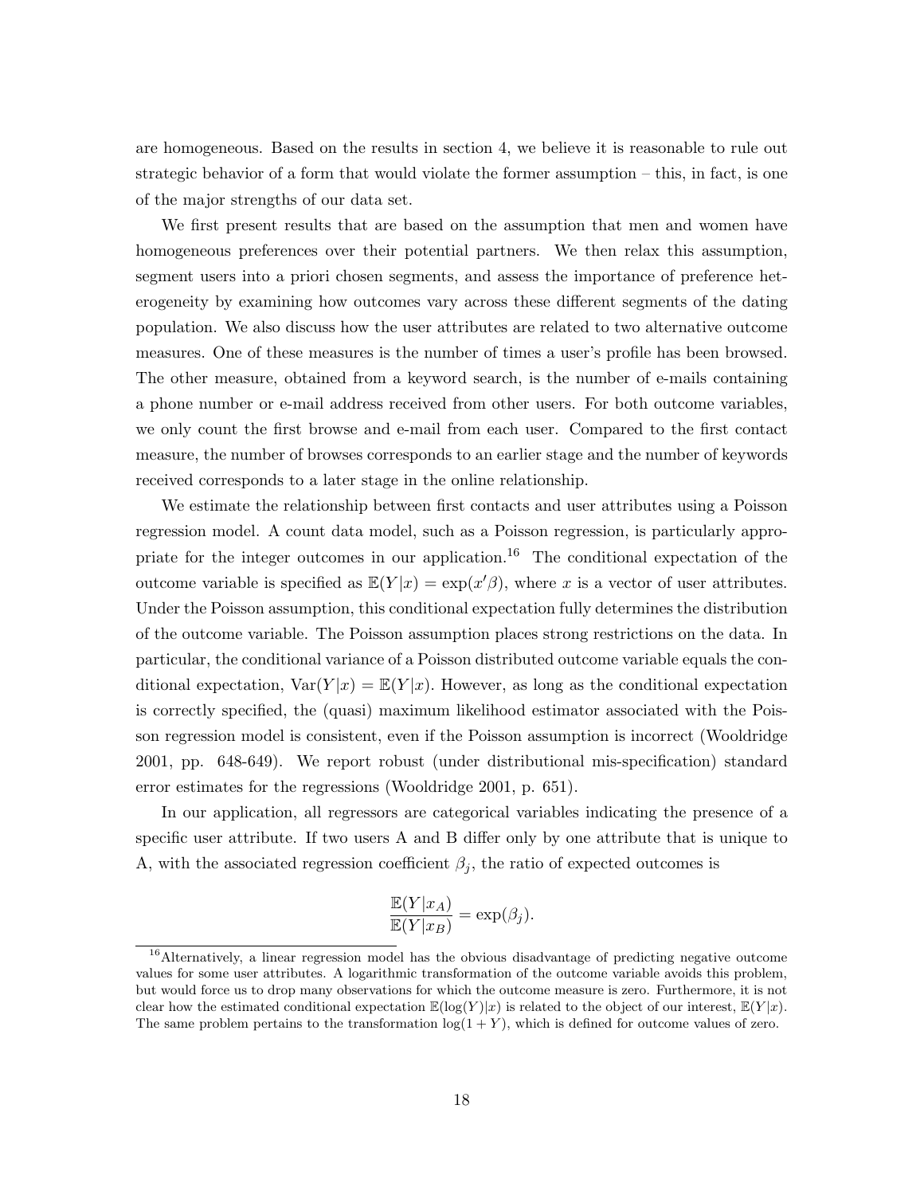are homogeneous. Based on the results in section 4, we believe it is reasonable to rule out strategic behavior of a form that would violate the former assumption – this, in fact, is one of the major strengths of our data set.

We first present results that are based on the assumption that men and women have homogeneous preferences over their potential partners. We then relax this assumption, segment users into a priori chosen segments, and assess the importance of preference heterogeneity by examining how outcomes vary across these different segments of the dating population. We also discuss how the user attributes are related to two alternative outcome measures. One of these measures is the number of times a user's profile has been browsed. The other measure, obtained from a keyword search, is the number of e-mails containing a phone number or e-mail address received from other users. For both outcome variables, we only count the first browse and e-mail from each user. Compared to the first contact measure, the number of browses corresponds to an earlier stage and the number of keywords received corresponds to a later stage in the online relationship.

We estimate the relationship between first contacts and user attributes using a Poisson regression model. A count data model, such as a Poisson regression, is particularly appropriate for the integer outcomes in our application.[16] The conditional expectation of the outcome variable is specified as $\mathbb{E}(Y|x) = \exp(x'\beta)$, where $x$ is a vector of user attributes. Under the Poisson assumption, this conditional expectation fully determines the distribution of the outcome variable. The Poisson assumption places strong restrictions on the data. In particular, the conditional variance of a Poisson distributed outcome variable equals the conditional expectation, $\text{Var}(Y|x) = \mathbb{E}(Y|x)$. However, as long as the conditional expectation is correctly specified, the (quasi) maximum likelihood estimator associated with the Poisson regression model is consistent, even if the Poisson assumption is incorrect (Wooldridge 2001, pp. 648-649). We report robust (under distributional mis-specification) standard error estimates for the regressions (Wooldridge 2001, p. 651).

In our application, all regressors are categorical variables indicating the presence of a specific user attribute. If two users A and B differ only by one attribute that is unique to A, with the associated regression coefficient $\beta_j$, the ratio of expected outcomes is

$$\frac{\mathbb{E}(Y|x_A)}{\mathbb{E}(Y|x_B)} = \exp(\beta_j).$$

[16] Alternatively, a linear regression model has the obvious disadvantage of predicting negative outcome values for some user attributes. A logarithmic transformation of the outcome variable avoids this problem, but would force us to drop many observations for which the outcome measure is zero. Furthermore, it is not clear how the estimated conditional expectation $\mathbb{E}(\log(Y)|x)$ is related to the object of our interest, $\mathbb{E}(Y|x)$. The same problem pertains to the transformation $\log(1 + Y)$, which is defined for outcome values of zero.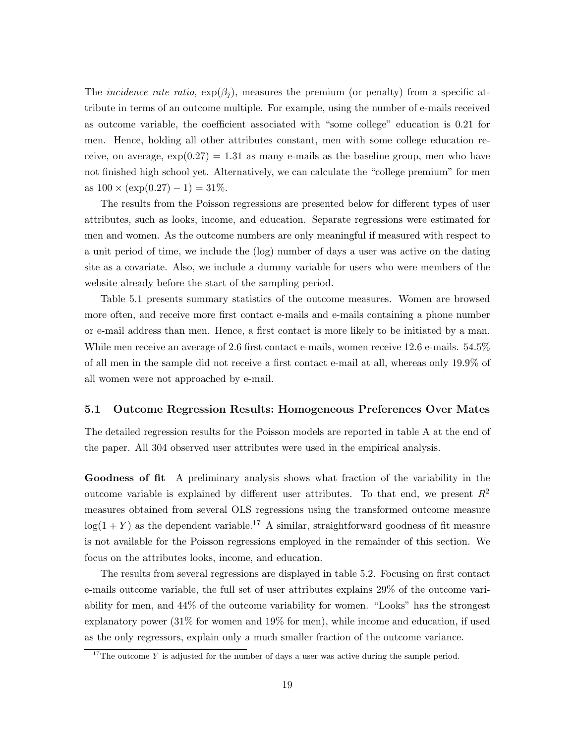The *incidence rate ratio,* $\exp(\beta_j)$, measures the premium (or penalty) from a specific attribute in terms of an outcome multiple. For example, using the number of e-mails received as outcome variable, the coefficient associated with "some college" education is 0.21 for men. Hence, holding all other attributes constant, men with some college education receive, on average, $\exp(0.27) = 1.31$ as many e-mails as the baseline group, men who have not finished high school yet. Alternatively, we can calculate the "college premium" for men as $100 \times (\exp(0.27) - 1) = 31\%$.

The results from the Poisson regressions are presented below for different types of user attributes, such as looks, income, and education. Separate regressions were estimated for men and women. As the outcome numbers are only meaningful if measured with respect to a unit period of time, we include the (log) number of days a user was active on the dating site as a covariate. Also, we include a dummy variable for users who were members of the website already before the start of the sampling period.

Table 5.1 presents summary statistics of the outcome measures. Women are browsed more often, and receive more first contact e-mails and e-mails containing a phone number or e-mail address than men. Hence, a first contact is more likely to be initiated by a man. While men receive an average of 2.6 first contact e-mails, women receive 12.6 e-mails. 54.5% of all men in the sample did not receive a first contact e-mail at all, whereas only 19.9% of all women were not approached by e-mail.

### 5.1 Outcome Regression Results: Homogeneous Preferences Over Mates

The detailed regression results for the Poisson models are reported in table A at the end of the paper. All 304 observed user attributes were used in the empirical analysis.

**Goodness of fit** A preliminary analysis shows what fraction of the variability in the outcome variable is explained by different user attributes. To that end, we present $R^2$ measures obtained from several OLS regressions using the transformed outcome measure $\log(1 + Y)$ as the dependent variable.[17] A similar, straightforward goodness of fit measure is not available for the Poisson regressions employed in the remainder of this section. We focus on the attributes looks, income, and education.

The results from several regressions are displayed in table 5.2. Focusing on first contact e-mails outcome variable, the full set of user attributes explains 29% of the outcome variability for men, and 44% of the outcome variability for women. "Looks" has the strongest explanatory power (31% for women and 19% for men), while income and education, if used as the only regressors, explain only a much smaller fraction of the outcome variance.

[17] The outcome $Y$ is adjusted for the number of days a user was active during the sample period.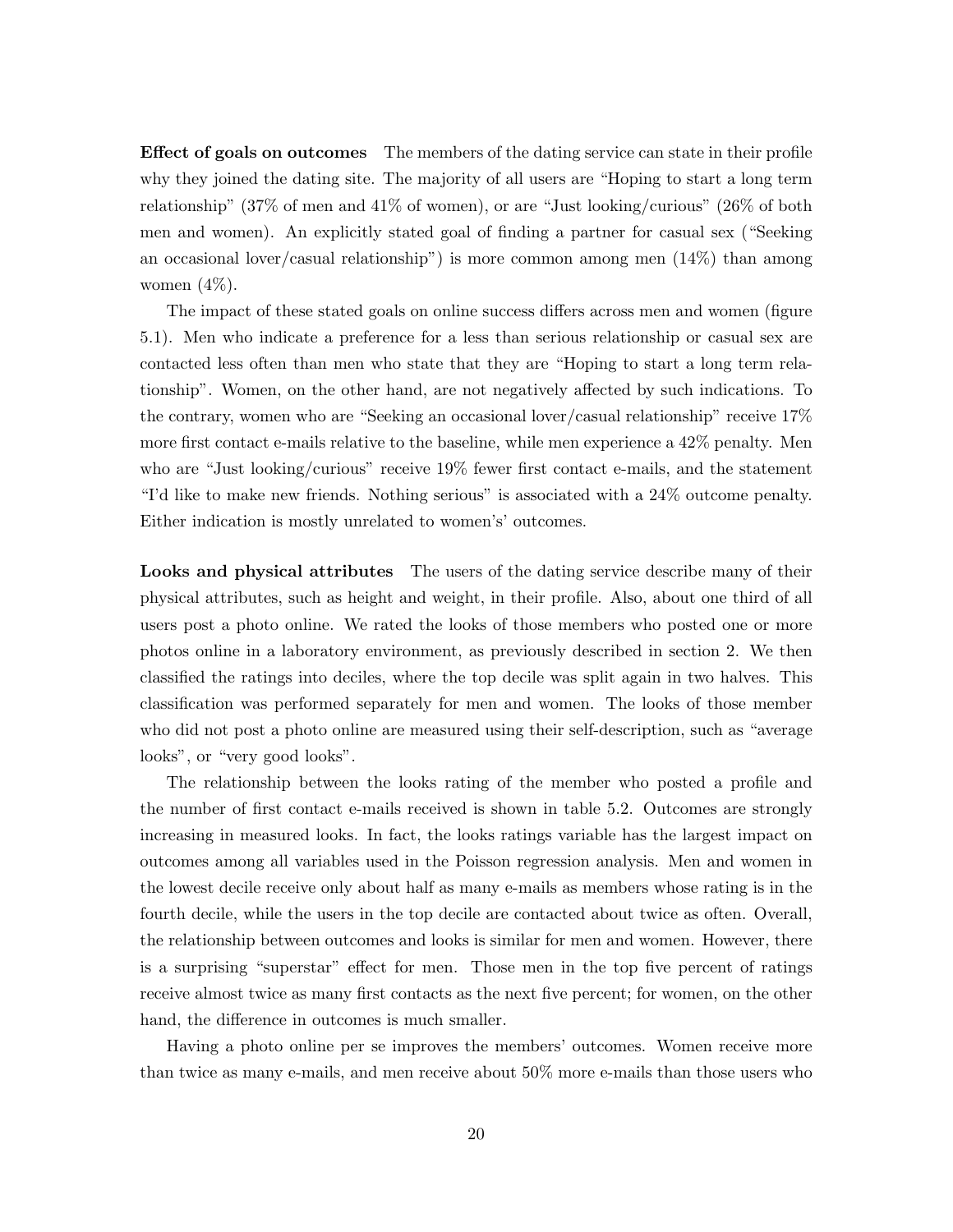**Effect of goals on outcomes** The members of the dating service can state in their profile why they joined the dating site. The majority of all users are "Hoping to start a long term relationship" (37% of men and 41% of women), or are "Just looking/curious" (26% of both men and women). An explicitly stated goal of finding a partner for casual sex ("Seeking an occasional lover/casual relationship") is more common among men (14%) than among women (4%).

The impact of these stated goals on online success differs across men and women (figure 5.1). Men who indicate a preference for a less than serious relationship or casual sex are contacted less often than men who state that they are "Hoping to start a long term relationship". Women, on the other hand, are not negatively affected by such indications. To the contrary, women who are "Seeking an occasional lover/casual relationship" receive 17% more first contact e-mails relative to the baseline, while men experience a 42% penalty. Men who are "Just looking/curious" receive 19% fewer first contact e-mails, and the statement "I'd like to make new friends. Nothing serious" is associated with a 24% outcome penalty. Either indication is mostly unrelated to women's' outcomes.

**Looks and physical attributes** The users of the dating service describe many of their physical attributes, such as height and weight, in their profile. Also, about one third of all users post a photo online. We rated the looks of those members who posted one or more photos online in a laboratory environment, as previously described in section 2. We then classified the ratings into deciles, where the top decile was split again in two halves. This classification was performed separately for men and women. The looks of those member who did not post a photo online are measured using their self-description, such as "average looks", or "very good looks".

The relationship between the looks rating of the member who posted a profile and the number of first contact e-mails received is shown in table 5.2. Outcomes are strongly increasing in measured looks. In fact, the looks ratings variable has the largest impact on outcomes among all variables used in the Poisson regression analysis. Men and women in the lowest decile receive only about half as many e-mails as members whose rating is in the fourth decile, while the users in the top decile are contacted about twice as often. Overall, the relationship between outcomes and looks is similar for men and women. However, there is a surprising "superstar" effect for men. Those men in the top five percent of ratings receive almost twice as many first contacts as the next five percent; for women, on the other hand, the difference in outcomes is much smaller.

Having a photo online per se improves the members' outcomes. Women receive more than twice as many e-mails, and men receive about 50% more e-mails than those users who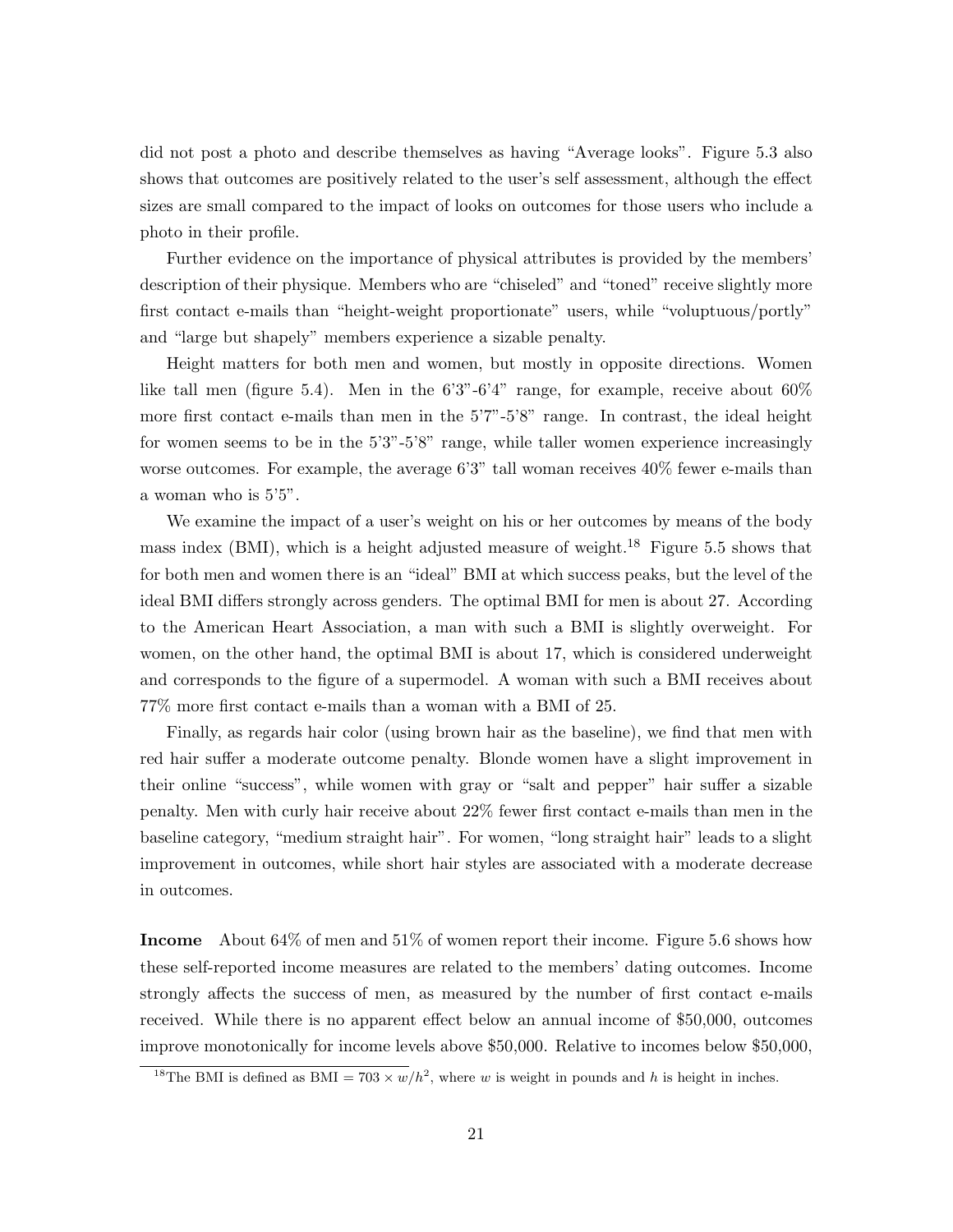did not post a photo and describe themselves as having "Average looks". Figure 5.3 also shows that outcomes are positively related to the user's self assessment, although the effect sizes are small compared to the impact of looks on outcomes for those users who include a photo in their profile.

Further evidence on the importance of physical attributes is provided by the members' description of their physique. Members who are "chiseled" and "toned" receive slightly more first contact e-mails than "height-weight proportionate" users, while "voluptuous/portly" and "large but shapely" members experience a sizable penalty.

Height matters for both men and women, but mostly in opposite directions. Women like tall men (figure 5.4). Men in the 6'3"-6'4" range, for example, receive about 60% more first contact e-mails than men in the 5'7"-5'8" range. In contrast, the ideal height for women seems to be in the 5'3"-5'8" range, while taller women experience increasingly worse outcomes. For example, the average 6'3" tall woman receives 40% fewer e-mails than a woman who is 5'5".

We examine the impact of a user's weight on his or her outcomes by means of the body mass index (BMI), which is a height adjusted measure of weight.[18] Figure 5.5 shows that for both men and women there is an "ideal" BMI at which success peaks, but the level of the ideal BMI differs strongly across genders. The optimal BMI for men is about 27. According to the American Heart Association, a man with such a BMI is slightly overweight. For women, on the other hand, the optimal BMI is about 17, which is considered underweight and corresponds to the figure of a supermodel. A woman with such a BMI receives about 77% more first contact e-mails than a woman with a BMI of 25.

Finally, as regards hair color (using brown hair as the baseline), we find that men with red hair suffer a moderate outcome penalty. Blonde women have a slight improvement in their online "success", while women with gray or "salt and pepper" hair suffer a sizable penalty. Men with curly hair receive about 22% fewer first contact e-mails than men in the baseline category, "medium straight hair". For women, "long straight hair" leads to a slight improvement in outcomes, while short hair styles are associated with a moderate decrease in outcomes.

**Income** About 64% of men and 51% of women report their income. Figure 5.6 shows how these self-reported income measures are related to the members' dating outcomes. Income strongly affects the success of men, as measured by the number of first contact e-mails received. While there is no apparent effect below an annual income of \$50,000, outcomes improve monotonically for income levels above \$50,000. Relative to incomes below \$50,000,

[18] The BMI is defined as $\text{BMI} = 703 \times w/h^2$, where $w$ is weight in pounds and $h$ is height in inches.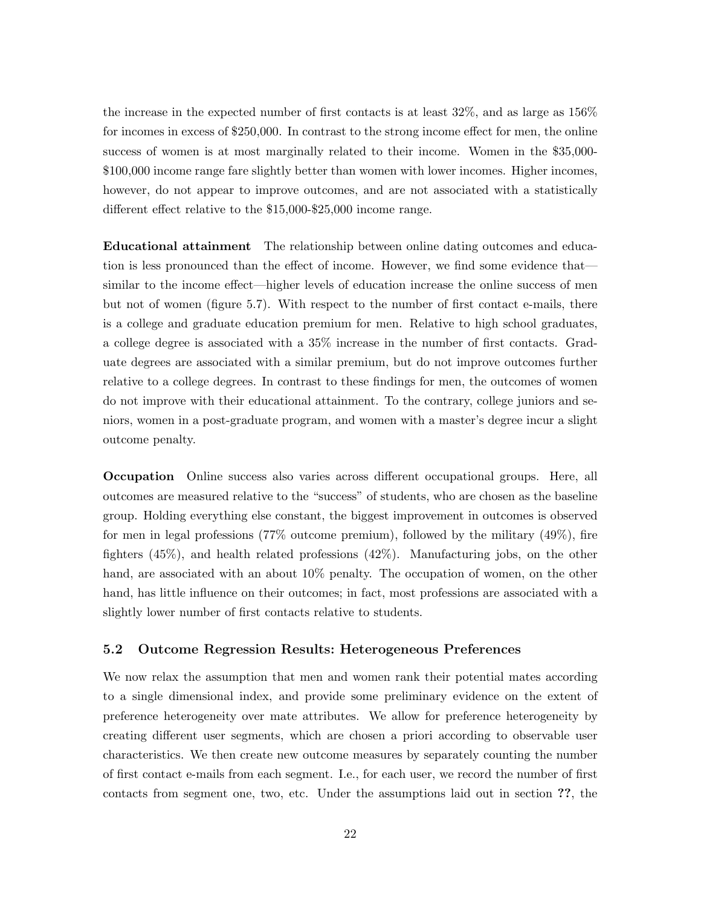the increase in the expected number of first contacts is at least 32%, and as large as 156% for incomes in excess of $250,000. In contrast to the strong income effect for men, the online success of women is at most marginally related to their income. Women in the $35,000-$100,000 income range fare slightly better than women with lower incomes. Higher incomes, however, do not appear to improve outcomes, and are not associated with a statistically different effect relative to the $15,000-$25,000 income range.

**Educational attainment** The relationship between online dating outcomes and education is less pronounced than the effect of income. However, we find some evidence that—similar to the income effect—higher levels of education increase the online success of men but not of women (figure 5.7). With respect to the number of first contact e-mails, there is a college and graduate education premium for men. Relative to high school graduates, a college degree is associated with a 35% increase in the number of first contacts. Graduate degrees are associated with a similar premium, but do not improve outcomes further relative to a college degrees. In contrast to these findings for men, the outcomes of women do not improve with their educational attainment. To the contrary, college juniors and seniors, women in a post-graduate program, and women with a master's degree incur a slight outcome penalty.

**Occupation** Online success also varies across different occupational groups. Here, all outcomes are measured relative to the "success" of students, who are chosen as the baseline group. Holding everything else constant, the biggest improvement in outcomes is observed for men in legal professions (77% outcome premium), followed by the military (49%), fire fighters (45%), and health related professions (42%). Manufacturing jobs, on the other hand, are associated with an about 10% penalty. The occupation of women, on the other hand, has little influence on their outcomes; in fact, most professions are associated with a slightly lower number of first contacts relative to students.

### 5.2 Outcome Regression Results: Heterogeneous Preferences

We now relax the assumption that men and women rank their potential mates according to a single dimensional index, and provide some preliminary evidence on the extent of preference heterogeneity over mate attributes. We allow for preference heterogeneity by creating different user segments, which are chosen a priori according to observable user characteristics. We then create new outcome measures by separately counting the number of first contact e-mails from each segment. I.e., for each user, we record the number of first contacts from segment one, two, etc. Under the assumptions laid out in section **??**, the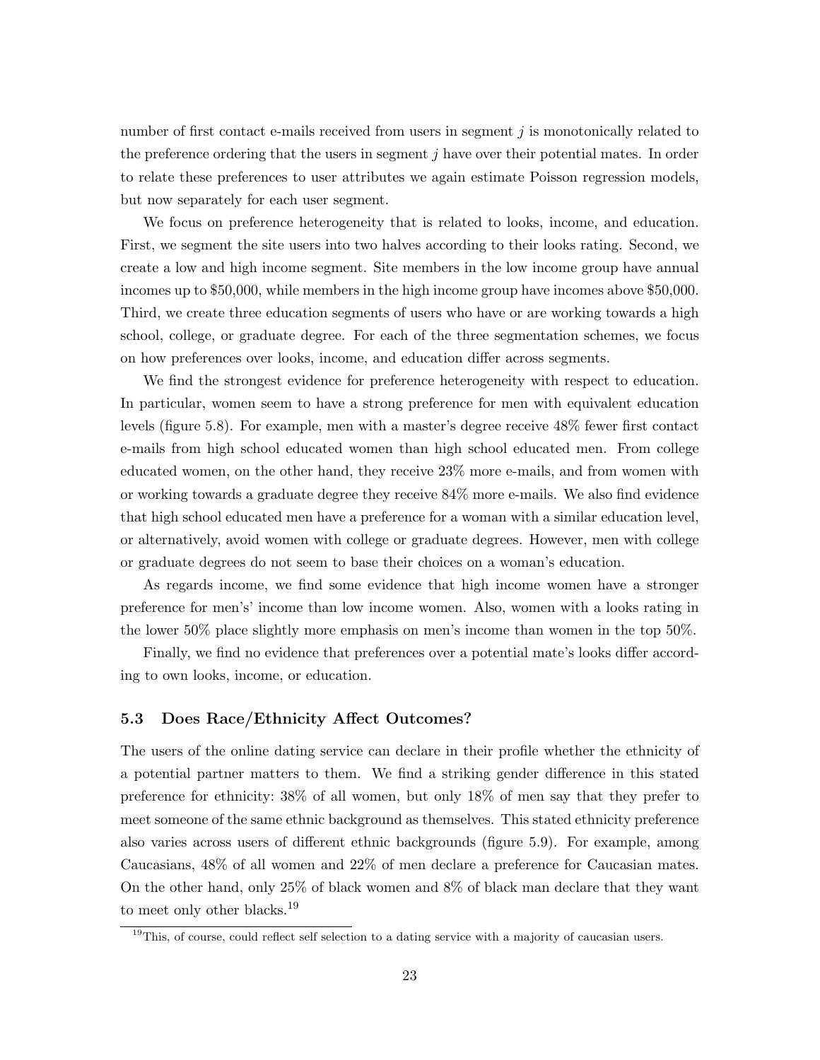number of first contact e-mails received from users in segment $j$ is monotonically related to the preference ordering that the users in segment $j$ have over their potential mates. In order to relate these preferences to user attributes we again estimate Poisson regression models, but now separately for each user segment.

We focus on preference heterogeneity that is related to looks, income, and education. First, we segment the site users into two halves according to their looks rating. Second, we create a low and high income segment. Site members in the low income group have annual incomes up to $50,000, while members in the high income group have incomes above $50,000. Third, we create three education segments of users who have or are working towards a high school, college, or graduate degree. For each of the three segmentation schemes, we focus on how preferences over looks, income, and education differ across segments.

We find the strongest evidence for preference heterogeneity with respect to education. In particular, women seem to have a strong preference for men with equivalent education levels (figure 5.8). For example, men with a master's degree receive 48% fewer first contact e-mails from high school educated women than high school educated men. From college educated women, on the other hand, they receive 23% more e-mails, and from women with or working towards a graduate degree they receive 84% more e-mails. We also find evidence that high school educated men have a preference for a woman with a similar education level, or alternatively, avoid women with college or graduate degrees. However, men with college or graduate degrees do not seem to base their choices on a woman's education.

As regards income, we find some evidence that high income women have a stronger preference for men's' income than low income women. Also, women with a looks rating in the lower 50% place slightly more emphasis on men's income than women in the top 50%.

Finally, we find no evidence that preferences over a potential mate's looks differ according to own looks, income, or education.

### 5.3 Does Race/Ethnicity Affect Outcomes?

The users of the online dating service can declare in their profile whether the ethnicity of a potential partner matters to them. We find a striking gender difference in this stated preference for ethnicity: 38% of all women, but only 18% of men say that they prefer to meet someone of the same ethnic background as themselves. This stated ethnicity preference also varies across users of different ethnic backgrounds (figure 5.9). For example, among Caucasians, 48% of all women and 22% of men declare a preference for Caucasian mates. On the other hand, only 25% of black women and 8% of black man declare that they want to meet only other blacks.[19]

[19]This, of course, could reflect self selection to a dating service with a majority of caucasian users.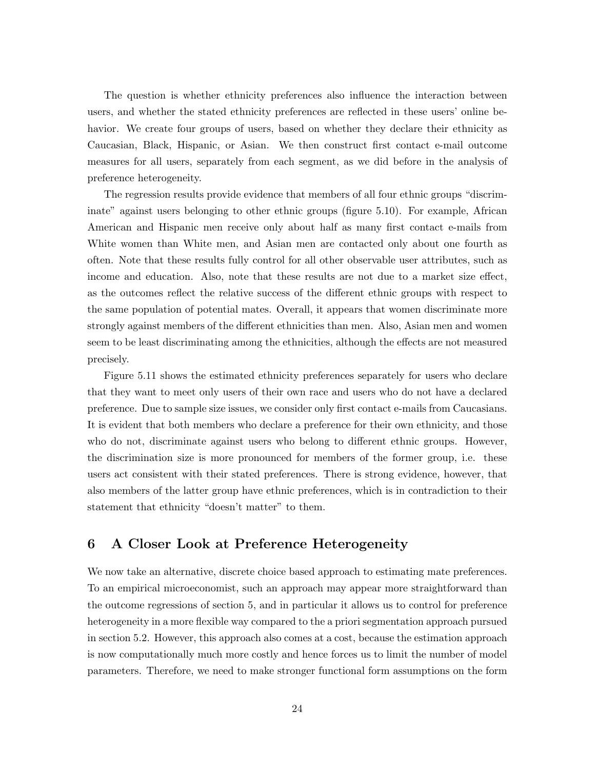The question is whether ethnicity preferences also influence the interaction between users, and whether the stated ethnicity preferences are reflected in these users' online behavior. We create four groups of users, based on whether they declare their ethnicity as Caucasian, Black, Hispanic, or Asian. We then construct first contact e-mail outcome measures for all users, separately from each segment, as we did before in the analysis of preference heterogeneity.

The regression results provide evidence that members of all four ethnic groups "discriminate" against users belonging to other ethnic groups (figure 5.10). For example, African American and Hispanic men receive only about half as many first contact e-mails from White women than White men, and Asian men are contacted only about one fourth as often. Note that these results fully control for all other observable user attributes, such as income and education. Also, note that these results are not due to a market size effect, as the outcomes reflect the relative success of the different ethnic groups with respect to the same population of potential mates. Overall, it appears that women discriminate more strongly against members of the different ethnicities than men. Also, Asian men and women seem to be least discriminating among the ethnicities, although the effects are not measured precisely.

Figure 5.11 shows the estimated ethnicity preferences separately for users who declare that they want to meet only users of their own race and users who do not have a declared preference. Due to sample size issues, we consider only first contact e-mails from Caucasians. It is evident that both members who declare a preference for their own ethnicity, and those who do not, discriminate against users who belong to different ethnic groups. However, the discrimination size is more pronounced for members of the former group, i.e. these users act consistent with their stated preferences. There is strong evidence, however, that also members of the latter group have ethnic preferences, which is in contradiction to their statement that ethnicity "doesn't matter" to them.

## 6 A Closer Look at Preference Heterogeneity

We now take an alternative, discrete choice based approach to estimating mate preferences. To an empirical microeconomist, such an approach may appear more straightforward than the outcome regressions of section 5, and in particular it allows us to control for preference heterogeneity in a more flexible way compared to the a priori segmentation approach pursued in section 5.2. However, this approach also comes at a cost, because the estimation approach is now computationally much more costly and hence forces us to limit the number of model parameters. Therefore, we need to make stronger functional form assumptions on the form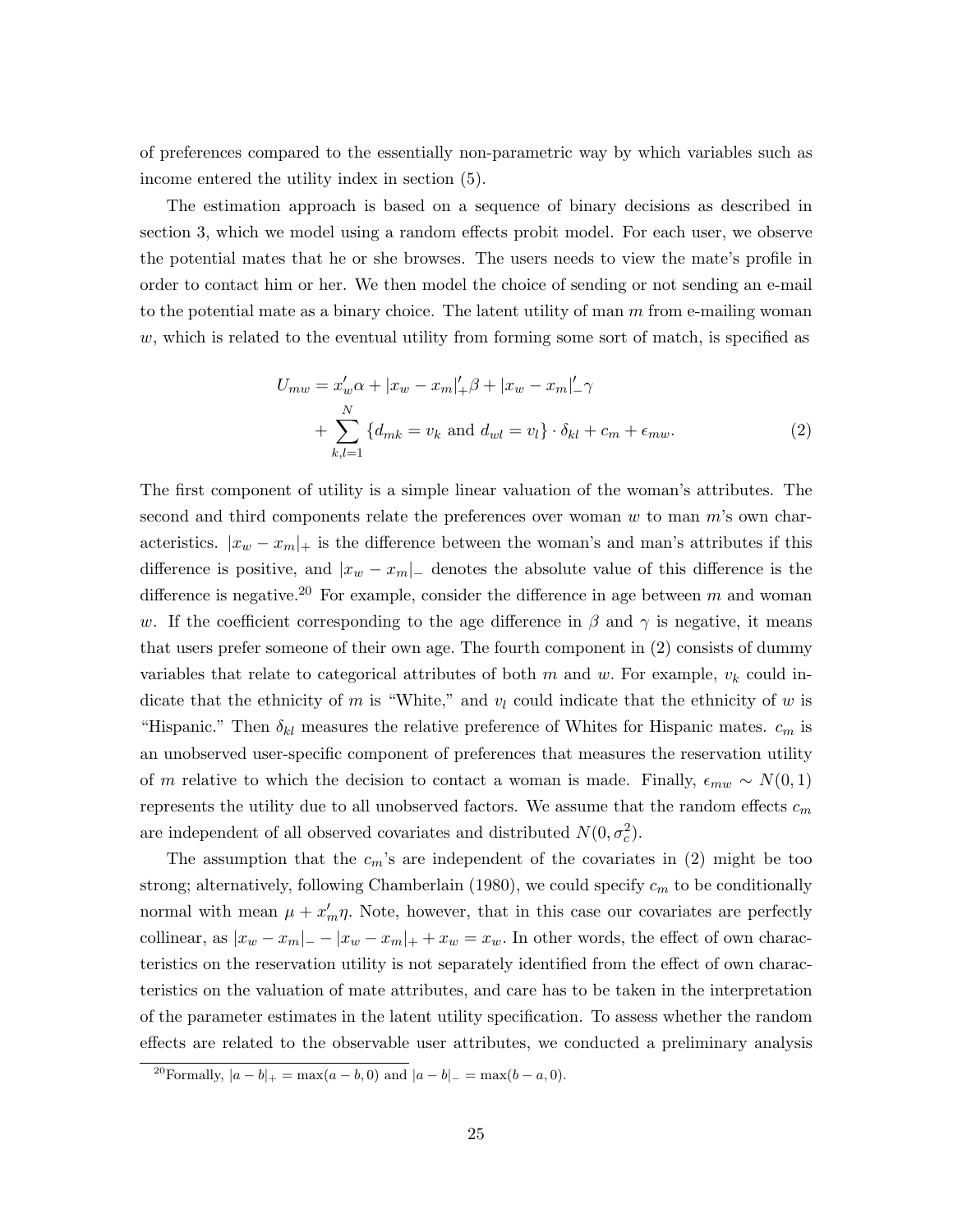of preferences compared to the essentially non-parametric way by which variables such as income entered the utility index in section (5).

The estimation approach is based on a sequence of binary decisions as described in section 3, which we model using a random effects probit model. For each user, we observe the potential mates that he or she browses. The users needs to view the mate's profile in order to contact him or her. We then model the choice of sending or not sending an e-mail to the potential mate as a binary choice. The latent utility of man $m$ from e-mailing woman $w$, which is related to the eventual utility from forming some sort of match, is specified as

$$
\begin{aligned}
U_{mw} = x_w'\alpha + |x_w - x_m|_+'\beta + |x_w - x_m|_-'\gamma \\
+ \sum_{k,l=1}^{N} \{d_{mk} = v_k \text{ and } d_{wl} = v_l\} \cdot \delta_{kl} + c_m + \epsilon_{mw}.
\end{aligned}
\tag{2}
$$

The first component of utility is a simple linear valuation of the woman's attributes. The second and third components relate the preferences over woman $w$ to man $m$'s own characteristics. $|x_w - x_m|_+$ is the difference between the woman's and man's attributes if this difference is positive, and $|x_w - x_m|_-$ denotes the absolute value of this difference is the difference is negative.[20] For example, consider the difference in age between $m$ and woman $w$. If the coefficient corresponding to the age difference in $\beta$ and $\gamma$ is negative, it means that users prefer someone of their own age. The fourth component in (2) consists of dummy variables that relate to categorical attributes of both $m$ and $w$. For example, $v_k$ could indicate that the ethnicity of $m$ is "White," and $v_l$ could indicate that the ethnicity of $w$ is "Hispanic." Then $\delta_{kl}$ measures the relative preference of Whites for Hispanic mates. $c_m$ is an unobserved user-specific component of preferences that measures the reservation utility of $m$ relative to which the decision to contact a woman is made. Finally, $\epsilon_{mw} \sim N(0, 1)$ represents the utility due to all unobserved factors. We assume that the random effects $c_m$ are independent of all observed covariates and distributed $N(0, \sigma_c^2)$.

The assumption that the $c_m$'s are independent of the covariates in (2) might be too strong; alternatively, following Chamberlain (1980), we could specify $c_m$ to be conditionally normal with mean $\mu + x_m'\eta$. Note, however, that in this case our covariates are perfectly collinear, as $|x_w - x_m|_- - |x_w - x_m|_+ + x_w = x_w$. In other words, the effect of own characteristics on the reservation utility is not separately identified from the effect of own characteristics on the valuation of mate attributes, and care has to be taken in the interpretation of the parameter estimates in the latent utility specification. To assess whether the random effects are related to the observable user attributes, we conducted a preliminary analysis

[20] Formally, $|a - b|_+ = \max(a - b, 0)$ and $|a - b|_- = \max(b - a, 0)$.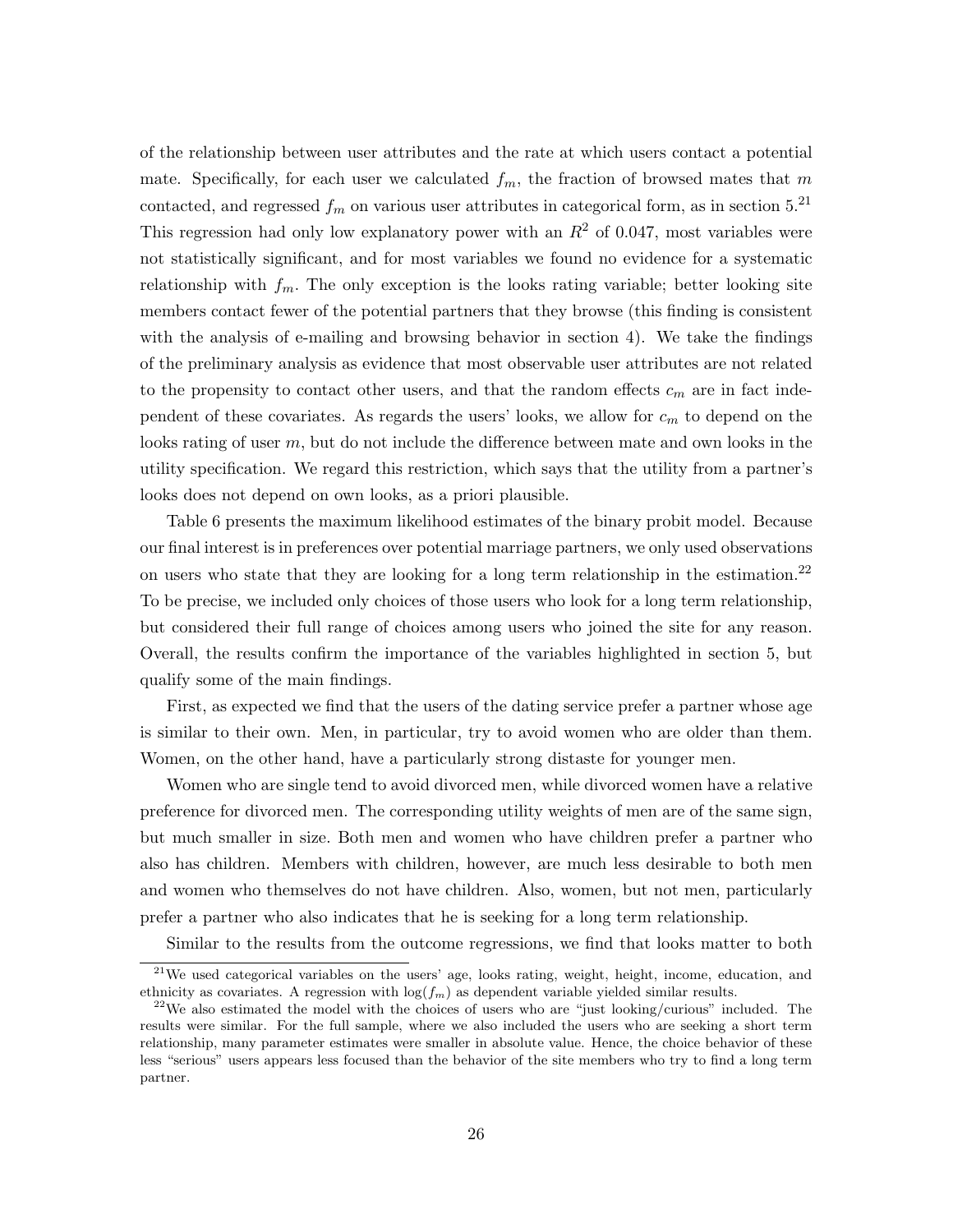of the relationship between user attributes and the rate at which users contact a potential mate. Specifically, for each user we calculated $f_m$, the fraction of browsed mates that $m$ contacted, and regressed $f_m$ on various user attributes in categorical form, as in section 5.[21] This regression had only low explanatory power with an $R^2$ of 0.047, most variables were not statistically significant, and for most variables we found no evidence for a systematic relationship with $f_m$. The only exception is the looks rating variable; better looking site members contact fewer of the potential partners that they browse (this finding is consistent with the analysis of e-mailing and browsing behavior in section 4). We take the findings of the preliminary analysis as evidence that most observable user attributes are not related to the propensity to contact other users, and that the random effects $c_m$ are in fact independent of these covariates. As regards the users' looks, we allow for $c_m$ to depend on the looks rating of user $m$, but do not include the difference between mate and own looks in the utility specification. We regard this restriction, which says that the utility from a partner's looks does not depend on own looks, as a priori plausible.

Table 6 presents the maximum likelihood estimates of the binary probit model. Because our final interest is in preferences over potential marriage partners, we only used observations on users who state that they are looking for a long term relationship in the estimation.[22] To be precise, we included only choices of those users who look for a long term relationship, but considered their full range of choices among users who joined the site for any reason. Overall, the results confirm the importance of the variables highlighted in section 5, but qualify some of the main findings.

First, as expected we find that the users of the dating service prefer a partner whose age is similar to their own. Men, in particular, try to avoid women who are older than them. Women, on the other hand, have a particularly strong distaste for younger men.

Women who are single tend to avoid divorced men, while divorced women have a relative preference for divorced men. The corresponding utility weights of men are of the same sign, but much smaller in size. Both men and women who have children prefer a partner who also has children. Members with children, however, are much less desirable to both men and women who themselves do not have children. Also, women, but not men, particularly prefer a partner who also indicates that he is seeking for a long term relationship.

Similar to the results from the outcome regressions, we find that looks matter to both

[21] We used categorical variables on the users' age, looks rating, weight, height, income, education, and ethnicity as covariates. A regression with $\log(f_m)$ as dependent variable yielded similar results.

[22] We also estimated the model with the choices of users who are "just looking/curious" included. The results were similar. For the full sample, where we also included the users who are seeking a short term relationship, many parameter estimates were smaller in absolute value. Hence, the choice behavior of these less "serious" users appears less focused than the behavior of the site members who try to find a long term partner.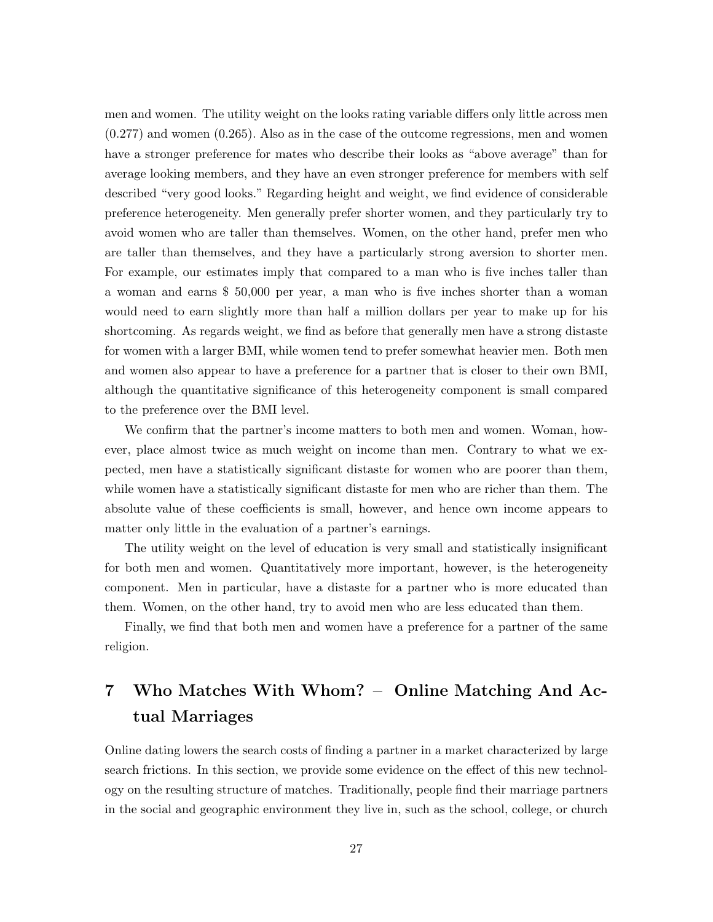men and women. The utility weight on the looks rating variable differs only little across men (0.277) and women (0.265). Also as in the case of the outcome regressions, men and women have a stronger preference for mates who describe their looks as "above average" than for average looking members, and they have an even stronger preference for members with self described "very good looks." Regarding height and weight, we find evidence of considerable preference heterogeneity. Men generally prefer shorter women, and they particularly try to avoid women who are taller than themselves. Women, on the other hand, prefer men who are taller than themselves, and they have a particularly strong aversion to shorter men. For example, our estimates imply that compared to a man who is five inches taller than a woman and earns $ 50,000 per year, a man who is five inches shorter than a woman would need to earn slightly more than half a million dollars per year to make up for his shortcoming. As regards weight, we find as before that generally men have a strong distaste for women with a larger BMI, while women tend to prefer somewhat heavier men. Both men and women also appear to have a preference for a partner that is closer to their own BMI, although the quantitative significance of this heterogeneity component is small compared to the preference over the BMI level.

We confirm that the partner's income matters to both men and women. Woman, however, place almost twice as much weight on income than men. Contrary to what we expected, men have a statistically significant distaste for women who are poorer than them, while women have a statistically significant distaste for men who are richer than them. The absolute value of these coefficients is small, however, and hence own income appears to matter only little in the evaluation of a partner's earnings.

The utility weight on the level of education is very small and statistically insignificant for both men and women. Quantitatively more important, however, is the heterogeneity component. Men in particular, have a distaste for a partner who is more educated than them. Women, on the other hand, try to avoid men who are less educated than them.

Finally, we find that both men and women have a preference for a partner of the same religion.

# 7 Who Matches With Whom? – Online Matching And Actual Marriages

Online dating lowers the search costs of finding a partner in a market characterized by large search frictions. In this section, we provide some evidence on the effect of this new technology on the resulting structure of matches. Traditionally, people find their marriage partners in the social and geographic environment they live in, such as the school, college, or church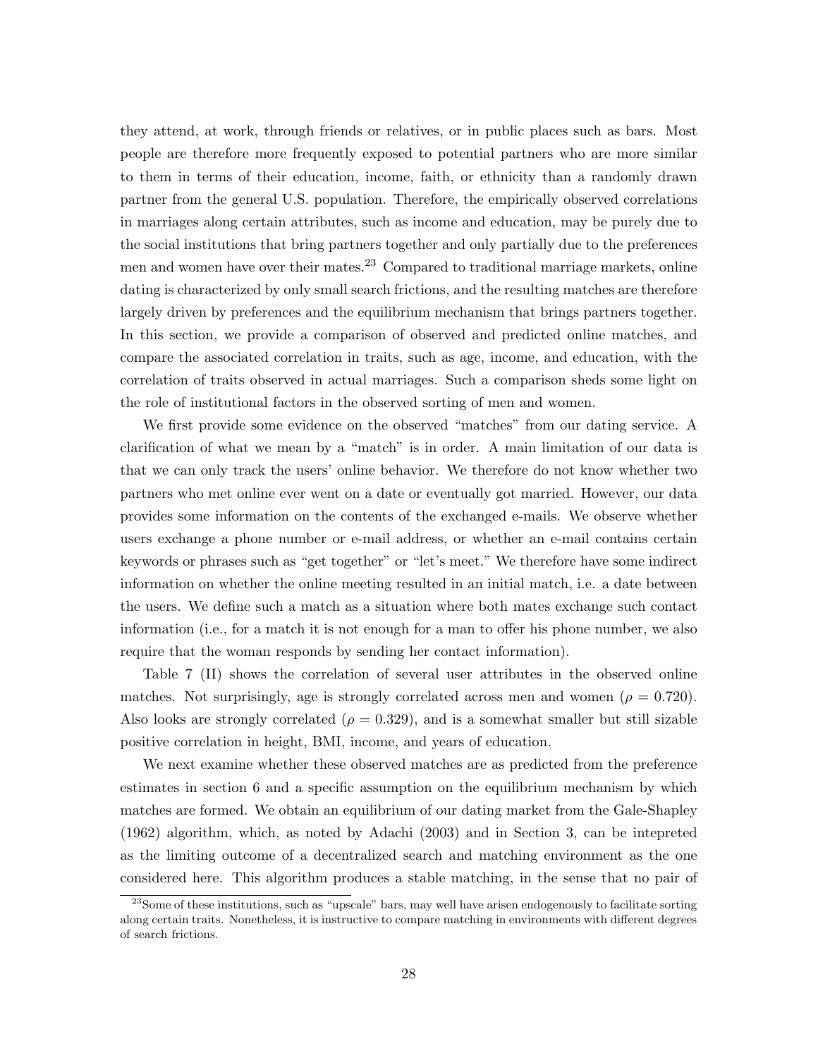they attend, at work, through friends or relatives, or in public places such as bars. Most people are therefore more frequently exposed to potential partners who are more similar to them in terms of their education, income, faith, or ethnicity than a randomly drawn partner from the general U.S. population. Therefore, the empirically observed correlations in marriages along certain attributes, such as income and education, may be purely due to the social institutions that bring partners together and only partially due to the preferences men and women have over their mates.[23] Compared to traditional marriage markets, online dating is characterized by only small search frictions, and the resulting matches are therefore largely driven by preferences and the equilibrium mechanism that brings partners together. In this section, we provide a comparison of observed and predicted online matches, and compare the associated correlation in traits, such as age, income, and education, with the correlation of traits observed in actual marriages. Such a comparison sheds some light on the role of institutional factors in the observed sorting of men and women.

We first provide some evidence on the observed "matches" from our dating service. A clarification of what we mean by a "match" is in order. A main limitation of our data is that we can only track the users' online behavior. We therefore do not know whether two partners who met online ever went on a date or eventually got married. However, our data provides some information on the contents of the exchanged e-mails. We observe whether users exchange a phone number or e-mail address, or whether an e-mail contains certain keywords or phrases such as "get together" or "let's meet." We therefore have some indirect information on whether the online meeting resulted in an initial match, i.e. a date between the users. We define such a match as a situation where both mates exchange such contact information (i.e., for a match it is not enough for a man to offer his phone number, we also require that the woman responds by sending her contact information).

Table 7 (II) shows the correlation of several user attributes in the observed online matches. Not surprisingly, age is strongly correlated across men and women ($\rho = 0.720$). Also looks are strongly correlated ($\rho = 0.329$), and is a somewhat smaller but still sizable positive correlation in height, BMI, income, and years of education.

We next examine whether these observed matches are as predicted from the preference estimates in section 6 and a specific assumption on the equilibrium mechanism by which matches are formed. We obtain an equilibrium of our dating market from the Gale-Shapley (1962) algorithm, which, as noted by Adachi (2003) and in Section 3, can be intepreted as the limiting outcome of a decentralized search and matching environment as the one considered here. This algorithm produces a stable matching, in the sense that no pair of

[23] Some of these institutions, such as "upscale" bars, may well have arisen endogenously to facilitate sorting along certain traits. Nonetheless, it is instructive to compare matching in environments with different degrees of search frictions.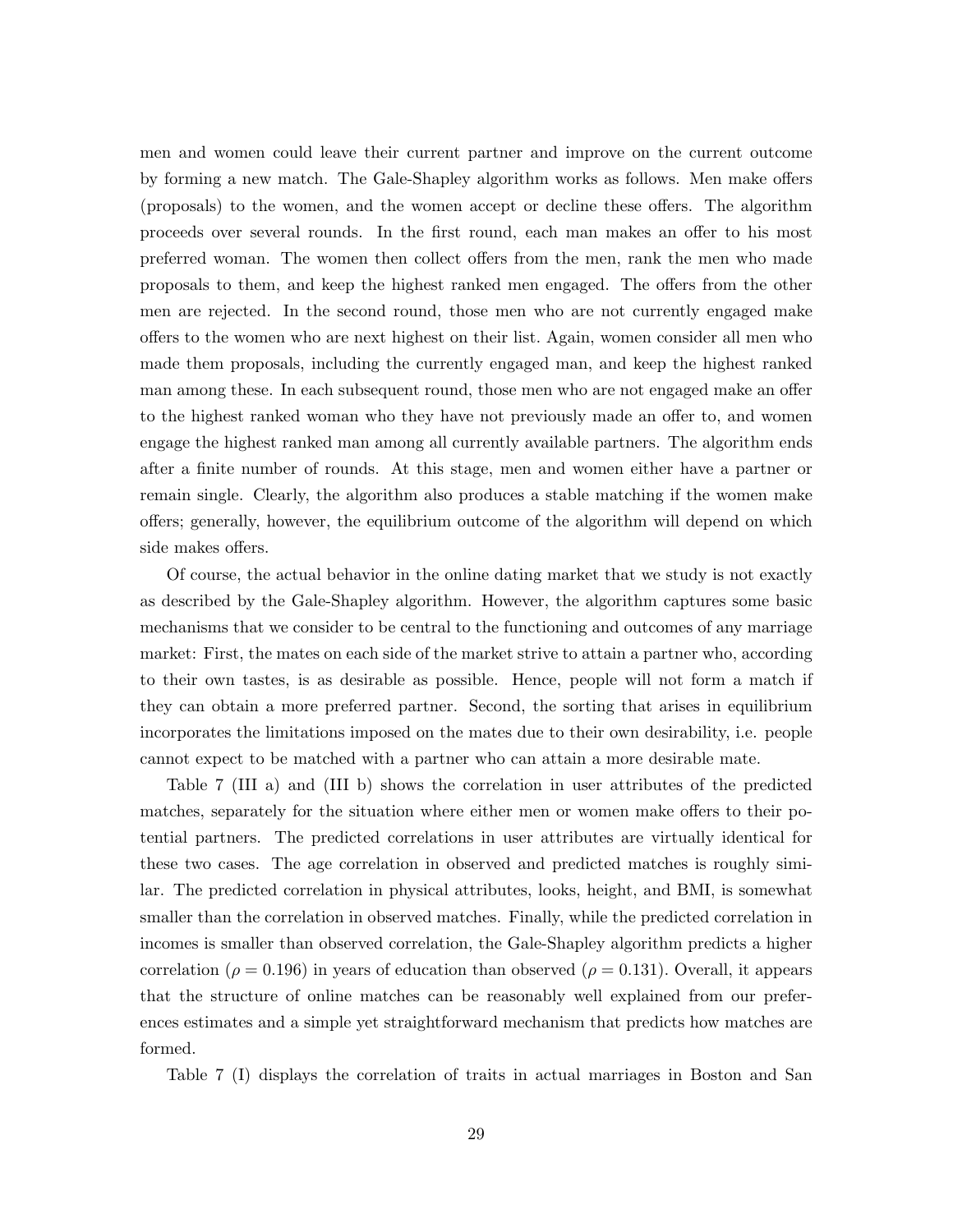men and women could leave their current partner and improve on the current outcome by forming a new match. The Gale-Shapley algorithm works as follows. Men make offers (proposals) to the women, and the women accept or decline these offers. The algorithm proceeds over several rounds. In the first round, each man makes an offer to his most preferred woman. The women then collect offers from the men, rank the men who made proposals to them, and keep the highest ranked men engaged. The offers from the other men are rejected. In the second round, those men who are not currently engaged make offers to the women who are next highest on their list. Again, women consider all men who made them proposals, including the currently engaged man, and keep the highest ranked man among these. In each subsequent round, those men who are not engaged make an offer to the highest ranked woman who they have not previously made an offer to, and women engage the highest ranked man among all currently available partners. The algorithm ends after a finite number of rounds. At this stage, men and women either have a partner or remain single. Clearly, the algorithm also produces a stable matching if the women make offers; generally, however, the equilibrium outcome of the algorithm will depend on which side makes offers.

Of course, the actual behavior in the online dating market that we study is not exactly as described by the Gale-Shapley algorithm. However, the algorithm captures some basic mechanisms that we consider to be central to the functioning and outcomes of any marriage market: First, the mates on each side of the market strive to attain a partner who, according to their own tastes, is as desirable as possible. Hence, people will not form a match if they can obtain a more preferred partner. Second, the sorting that arises in equilibrium incorporates the limitations imposed on the mates due to their own desirability, i.e. people cannot expect to be matched with a partner who can attain a more desirable mate.

Table 7 (III a) and (III b) shows the correlation in user attributes of the predicted matches, separately for the situation where either men or women make offers to their potential partners. The predicted correlations in user attributes are virtually identical for these two cases. The age correlation in observed and predicted matches is roughly similar. The predicted correlation in physical attributes, looks, height, and BMI, is somewhat smaller than the correlation in observed matches. Finally, while the predicted correlation in incomes is smaller than observed correlation, the Gale-Shapley algorithm predicts a higher correlation ($\rho = 0.196$) in years of education than observed ($\rho = 0.131$). Overall, it appears that the structure of online matches can be reasonably well explained from our preferences estimates and a simple yet straightforward mechanism that predicts how matches are formed.

Table 7 (I) displays the correlation of traits in actual marriages in Boston and San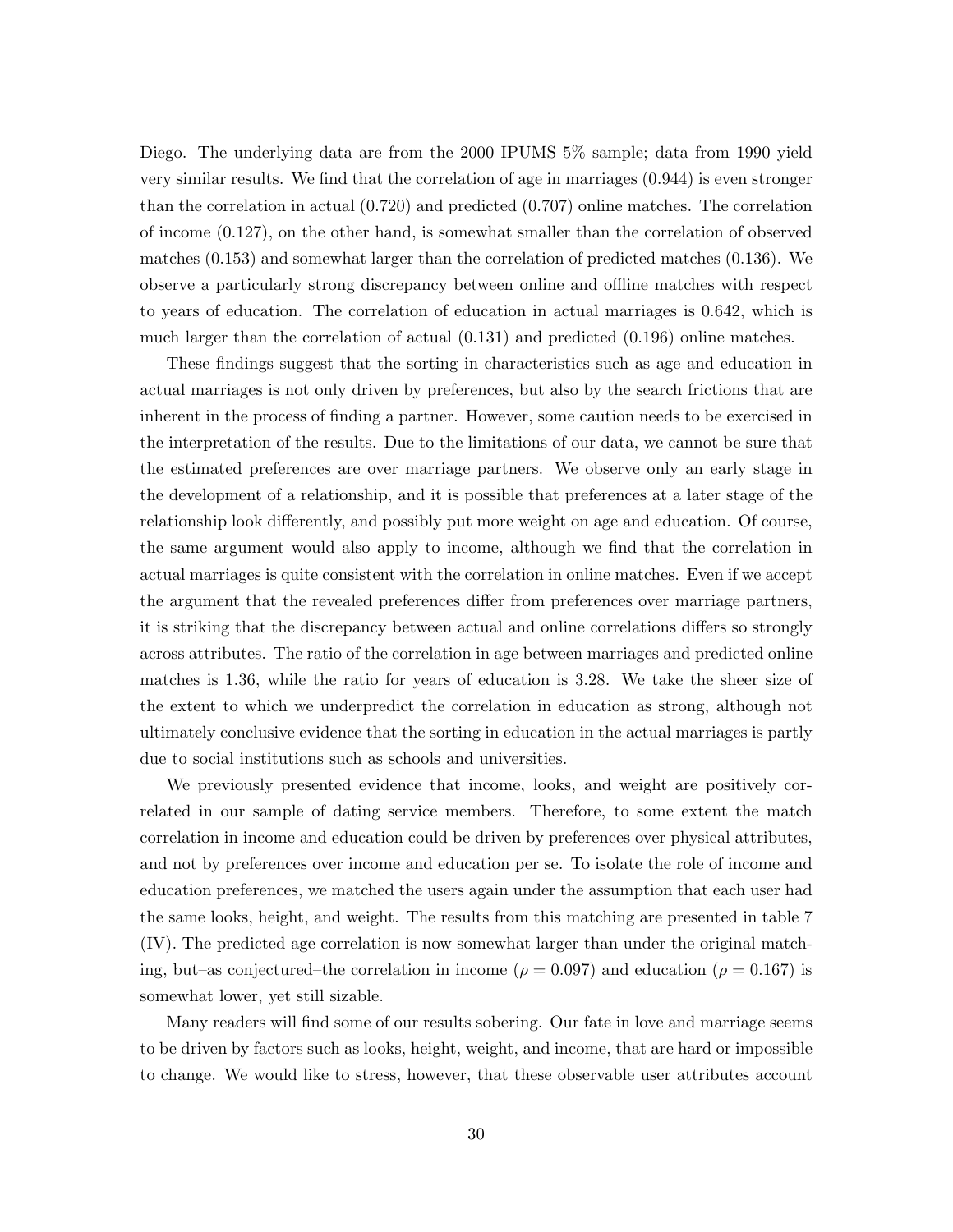Diego. The underlying data are from the 2000 IPUMS 5% sample; data from 1990 yield very similar results. We find that the correlation of age in marriages (0.944) is even stronger than the correlation in actual (0.720) and predicted (0.707) online matches. The correlation of income (0.127), on the other hand, is somewhat smaller than the correlation of observed matches (0.153) and somewhat larger than the correlation of predicted matches (0.136). We observe a particularly strong discrepancy between online and offline matches with respect to years of education. The correlation of education in actual marriages is 0.642, which is much larger than the correlation of actual (0.131) and predicted (0.196) online matches.

These findings suggest that the sorting in characteristics such as age and education in actual marriages is not only driven by preferences, but also by the search frictions that are inherent in the process of finding a partner. However, some caution needs to be exercised in the interpretation of the results. Due to the limitations of our data, we cannot be sure that the estimated preferences are over marriage partners. We observe only an early stage in the development of a relationship, and it is possible that preferences at a later stage of the relationship look differently, and possibly put more weight on age and education. Of course, the same argument would also apply to income, although we find that the correlation in actual marriages is quite consistent with the correlation in online matches. Even if we accept the argument that the revealed preferences differ from preferences over marriage partners, it is striking that the discrepancy between actual and online correlations differs so strongly across attributes. The ratio of the correlation in age between marriages and predicted online matches is 1.36, while the ratio for years of education is 3.28. We take the sheer size of the extent to which we underpredict the correlation in education as strong, although not ultimately conclusive evidence that the sorting in education in the actual marriages is partly due to social institutions such as schools and universities.

We previously presented evidence that income, looks, and weight are positively correlated in our sample of dating service members. Therefore, to some extent the match correlation in income and education could be driven by preferences over physical attributes, and not by preferences over income and education per se. To isolate the role of income and education preferences, we matched the users again under the assumption that each user had the same looks, height, and weight. The results from this matching are presented in table 7 (IV). The predicted age correlation is now somewhat larger than under the original matching, but–as conjectured–the correlation in income ($\rho = 0.097$) and education ($\rho = 0.167$) is somewhat lower, yet still sizable.

Many readers will find some of our results sobering. Our fate in love and marriage seems to be driven by factors such as looks, height, weight, and income, that are hard or impossible to change. We would like to stress, however, that these observable user attributes account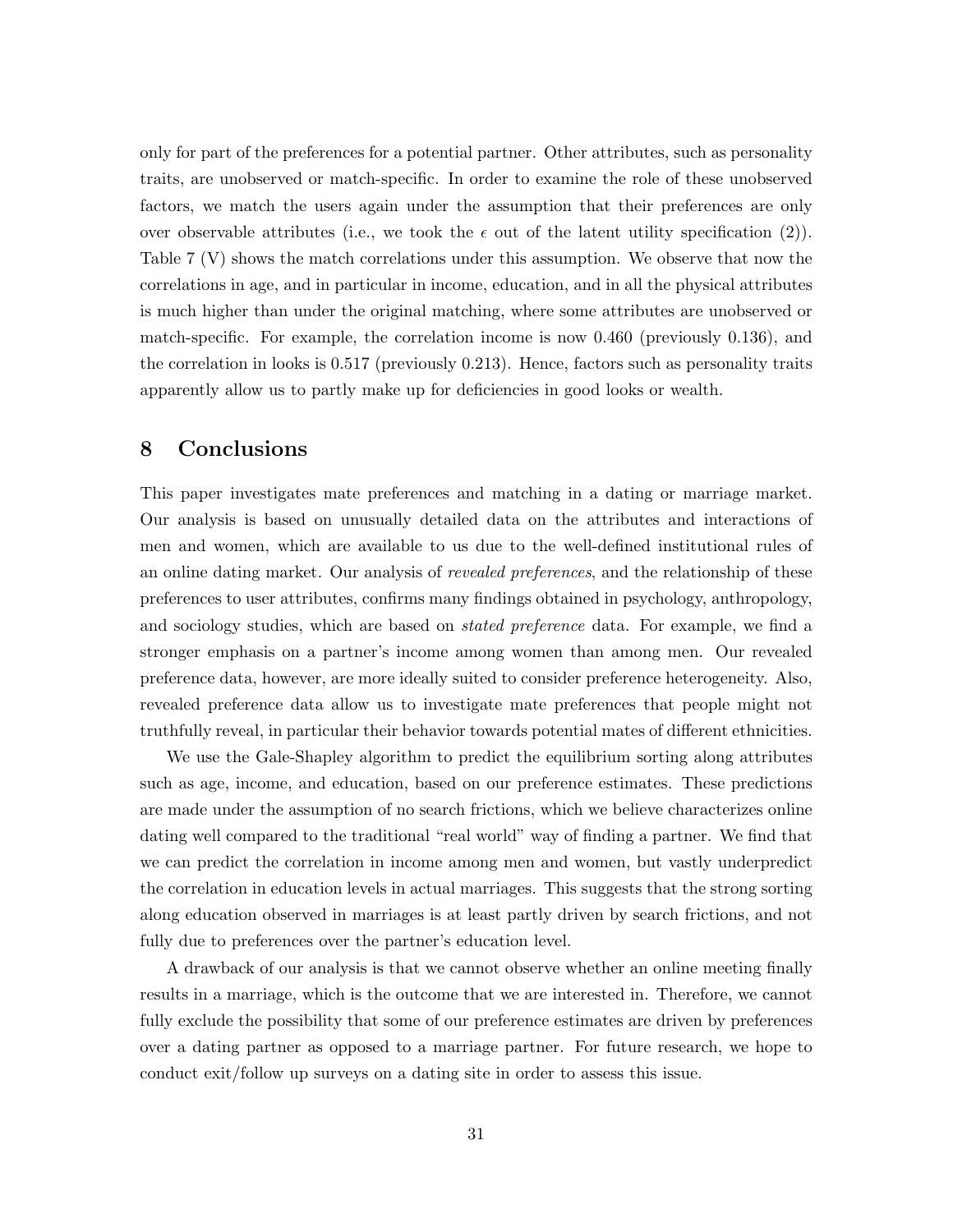only for part of the preferences for a potential partner. Other attributes, such as personality traits, are unobserved or match-specific. In order to examine the role of these unobserved factors, we match the users again under the assumption that their preferences are only over observable attributes (i.e., we took the $\epsilon$ out of the latent utility specification (2)). Table 7 (V) shows the match correlations under this assumption. We observe that now the correlations in age, and in particular in income, education, and in all the physical attributes is much higher than under the original matching, where some attributes are unobserved or match-specific. For example, the correlation income is now 0.460 (previously 0.136), and the correlation in looks is 0.517 (previously 0.213). Hence, factors such as personality traits apparently allow us to partly make up for deficiencies in good looks or wealth.

## 8 Conclusions

This paper investigates mate preferences and matching in a dating or marriage market. Our analysis is based on unusually detailed data on the attributes and interactions of men and women, which are available to us due to the well-defined institutional rules of an online dating market. Our analysis of *revealed preferences*, and the relationship of these preferences to user attributes, confirms many findings obtained in psychology, anthropology, and sociology studies, which are based on *stated preference* data. For example, we find a stronger emphasis on a partner's income among women than among men. Our revealed preference data, however, are more ideally suited to consider preference heterogeneity. Also, revealed preference data allow us to investigate mate preferences that people might not truthfully reveal, in particular their behavior towards potential mates of different ethnicities.

We use the Gale-Shapley algorithm to predict the equilibrium sorting along attributes such as age, income, and education, based on our preference estimates. These predictions are made under the assumption of no search frictions, which we believe characterizes online dating well compared to the traditional "real world" way of finding a partner. We find that we can predict the correlation in income among men and women, but vastly underpredict the correlation in education levels in actual marriages. This suggests that the strong sorting along education observed in marriages is at least partly driven by search frictions, and not fully due to preferences over the partner's education level.

A drawback of our analysis is that we cannot observe whether an online meeting finally results in a marriage, which is the outcome that we are interested in. Therefore, we cannot fully exclude the possibility that some of our preference estimates are driven by preferences over a dating partner as opposed to a marriage partner. For future research, we hope to conduct exit/follow up surveys on a dating site in order to assess this issue.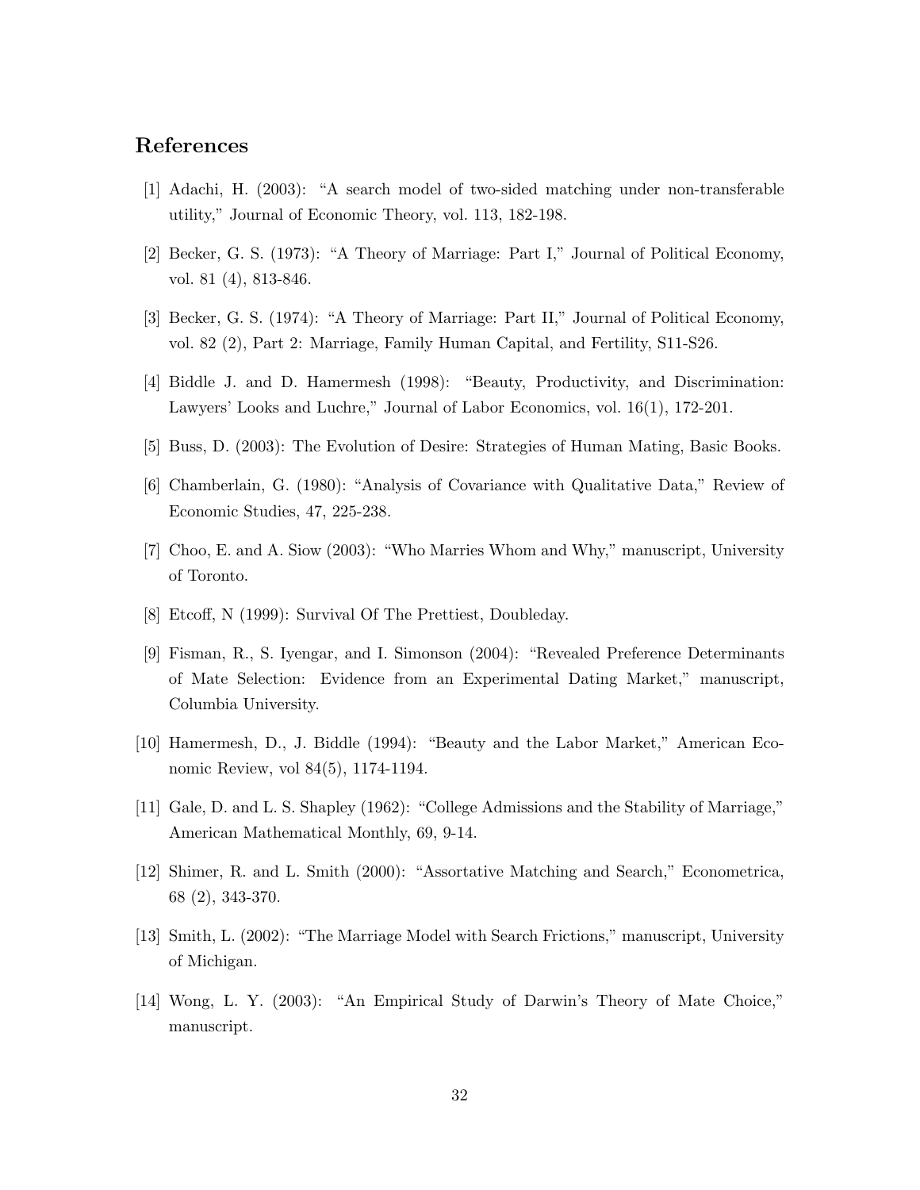## References

[1] Adachi, H. (2003): "A search model of two-sided matching under non-transferable utility," Journal of Economic Theory, vol. 113, 182-198.

[2] Becker, G. S. (1973): "A Theory of Marriage: Part I," Journal of Political Economy, vol. 81 (4), 813-846.

[3] Becker, G. S. (1974): "A Theory of Marriage: Part II," Journal of Political Economy, vol. 82 (2), Part 2: Marriage, Family Human Capital, and Fertility, S11-S26.

[4] Biddle J. and D. Hamermesh (1998): "Beauty, Productivity, and Discrimination: Lawyers' Looks and Luchre," Journal of Labor Economics, vol. 16(1), 172-201.

[5] Buss, D. (2003): The Evolution of Desire: Strategies of Human Mating, Basic Books.

[6] Chamberlain, G. (1980): "Analysis of Covariance with Qualitative Data," Review of Economic Studies, 47, 225-238.

[7] Choo, E. and A. Siow (2003): "Who Marries Whom and Why," manuscript, University of Toronto.

[8] Etcoff, N (1999): Survival Of The Prettiest, Doubleday.

[9] Fisman, R., S. Iyengar, and I. Simonson (2004): "Revealed Preference Determinants of Mate Selection: Evidence from an Experimental Dating Market," manuscript, Columbia University.

[10] Hamermesh, D., J. Biddle (1994): "Beauty and the Labor Market," American Economic Review, vol 84(5), 1174-1194.

[11] Gale, D. and L. S. Shapley (1962): "College Admissions and the Stability of Marriage," American Mathematical Monthly, 69, 9-14.

[12] Shimer, R. and L. Smith (2000): "Assortative Matching and Search," Econometrica, 68 (2), 343-370.

[13] Smith, L. (2002): "The Marriage Model with Search Frictions," manuscript, University of Michigan.

[14] Wong, L. Y. (2003): "An Empirical Study of Darwin's Theory of Mate Choice," manuscript.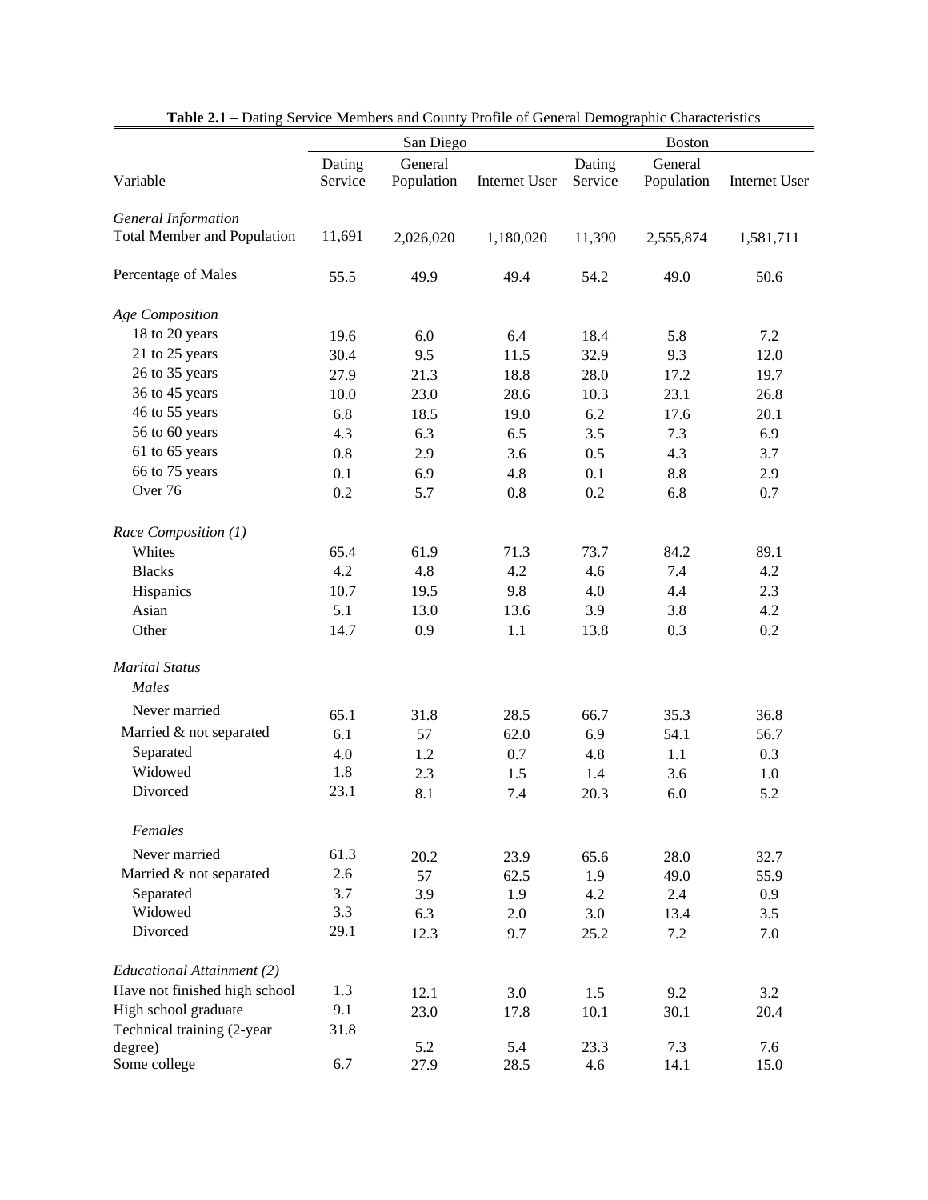**Table 2.1** – Dating Service Members and County Profile of General Demographic Characteristics

| Variable | San Diego | | | Boston | | |
|---|---|---|---|---|---|---|
| | Dating Service | General Population | Internet User | Dating Service | General Population | Internet User |
| *General Information* | | | | | | |
| Total Member and Population | 11,691 | 2,026,020 | 1,180,020 | 11,390 | 2,555,874 | 1,581,711 |
| Percentage of Males | 55.5 | 49.9 | 49.4 | 54.2 | 49.0 | 50.6 |
| *Age Composition* | | | | | | |
| 18 to 20 years | 19.6 | 6.0 | 6.4 | 18.4 | 5.8 | 7.2 |
| 21 to 25 years | 30.4 | 9.5 | 11.5 | 32.9 | 9.3 | 12.0 |
| 26 to 35 years | 27.9 | 21.3 | 18.8 | 28.0 | 17.2 | 19.7 |
| 36 to 45 years | 10.0 | 23.0 | 28.6 | 10.3 | 23.1 | 26.8 |
| 46 to 55 years | 6.8 | 18.5 | 19.0 | 6.2 | 17.6 | 20.1 |
| 56 to 60 years | 4.3 | 6.3 | 6.5 | 3.5 | 7.3 | 6.9 |
| 61 to 65 years | 0.8 | 2.9 | 3.6 | 0.5 | 4.3 | 3.7 |
| 66 to 75 years | 0.1 | 6.9 | 4.8 | 0.1 | 8.8 | 2.9 |
| Over 76 | 0.2 | 5.7 | 0.8 | 0.2 | 6.8 | 0.7 |
| *Race Composition (1)* | | | | | | |
| Whites | 65.4 | 61.9 | 71.3 | 73.7 | 84.2 | 89.1 |
| Blacks | 4.2 | 4.8 | 4.2 | 4.6 | 7.4 | 4.2 |
| Hispanics | 10.7 | 19.5 | 9.8 | 4.0 | 4.4 | 2.3 |
| Asian | 5.1 | 13.0 | 13.6 | 3.9 | 3.8 | 4.2 |
| Other | 14.7 | 0.9 | 1.1 | 13.8 | 0.3 | 0.2 |
| *Marital Status* | | | | | | |
| *Males* | | | | | | |
| Never married | 65.1 | 31.8 | 28.5 | 66.7 | 35.3 | 36.8 |
| Married & not separated | 6.1 | 57 | 62.0 | 6.9 | 54.1 | 56.7 |
| Separated | 4.0 | 1.2 | 0.7 | 4.8 | 1.1 | 0.3 |
| Widowed | 1.8 | 2.3 | 1.5 | 1.4 | 3.6 | 1.0 |
| Divorced | 23.1 | 8.1 | 7.4 | 20.3 | 6.0 | 5.2 |
| *Females* | | | | | | |
| Never married | 61.3 | 20.2 | 23.9 | 65.6 | 28.0 | 32.7 |
| Married & not separated | 2.6 | 57 | 62.5 | 1.9 | 49.0 | 55.9 |
| Separated | 3.7 | 3.9 | 1.9 | 4.2 | 2.4 | 0.9 |
| Widowed | 3.3 | 6.3 | 2.0 | 3.0 | 13.4 | 3.5 |
| Divorced | 29.1 | 12.3 | 9.7 | 25.2 | 7.2 | 7.0 |
| *Educational Attainment (2)* | | | | | | |
| Have not finished high school | 1.3 | 12.1 | 3.0 | 1.5 | 9.2 | 3.2 |
| High school graduate | 9.1 | 23.0 | 17.8 | 10.1 | 30.1 | 20.4 |
| Technical training (2-year degree) | 31.8 | 5.2 | 5.4 | 23.3 | 7.3 | 7.6 |
| Some college | 6.7 | 27.9 | 28.5 | 4.6 | 14.1 | 15.0 |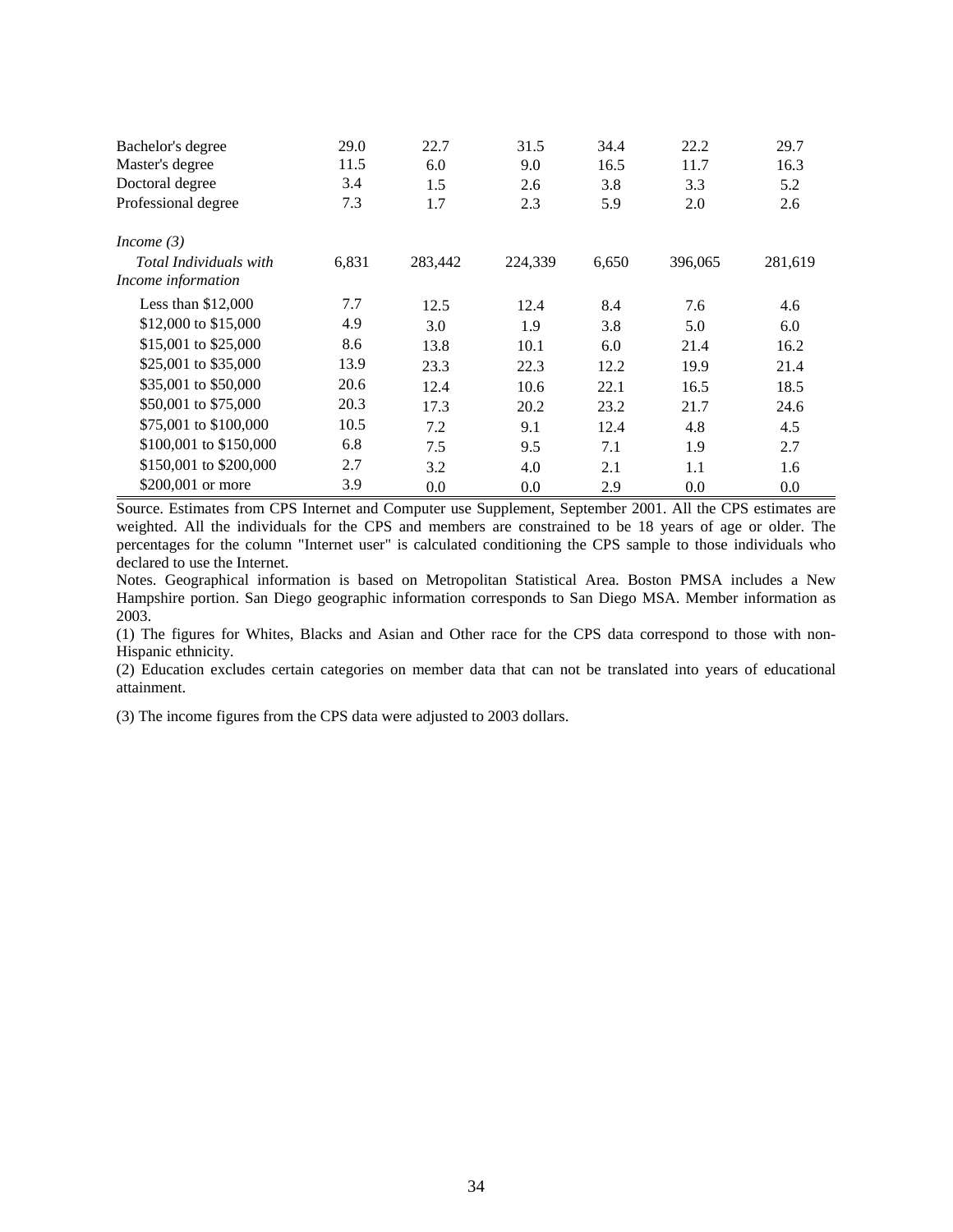| | | | | | | |
|---|---|---|---|---|---|---|
| Bachelor's degree | 29.0 | 22.7 | 31.5 | 34.4 | 22.2 | 29.7 |
| Master's degree | 11.5 | 6.0 | 9.0 | 16.5 | 11.7 | 16.3 |
| Doctoral degree | 3.4 | 1.5 | 2.6 | 3.8 | 3.3 | 5.2 |
| Professional degree | 7.3 | 1.7 | 2.3 | 5.9 | 2.0 | 2.6 |
| *Income (3)* | | | | | | |
| *Total Individuals with Income information* | 6,831 | 283,442 | 224,339 | 6,650 | 396,065 | 281,619 |
| Less than $12,000 | 7.7 | 12.5 | 12.4 | 8.4 | 7.6 | 4.6 |
| $12,000 to $15,000 | 4.9 | 3.0 | 1.9 | 3.8 | 5.0 | 6.0 |
| $15,001 to $25,000 | 8.6 | 13.8 | 10.1 | 6.0 | 21.4 | 16.2 |
| $25,001 to $35,000 | 13.9 | 23.3 | 22.3 | 12.2 | 19.9 | 21.4 |
| $35,001 to $50,000 | 20.6 | 12.4 | 10.6 | 22.1 | 16.5 | 18.5 |
| $50,001 to $75,000 | 20.3 | 17.3 | 20.2 | 23.2 | 21.7 | 24.6 |
| $75,001 to $100,000 | 10.5 | 7.2 | 9.1 | 12.4 | 4.8 | 4.5 |
| $100,001 to $150,000 | 6.8 | 7.5 | 9.5 | 7.1 | 1.9 | 2.7 |
| $150,001 to $200,000 | 2.7 | 3.2 | 4.0 | 2.1 | 1.1 | 1.6 |
| $200,001 or more | 3.9 | 0.0 | 0.0 | 2.9 | 0.0 | 0.0 |

Source. Estimates from CPS Internet and Computer use Supplement, September 2001. All the CPS estimates are weighted. All the individuals for the CPS and members are constrained to be 18 years of age or older. The percentages for the column "Internet user" is calculated conditioning the CPS sample to those individuals who declared to use the Internet.

Notes. Geographical information is based on Metropolitan Statistical Area. Boston PMSA includes a New Hampshire portion. San Diego geographic information corresponds to San Diego MSA. Member information as 2003.

(1) The figures for Whites, Blacks and Asian and Other race for the CPS data correspond to those with non-Hispanic ethnicity.

(2) Education excludes certain categories on member data that can not be translated into years of educational attainment.

(3) The income figures from the CPS data were adjusted to 2003 dollars.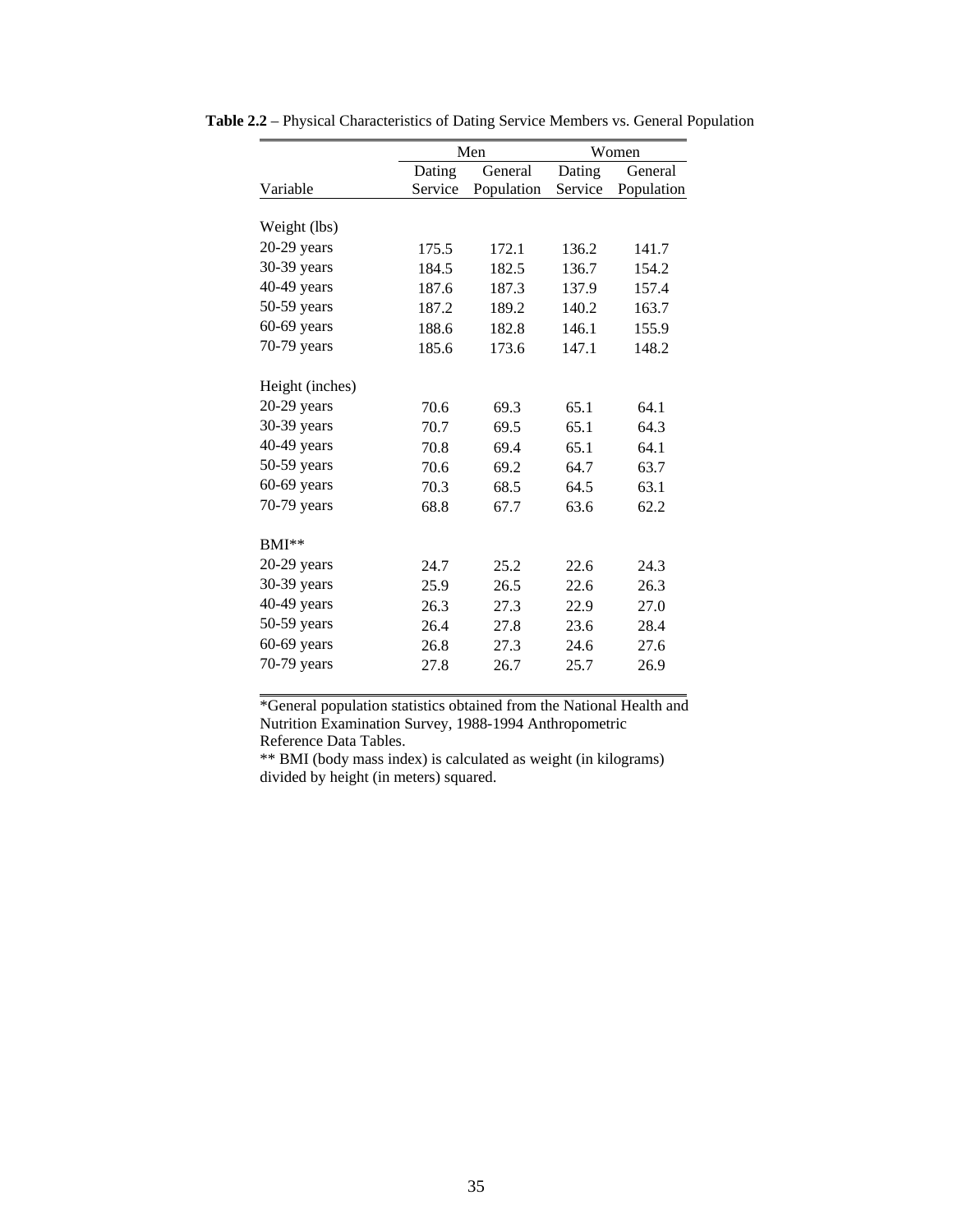**Table 2.2** – Physical Characteristics of Dating Service Members vs. General Population

| | Men | | Women | |
|---|---|---|---|---|
| Variable | Dating Service | General Population | Dating Service | General Population |
| Weight (lbs) | | | | |
| 20-29 years | 175.5 | 172.1 | 136.2 | 141.7 |
| 30-39 years | 184.5 | 182.5 | 136.7 | 154.2 |
| 40-49 years | 187.6 | 187.3 | 137.9 | 157.4 |
| 50-59 years | 187.2 | 189.2 | 140.2 | 163.7 |
| 60-69 years | 188.6 | 182.8 | 146.1 | 155.9 |
| 70-79 years | 185.6 | 173.6 | 147.1 | 148.2 |
| Height (inches) | | | | |
| 20-29 years | 70.6 | 69.3 | 65.1 | 64.1 |
| 30-39 years | 70.7 | 69.5 | 65.1 | 64.3 |
| 40-49 years | 70.8 | 69.4 | 65.1 | 64.1 |
| 50-59 years | 70.6 | 69.2 | 64.7 | 63.7 |
| 60-69 years | 70.3 | 68.5 | 64.5 | 63.1 |
| 70-79 years | 68.8 | 67.7 | 63.6 | 62.2 |
| BMI** | | | | |
| 20-29 years | 24.7 | 25.2 | 22.6 | 24.3 |
| 30-39 years | 25.9 | 26.5 | 22.6 | 26.3 |
| 40-49 years | 26.3 | 27.3 | 22.9 | 27.0 |
| 50-59 years | 26.4 | 27.8 | 23.6 | 28.4 |
| 60-69 years | 26.8 | 27.3 | 24.6 | 27.6 |
| 70-79 years | 27.8 | 26.7 | 25.7 | 26.9 |

*General population statistics obtained from the National Health and Nutrition Examination Survey, 1988-1994 Anthropometric Reference Data Tables.

** BMI (body mass index) is calculated as weight (in kilograms) divided by height (in meters) squared.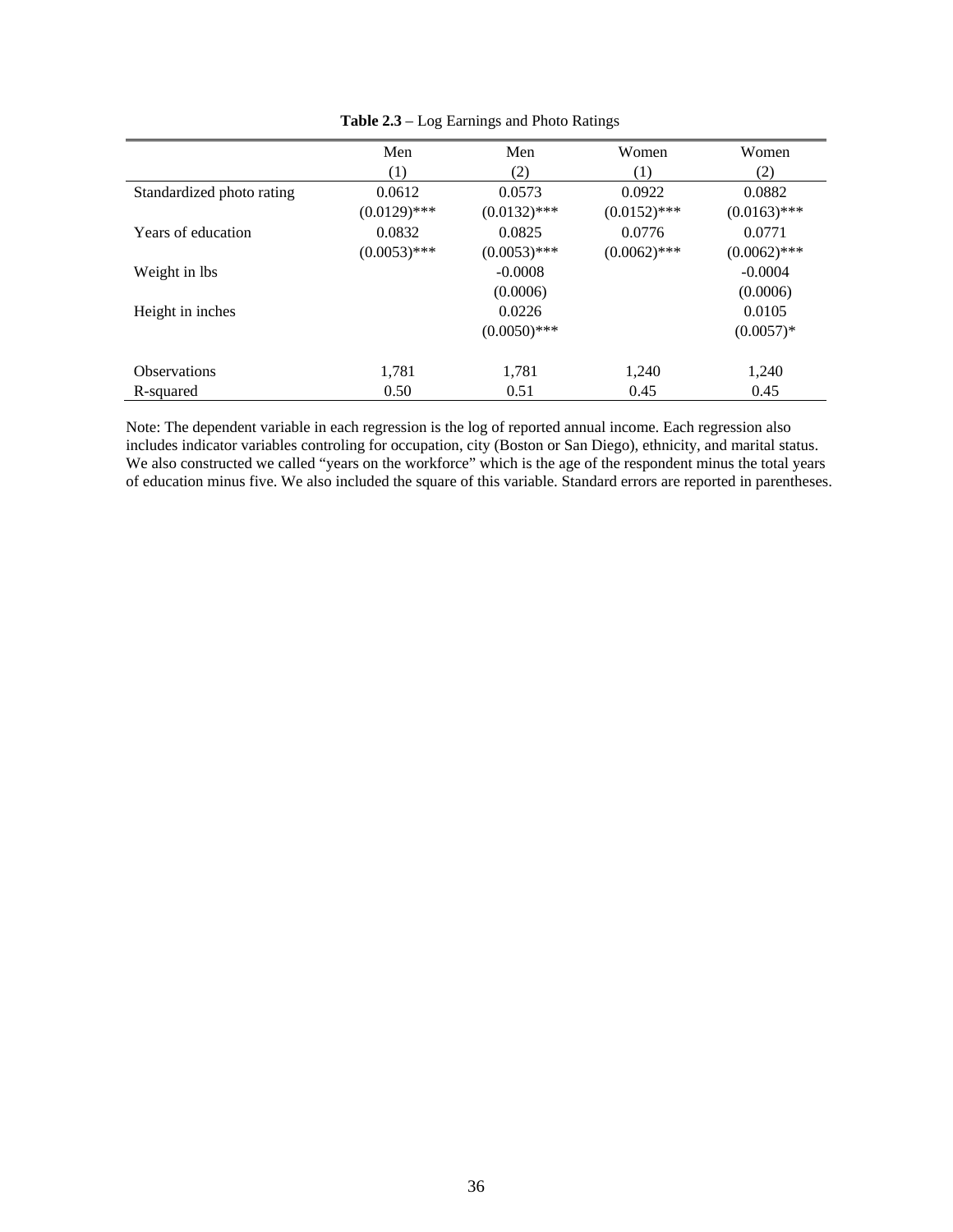**Table 2.3** – Log Earnings and Photo Ratings

| | Men | Men | Women | Women |
|---|---|---|---|---|
| | (1) | (2) | (1) | (2) |
| Standardized photo rating | 0.0612 | 0.0573 | 0.0922 | 0.0882 |
| | (0.0129)*** | (0.0132)*** | (0.0152)*** | (0.0163)*** |
| Years of education | 0.0832 | 0.0825 | 0.0776 | 0.0771 |
| | (0.0053)*** | (0.0053)*** | (0.0062)*** | (0.0062)*** |
| Weight in lbs | | -0.0008 | | -0.0004 |
| | | (0.0006) | | (0.0006) |
| Height in inches | | 0.0226 | | 0.0105 |
| | | (0.0050)*** | | (0.0057)* |
| Observations | 1,781 | 1,781 | 1,240 | 1,240 |
| R-squared | 0.50 | 0.51 | 0.45 | 0.45 |

Note: The dependent variable in each regression is the log of reported annual income. Each regression also includes indicator variables controling for occupation, city (Boston or San Diego), ethnicity, and marital status. We also constructed we called "years on the workforce" which is the age of the respondent minus the total years of education minus five. We also included the square of this variable. Standard errors are reported in parentheses.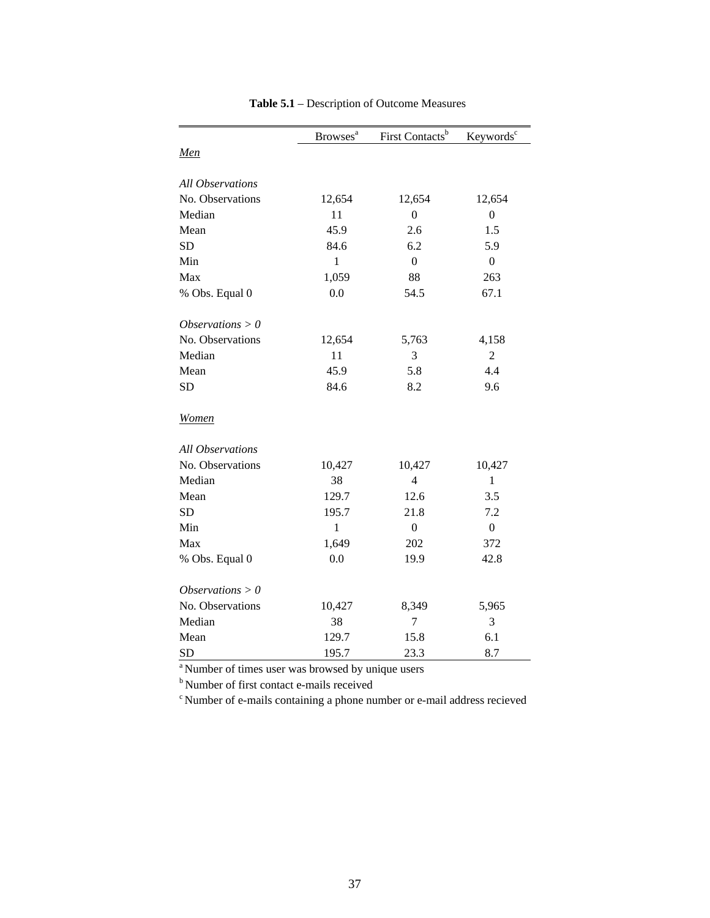**Table 5.1** – Description of Outcome Measures

| | Browses[a] | First Contacts[b] | Keywords[c] |
|---|---|---|---|
| *Men* | | | |
| *All Observations* | | | |
| No. Observations | 12,654 | 12,654 | 12,654 |
| Median | 11 | 0 | 0 |
| Mean | 45.9 | 2.6 | 1.5 |
| SD | 84.6 | 6.2 | 5.9 |
| Min | 1 | 0 | 0 |
| Max | 1,059 | 88 | 263 |
| % Obs. Equal 0 | 0.0 | 54.5 | 67.1 |
| *Observations > 0* | | | |
| No. Observations | 12,654 | 5,763 | 4,158 |
| Median | 11 | 3 | 2 |
| Mean | 45.9 | 5.8 | 4.4 |
| SD | 84.6 | 8.2 | 9.6 |
| *Women* | | | |
| *All Observations* | | | |
| No. Observations | 10,427 | 10,427 | 10,427 |
| Median | 38 | 4 | 1 |
| Mean | 129.7 | 12.6 | 3.5 |
| SD | 195.7 | 21.8 | 7.2 |
| Min | 1 | 0 | 0 |
| Max | 1,649 | 202 | 372 |
| % Obs. Equal 0 | 0.0 | 19.9 | 42.8 |
| *Observations > 0* | | | |
| No. Observations | 10,427 | 8,349 | 5,965 |
| Median | 38 | 7 | 3 |
| Mean | 129.7 | 15.8 | 6.1 |
| SD | 195.7 | 23.3 | 8.7 |

[a] Number of times user was browsed by unique users

[b] Number of first contact e-mails received

[c] Number of e-mails containing a phone number or e-mail address recieved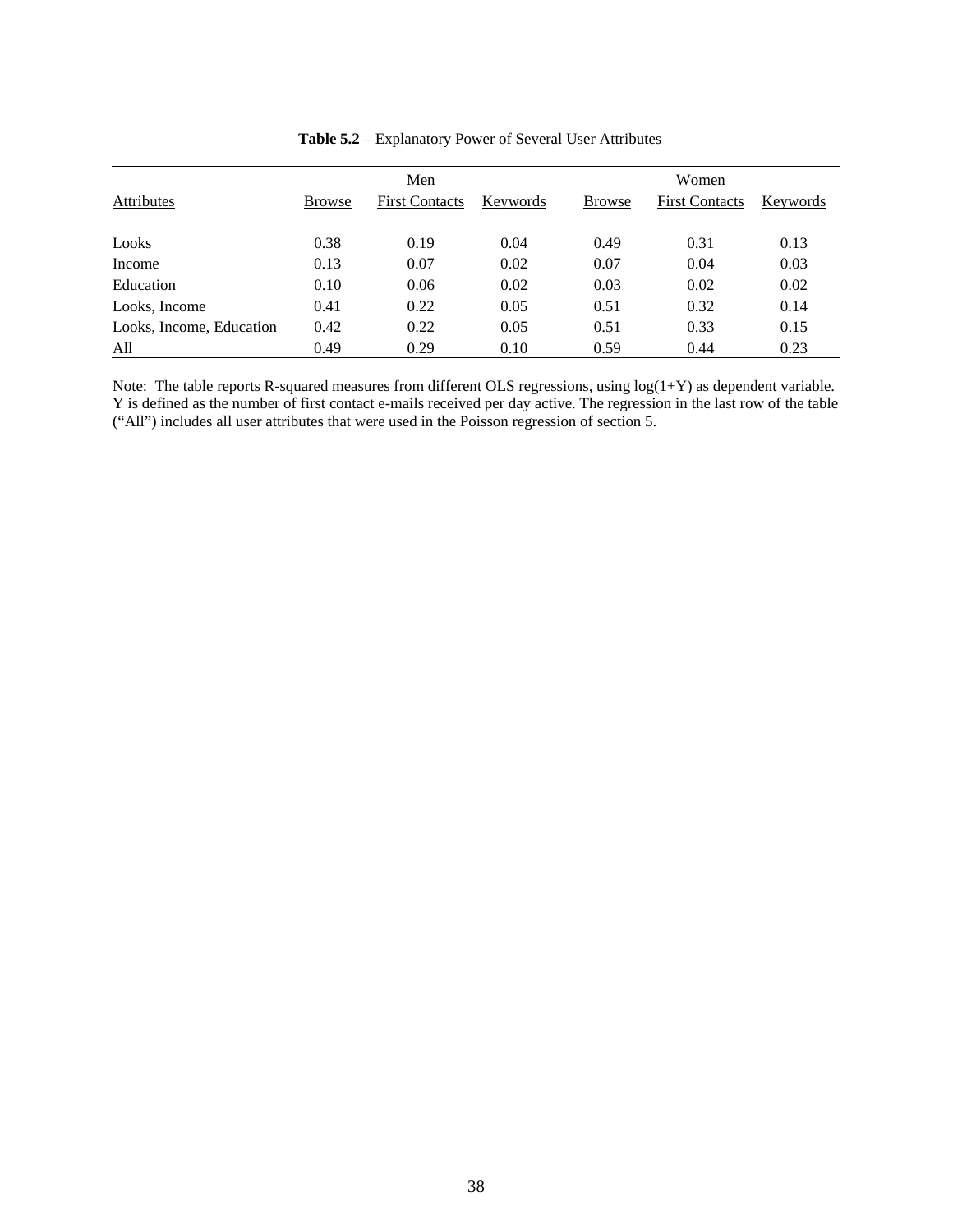**Table 5.2** – Explanatory Power of Several User Attributes

| | Men | | | Women | | |
|---|---|---|---|---|---|---|
| Attributes | Browse | First Contacts | Keywords | Browse | First Contacts | Keywords |
| Looks | 0.38 | 0.19 | 0.04 | 0.49 | 0.31 | 0.13 |
| Income | 0.13 | 0.07 | 0.02 | 0.07 | 0.04 | 0.03 |
| Education | 0.10 | 0.06 | 0.02 | 0.03 | 0.02 | 0.02 |
| Looks, Income | 0.41 | 0.22 | 0.05 | 0.51 | 0.32 | 0.14 |
| Looks, Income, Education | 0.42 | 0.22 | 0.05 | 0.51 | 0.33 | 0.15 |
| All | 0.49 | 0.29 | 0.10 | 0.59 | 0.44 | 0.23 |

Note: The table reports R-squared measures from different OLS regressions, using log(1+Y) as dependent variable. Y is defined as the number of first contact e-mails received per day active. The regression in the last row of the table ("All") includes all user attributes that were used in the Poisson regression of section 5.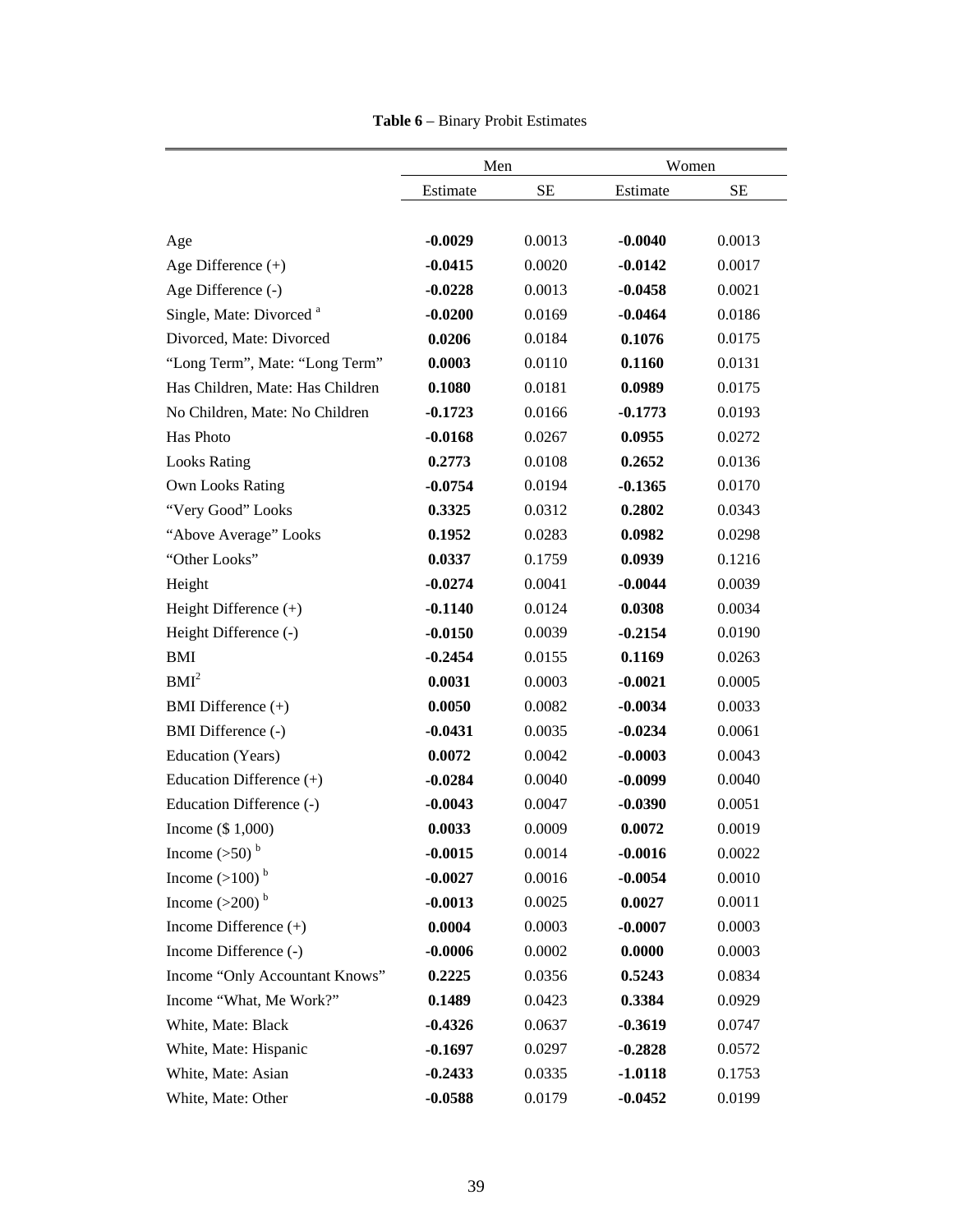**Table 6** – Binary Probit Estimates

| | Men | | Women | |
|---|---|---|---|---|
| | Estimate | SE | Estimate | SE |
| Age | **-0.0029** | 0.0013 | **-0.0040** | 0.0013 |
| Age Difference (+) | **-0.0415** | 0.0020 | **-0.0142** | 0.0017 |
| Age Difference (-) | **-0.0228** | 0.0013 | **-0.0458** | 0.0021 |
| Single, Mate: Divorced [a] | **-0.0200** | 0.0169 | **-0.0464** | 0.0186 |
| Divorced, Mate: Divorced | **0.0206** | 0.0184 | **0.1076** | 0.0175 |
| "Long Term", Mate: "Long Term" | **0.0003** | 0.0110 | **0.1160** | 0.0131 |
| Has Children, Mate: Has Children | **0.1080** | 0.0181 | **0.0989** | 0.0175 |
| No Children, Mate: No Children | **-0.1723** | 0.0166 | **-0.1773** | 0.0193 |
| Has Photo | **-0.0168** | 0.0267 | **0.0955** | 0.0272 |
| Looks Rating | **0.2773** | 0.0108 | **0.2652** | 0.0136 |
| Own Looks Rating | **-0.0754** | 0.0194 | **-0.1365** | 0.0170 |
| "Very Good" Looks | **0.3325** | 0.0312 | **0.2802** | 0.0343 |
| "Above Average" Looks | **0.1952** | 0.0283 | **0.0982** | 0.0298 |
| "Other Looks" | **0.0337** | 0.1759 | **0.0939** | 0.1216 |
| Height | **-0.0274** | 0.0041 | **-0.0044** | 0.0039 |
| Height Difference (+) | **-0.1140** | 0.0124 | **0.0308** | 0.0034 |
| Height Difference (-) | **-0.0150** | 0.0039 | **-0.2154** | 0.0190 |
| BMI | **-0.2454** | 0.0155 | **0.1169** | 0.0263 |
| $BMI^2$ | **0.0031** | 0.0003 | **-0.0021** | 0.0005 |
| BMI Difference (+) | **0.0050** | 0.0082 | **-0.0034** | 0.0033 |
| BMI Difference (-) | **-0.0431** | 0.0035 | **-0.0234** | 0.0061 |
| Education (Years) | **0.0072** | 0.0042 | **-0.0003** | 0.0043 |
| Education Difference (+) | **-0.0284** | 0.0040 | **-0.0099** | 0.0040 |
| Education Difference (-) | **-0.0043** | 0.0047 | **-0.0390** | 0.0051 |
| Income ($ 1,000) | **0.0033** | 0.0009 | **0.0072** | 0.0019 |
| Income (>50) [b] | **-0.0015** | 0.0014 | **-0.0016** | 0.0022 |
| Income (>100) [b] | **-0.0027** | 0.0016 | **-0.0054** | 0.0010 |
| Income (>200) [b] | **-0.0013** | 0.0025 | **0.0027** | 0.0011 |
| Income Difference (+) | **0.0004** | 0.0003 | **-0.0007** | 0.0003 |
| Income Difference (-) | **-0.0006** | 0.0002 | **0.0000** | 0.0003 |
| Income "Only Accountant Knows" | **0.2225** | 0.0356 | **0.5243** | 0.0834 |
| Income "What, Me Work?" | **0.1489** | 0.0423 | **0.3384** | 0.0929 |
| White, Mate: Black | **-0.4326** | 0.0637 | **-0.3619** | 0.0747 |
| White, Mate: Hispanic | **-0.1697** | 0.0297 | **-0.2828** | 0.0572 |
| White, Mate: Asian | **-0.2433** | 0.0335 | **-1.0118** | 0.1753 |
| White, Mate: Other | **-0.0588** | 0.0179 | **-0.0452** | 0.0199 |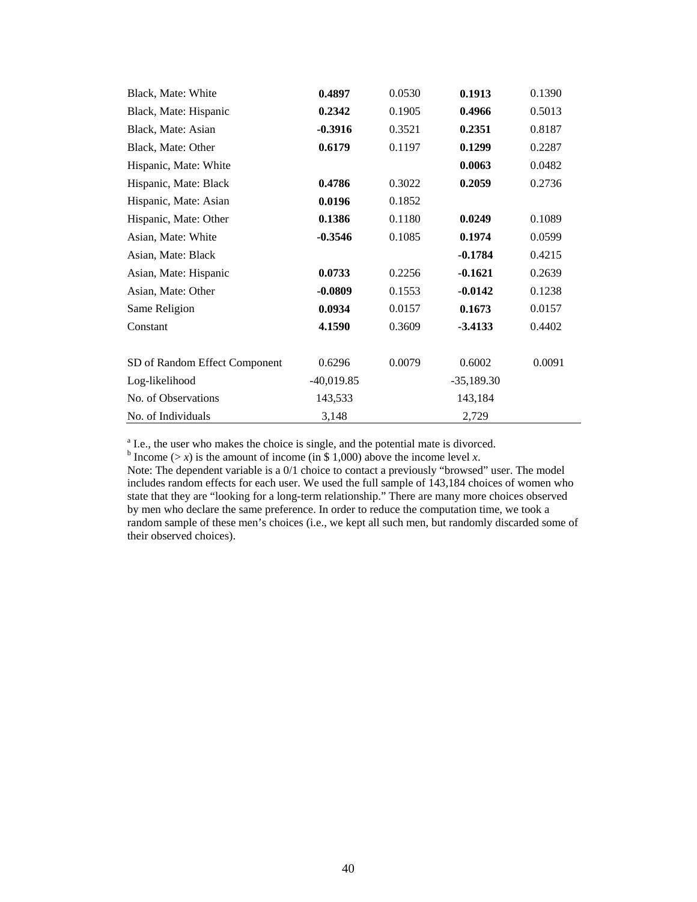| | | | | |
|---|---|---|---|---|
| Black, Mate: White | **0.4897** | 0.0530 | **0.1913** | 0.1390 |
| Black, Mate: Hispanic | **0.2342** | 0.1905 | **0.4966** | 0.5013 |
| Black, Mate: Asian | **-0.3916** | 0.3521 | **0.2351** | 0.8187 |
| Black, Mate: Other | **0.6179** | 0.1197 | **0.1299** | 0.2287 |
| Hispanic, Mate: White | | | **0.0063** | 0.0482 |
| Hispanic, Mate: Black | **0.4786** | 0.3022 | **0.2059** | 0.2736 |
| Hispanic, Mate: Asian | **0.0196** | 0.1852 | | |
| Hispanic, Mate: Other | **0.1386** | 0.1180 | **0.0249** | 0.1089 |
| Asian, Mate: White | **-0.3546** | 0.1085 | **0.1974** | 0.0599 |
| Asian, Mate: Black | | | **-0.1784** | 0.4215 |
| Asian, Mate: Hispanic | **0.0733** | 0.2256 | **-0.1621** | 0.2639 |
| Asian, Mate: Other | **-0.0809** | 0.1553 | **-0.0142** | 0.1238 |
| Same Religion | **0.0934** | 0.0157 | **0.1673** | 0.0157 |
| Constant | **4.1590** | 0.3609 | **-3.4133** | 0.4402 |
| | | | | |
| SD of Random Effect Component | 0.6296 | 0.0079 | 0.6002 | 0.0091 |
| Log-likelihood | -40,019.85 | | -35,189.30 | |
| No. of Observations | 143,533 | | 143,184 | |
| No. of Individuals | 3,148 | | 2,729 | |

[a] I.e., the user who makes the choice is single, and the potential mate is divorced.
[b] Income (> *x*) is the amount of income (in $ 1,000) above the income level *x*.
Note: The dependent variable is a 0/1 choice to contact a previously "browsed" user. The model includes random effects for each user. We used the full sample of 143,184 choices of women who state that they are "looking for a long-term relationship." There are many more choices observed by men who declare the same preference. In order to reduce the computation time, we took a random sample of these men's choices (i.e., we kept all such men, but randomly discarded some of their observed choices).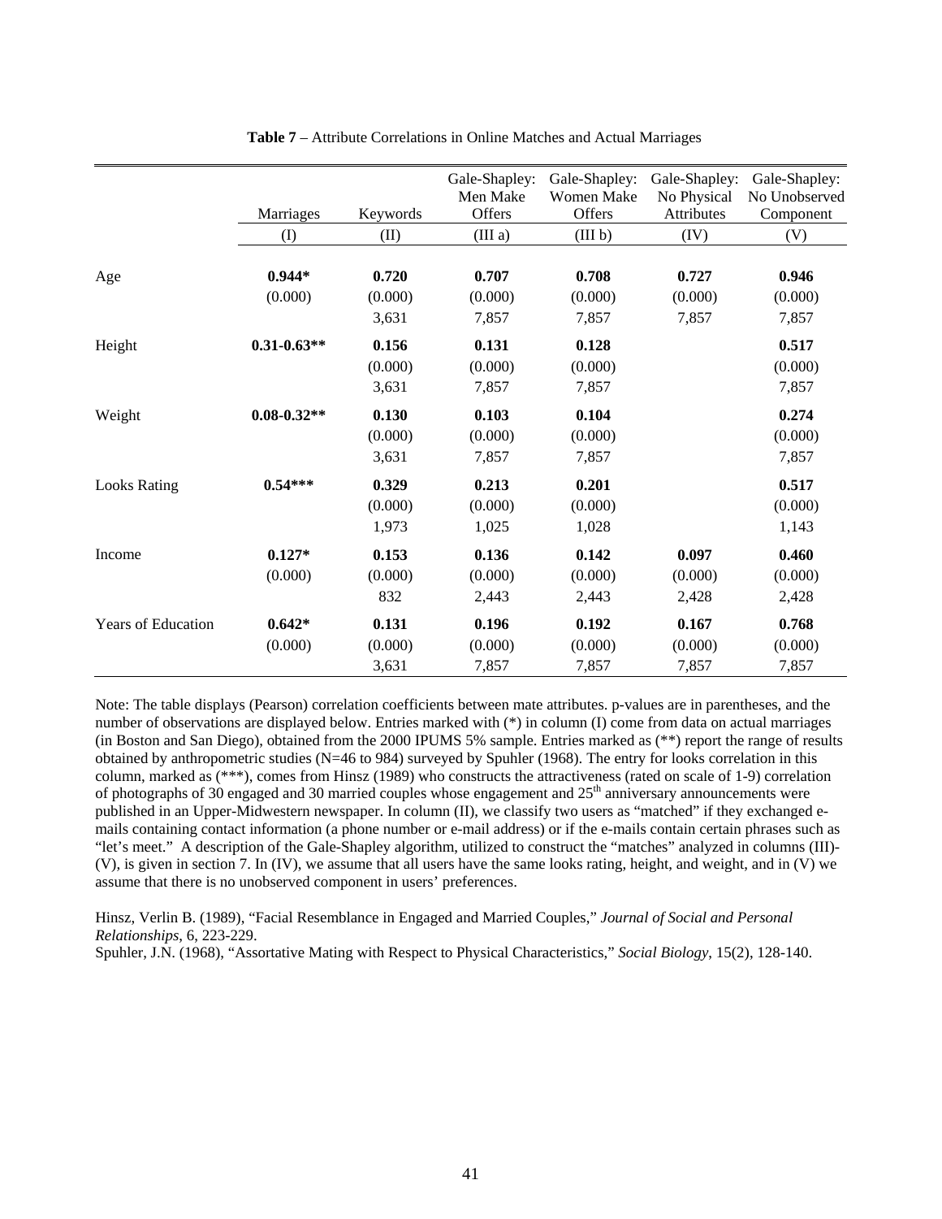**Table 7** – Attribute Correlations in Online Matches and Actual Marriages

| | Marriages | Keywords | Gale-Shapley: Men Make Offers | Gale-Shapley: Women Make Offers | Gale-Shapley: No Physical Attributes | Gale-Shapley: No Unobserved Component |
|---|---|---|---|---|---|---|
| | (I) | (II) | (III a) | (III b) | (IV) | (V) |
| Age | **0.944*** | **0.720** | **0.707** | **0.708** | **0.727** | **0.946** |
| | (0.000) | (0.000) | (0.000) | (0.000) | (0.000) | (0.000) |
| | | 3,631 | 7,857 | 7,857 | 7,857 | 7,857 |
| Height | **0.31-0.63**** | **0.156** | **0.131** | **0.128** | | **0.517** |
| | | (0.000) | (0.000) | (0.000) | | (0.000) |
| | | 3,631 | 7,857 | 7,857 | | 7,857 |
| Weight | **0.08-0.32**** | **0.130** | **0.103** | **0.104** | | **0.274** |
| | | (0.000) | (0.000) | (0.000) | | (0.000) |
| | | 3,631 | 7,857 | 7,857 | | 7,857 |
| Looks Rating | **0.54***** | **0.329** | **0.213** | **0.201** | | **0.517** |
| | | (0.000) | (0.000) | (0.000) | | (0.000) |
| | | 1,973 | 1,025 | 1,028 | | 1,143 |
| Income | **0.127*** | **0.153** | **0.136** | **0.142** | **0.097** | **0.460** |
| | (0.000) | (0.000) | (0.000) | (0.000) | (0.000) | (0.000) |
| | | 832 | 2,443 | 2,443 | 2,428 | 2,428 |
| Years of Education | **0.642*** | **0.131** | **0.196** | **0.192** | **0.167** | **0.768** |
| | (0.000) | (0.000) | (0.000) | (0.000) | (0.000) | (0.000) |
| | | 3,631 | 7,857 | 7,857 | 7,857 | 7,857 |

Note: The table displays (Pearson) correlation coefficients between mate attributes. p-values are in parentheses, and the number of observations are displayed below. Entries marked with (*) in column (I) come from data on actual marriages (in Boston and San Diego), obtained from the 2000 IPUMS 5% sample. Entries marked as (**) report the range of results obtained by anthropometric studies (N=46 to 984) surveyed by Spuhler (1968). The entry for looks correlation in this column, marked as (***), comes from Hinsz (1989) who constructs the attractiveness (rated on scale of 1-9) correlation of photographs of 30 engaged and 30 married couples whose engagement and 25th anniversary announcements were published in an Upper-Midwestern newspaper. In column (II), we classify two users as "matched" if they exchanged e-mails containing contact information (a phone number or e-mail address) or if the e-mails contain certain phrases such as "let's meet." A description of the Gale-Shapley algorithm, utilized to construct the "matches" analyzed in columns (III)-(V), is given in section 7. In (IV), we assume that all users have the same looks rating, height, and weight, and in (V) we assume that there is no unobserved component in users' preferences.

Hinsz, Verlin B. (1989), "Facial Resemblance in Engaged and Married Couples," *Journal of Social and Personal Relationships*, 6, 223-229.
Spuhler, J.N. (1968), "Assortative Mating with Respect to Physical Characteristics," *Social Biology*, 15(2), 128-140.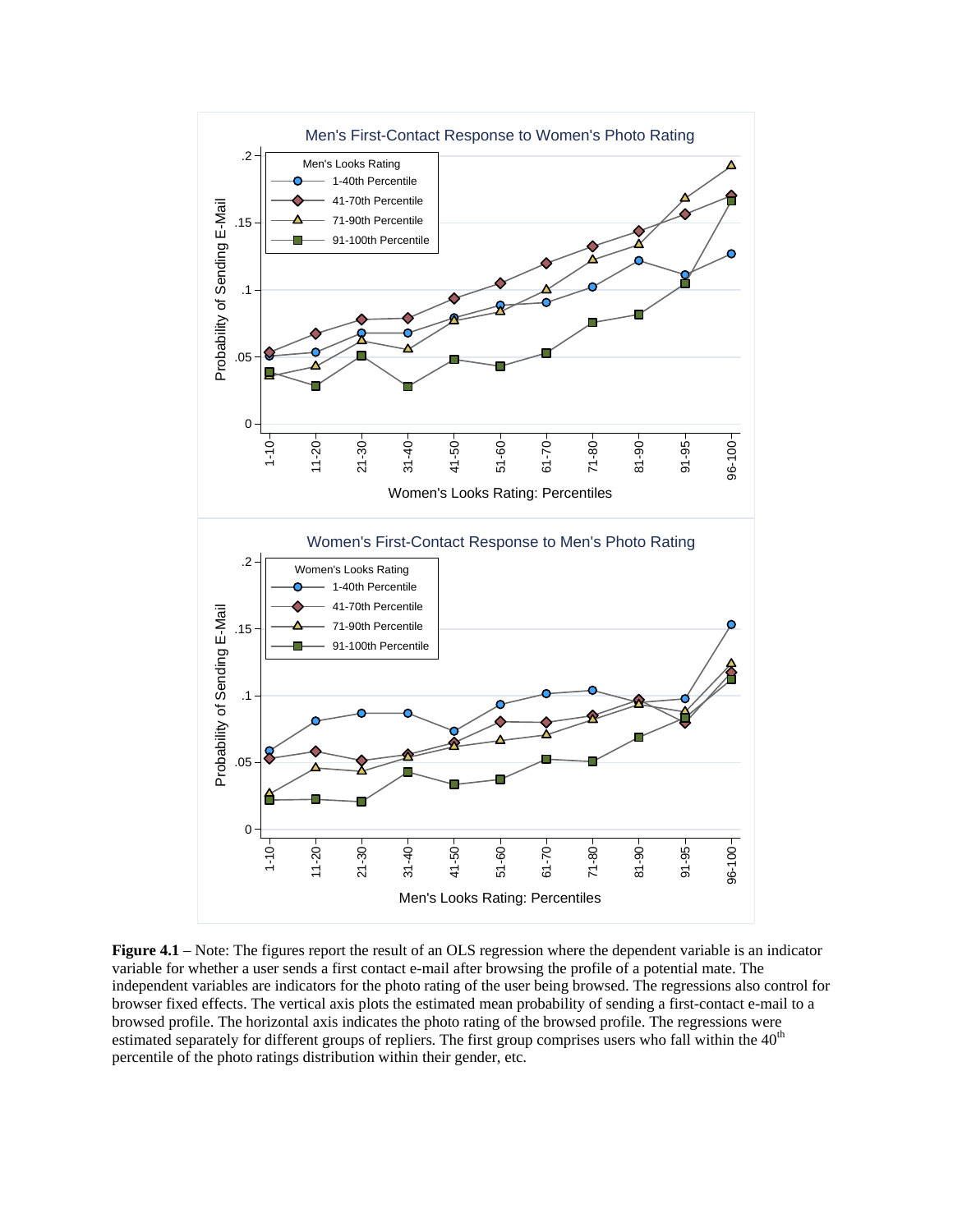**Figure 4.1** – Note: The figures report the result of an OLS regression where the dependent variable is an indicator variable for whether a user sends a first contact e-mail after browsing the profile of a potential mate. The independent variables are indicators for the photo rating of the user being browsed. The regressions also control for browser fixed effects. The vertical axis plots the estimated mean probability of sending a first-contact e-mail to a browsed profile. The horizontal axis indicates the photo rating of the browsed profile. The regressions were estimated separately for different groups of repliers. The first group comprises users who fall within the 40th percentile of the photo ratings distribution within their gender, etc.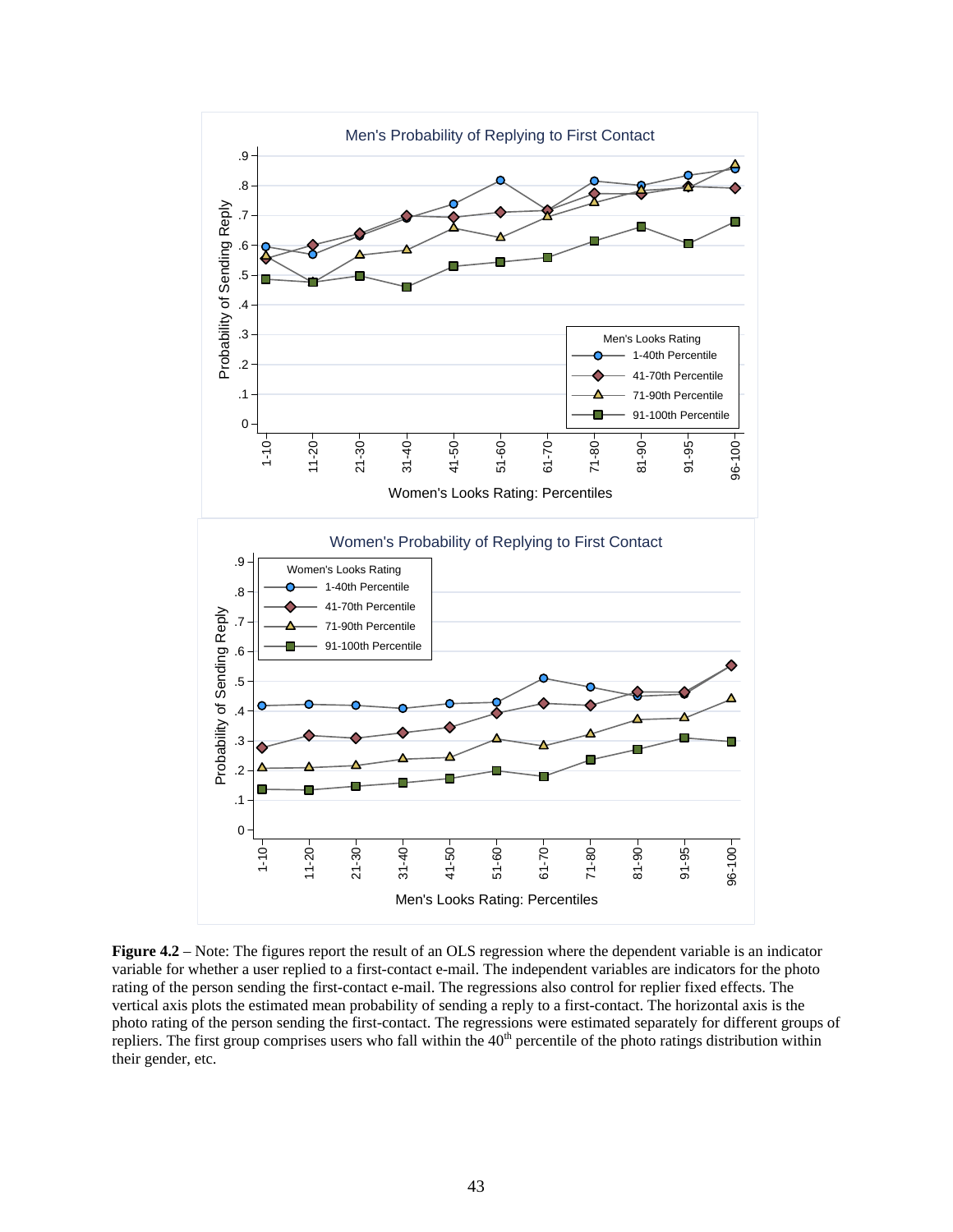**Figure 4.2** – Note: The figures report the result of an OLS regression where the dependent variable is an indicator variable for whether a user replied to a first-contact e-mail. The independent variables are indicators for the photo rating of the person sending the first-contact e-mail. The regressions also control for replier fixed effects. The vertical axis plots the estimated mean probability of sending a reply to a first-contact. The horizontal axis is the photo rating of the person sending the first-contact. The regressions were estimated separately for different groups of repliers. The first group comprises users who fall within the 40th percentile of the photo ratings distribution within their gender, etc.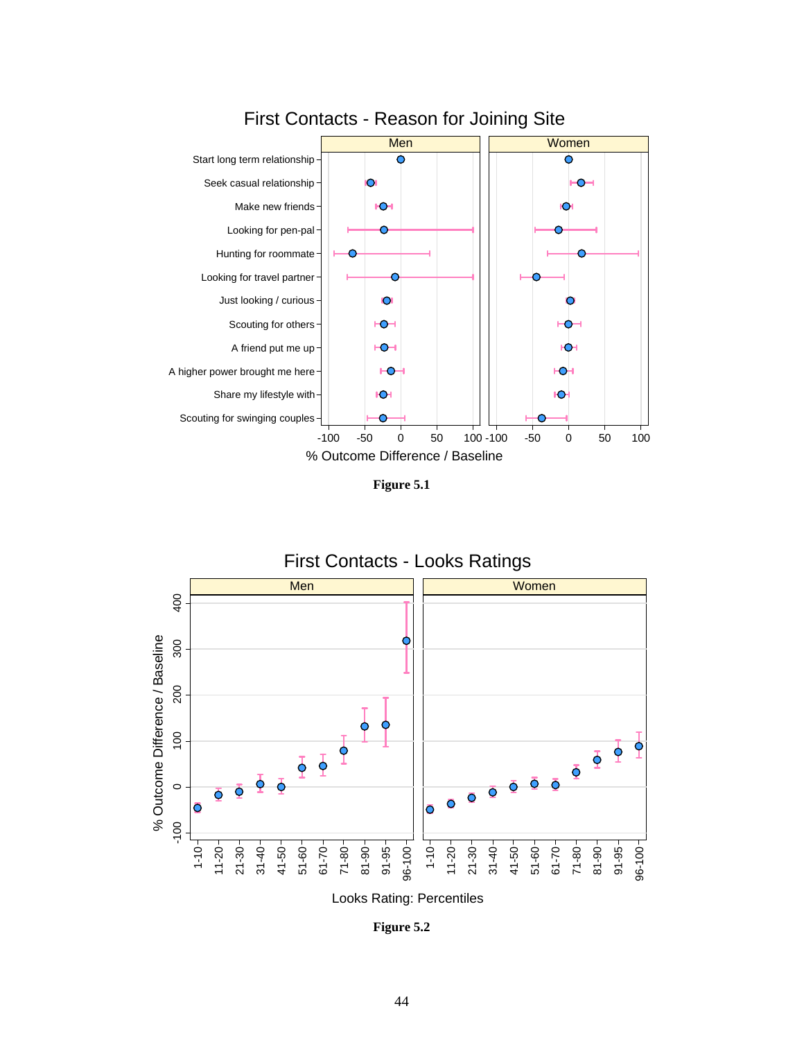**Figure 5.1**

**Figure 5.2**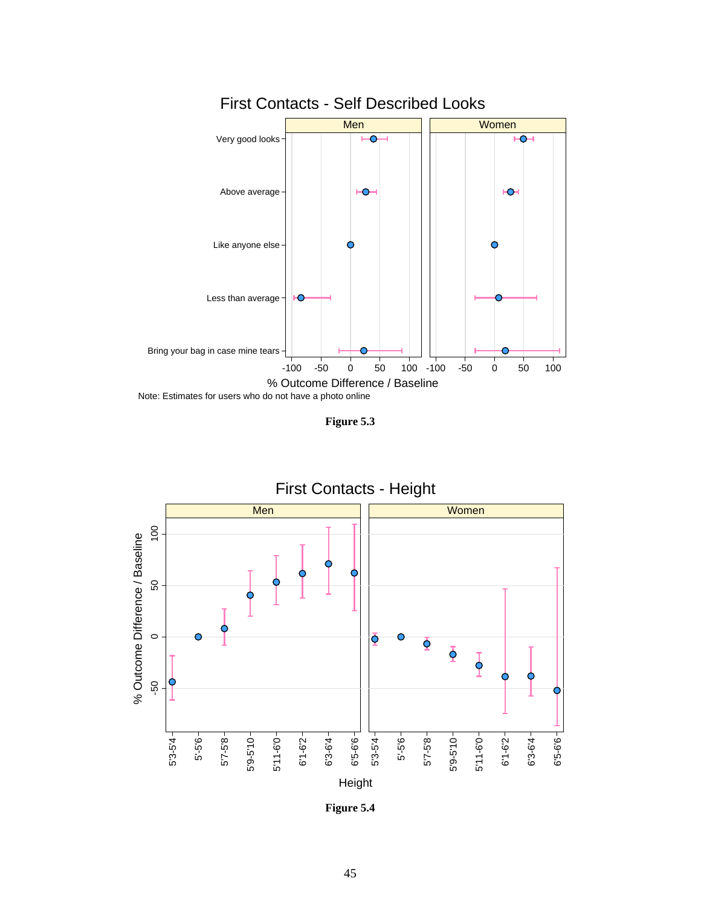First Contacts - Self Described Looks

Note: Estimates for users who do not have a photo online

**Figure 5.3**

First Contacts - Height

**Figure 5.4**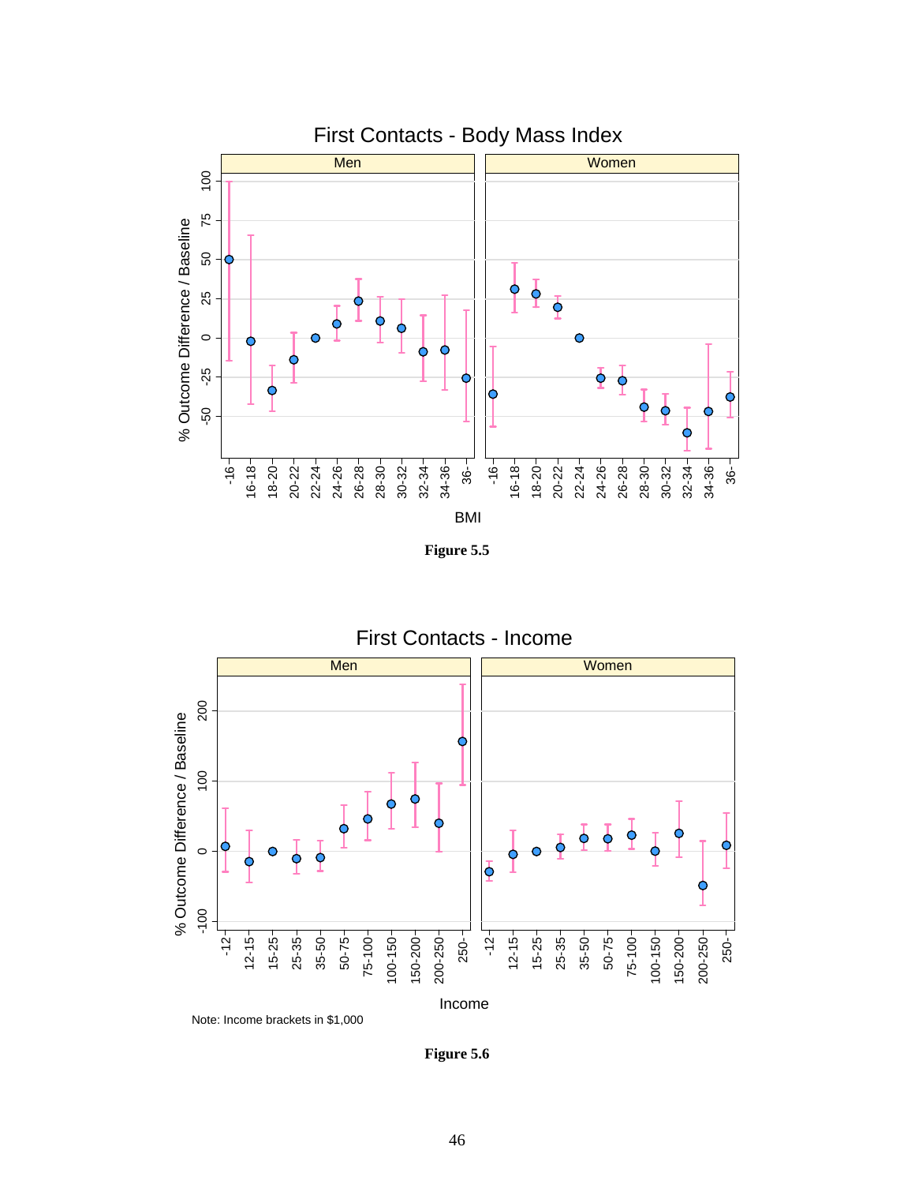**Figure 5.5**

Note: Income brackets in $1,000

**Figure 5.6**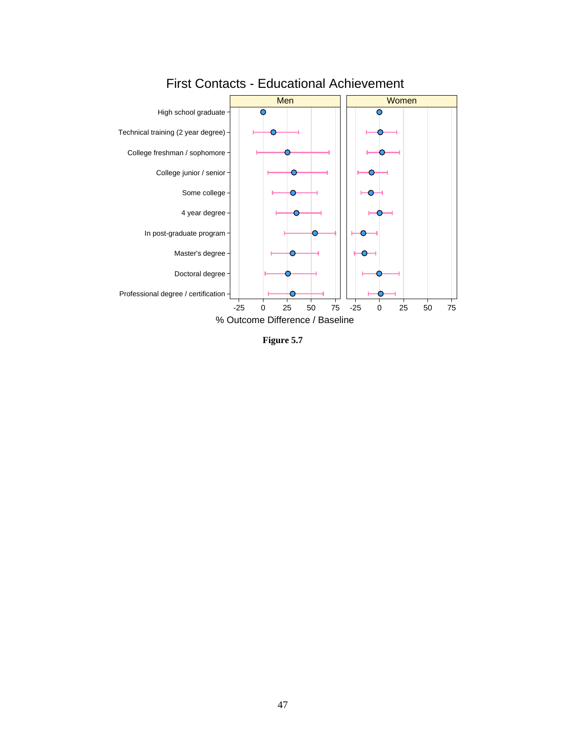First Contacts - Educational Achievement

**Figure 5.7**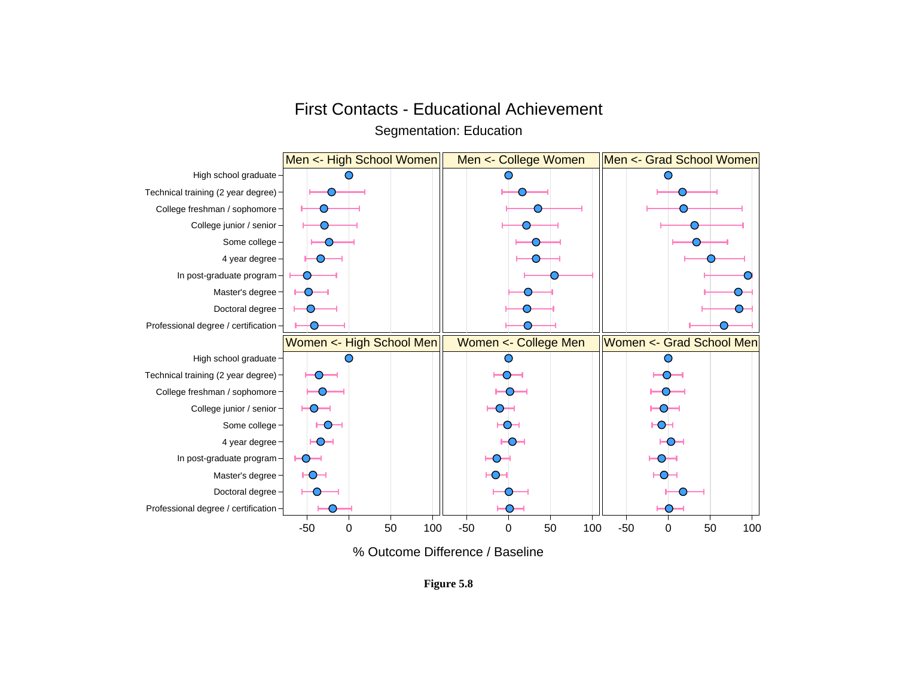First Contacts - Educational Achievement

Segmentation: Education

**Figure 5.8**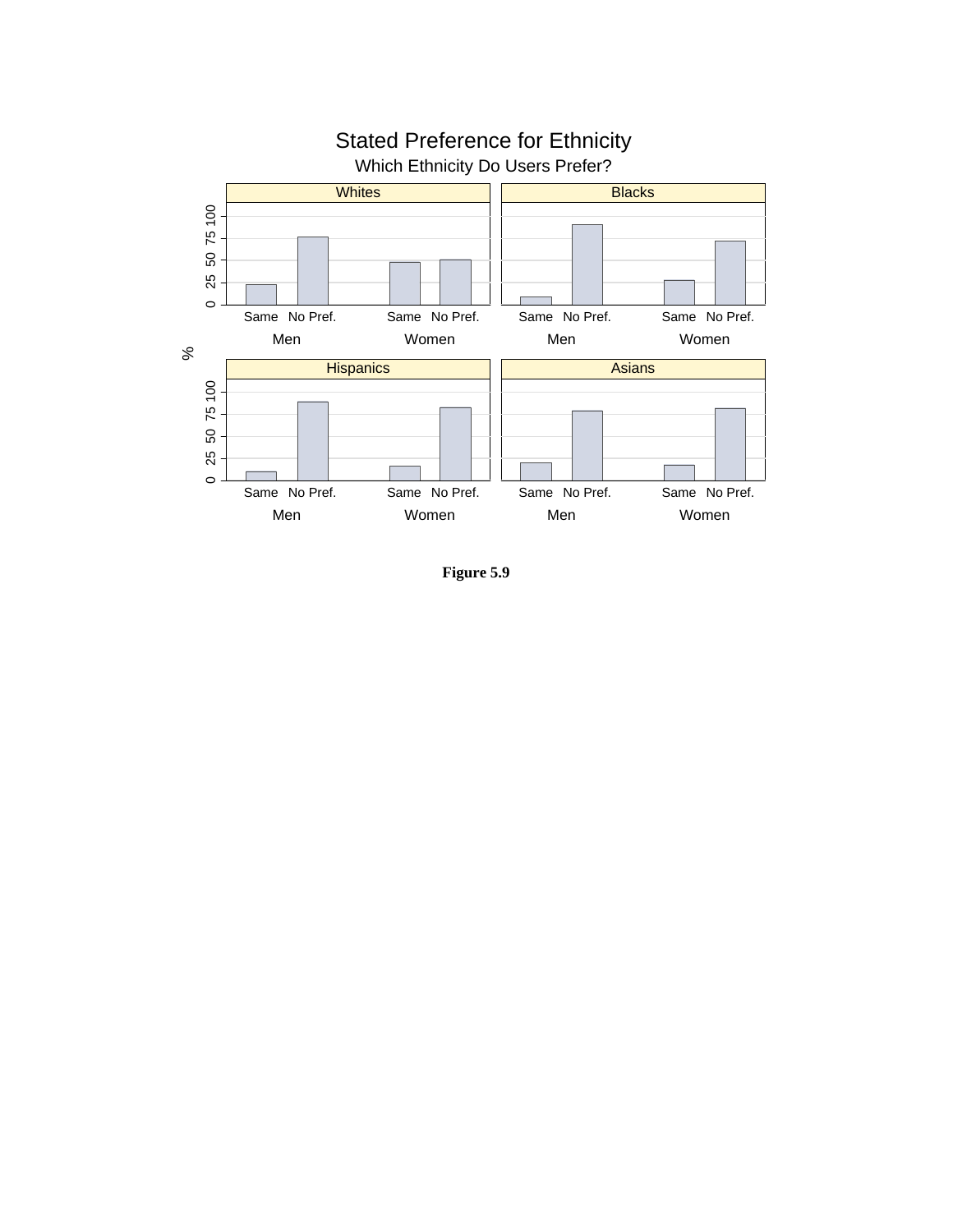Figure 5.9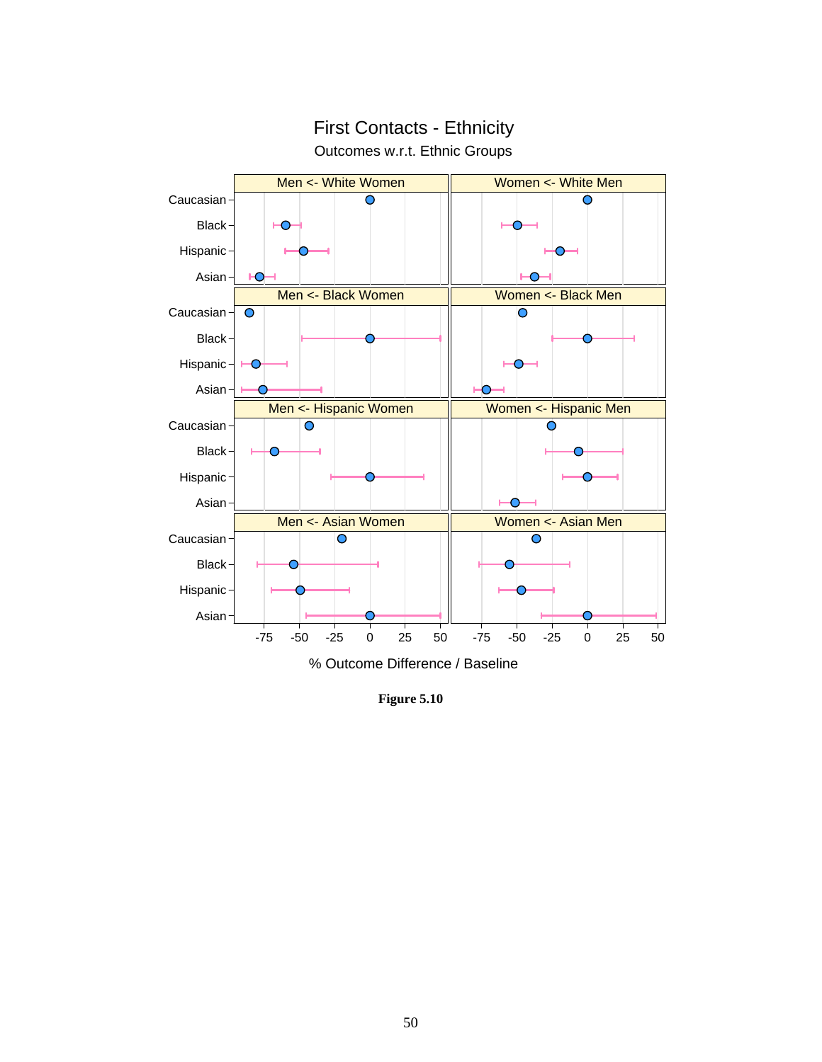First Contacts - Ethnicity

Outcomes w.r.t. Ethnic Groups

**Figure 5.10**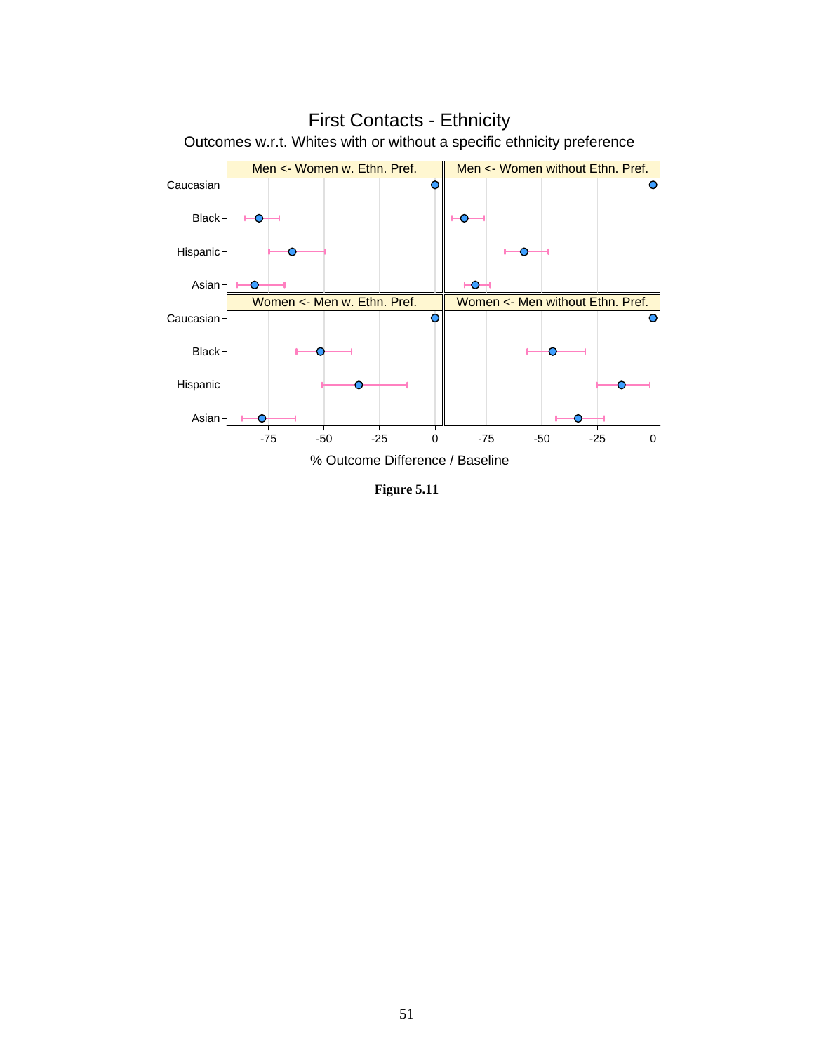First Contacts - Ethnicity

Outcomes w.r.t. Whites with or without a specific ethnicity preference

Men <- Women w. Ethn. Pref.

Men <- Women without Ethn. Pref.

Women <- Men w. Ethn. Pref.

Women <- Men without Ethn. Pref.

Caucasian

Black

Hispanic

Asian

-75 -50 -25 0

% Outcome Difference / Baseline

**Figure 5.11**